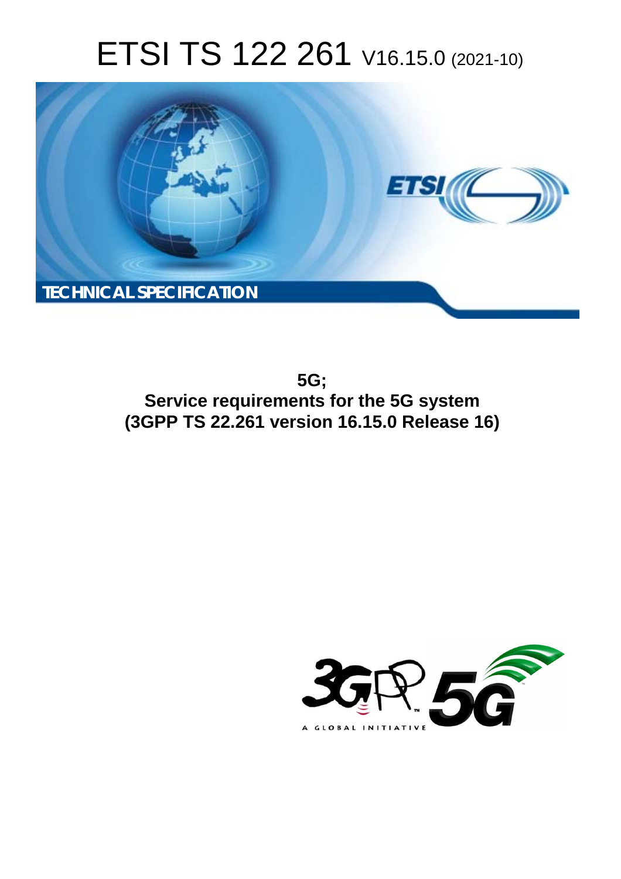# ETSI TS 122 261 V16.15.0 (2021-10)

**TECHNICAL SPECIFICATION**

**5G;**
**Service requirements for the 5G system**
**(3GPP TS 22.261 version 16.15.0 Release 16)**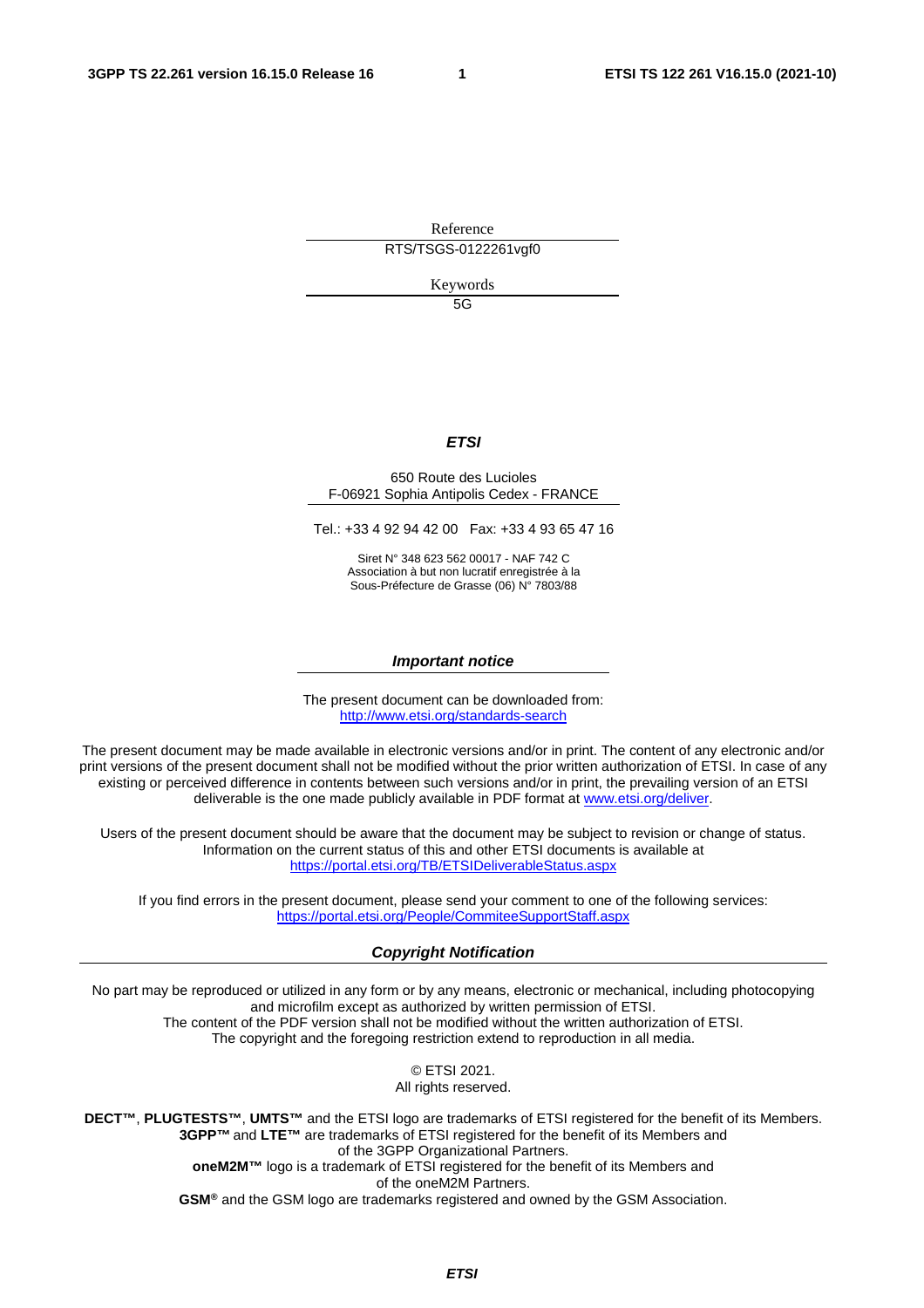Reference

RTS/TSGS-0122261vgf0

Keywords

5G

***ETSI***

650 Route des Lucioles
F-06921 Sophia Antipolis Cedex - FRANCE

Tel.: +33 4 92 94 42 00   Fax: +33 4 93 65 47 16

Siret N° 348 623 562 00017 - NAF 742 C
Association à but non lucratif enregistrée à la
Sous-Préfecture de Grasse (06) N° 7803/88

***Important notice***

The present document can be downloaded from:
http://www.etsi.org/standards-search

The present document may be made available in electronic versions and/or in print. The content of any electronic and/or print versions of the present document shall not be modified without the prior written authorization of ETSI. In case of any existing or perceived difference in contents between such versions and/or in print, the prevailing version of an ETSI deliverable is the one made publicly available in PDF format at www.etsi.org/deliver.

Users of the present document should be aware that the document may be subject to revision or change of status. Information on the current status of this and other ETSI documents is available at https://portal.etsi.org/TB/ETSIDeliverableStatus.aspx

If you find errors in the present document, please send your comment to one of the following services:
https://portal.etsi.org/People/CommiteeSupportStaff.aspx

***Copyright Notification***

No part may be reproduced or utilized in any form or by any means, electronic or mechanical, including photocopying and microfilm except as authorized by written permission of ETSI.
The content of the PDF version shall not be modified without the written authorization of ETSI.
The copyright and the foregoing restriction extend to reproduction in all media.

© ETSI 2021.
All rights reserved.

**DECT™**, **PLUGTESTS™**, **UMTS™** and the ETSI logo are trademarks of ETSI registered for the benefit of its Members.
**3GPP™** and **LTE™** are trademarks of ETSI registered for the benefit of its Members and of the 3GPP Organizational Partners.
**oneM2M™** logo is a trademark of ETSI registered for the benefit of its Members and of the oneM2M Partners.
**GSM®** and the GSM logo are trademarks registered and owned by the GSM Association.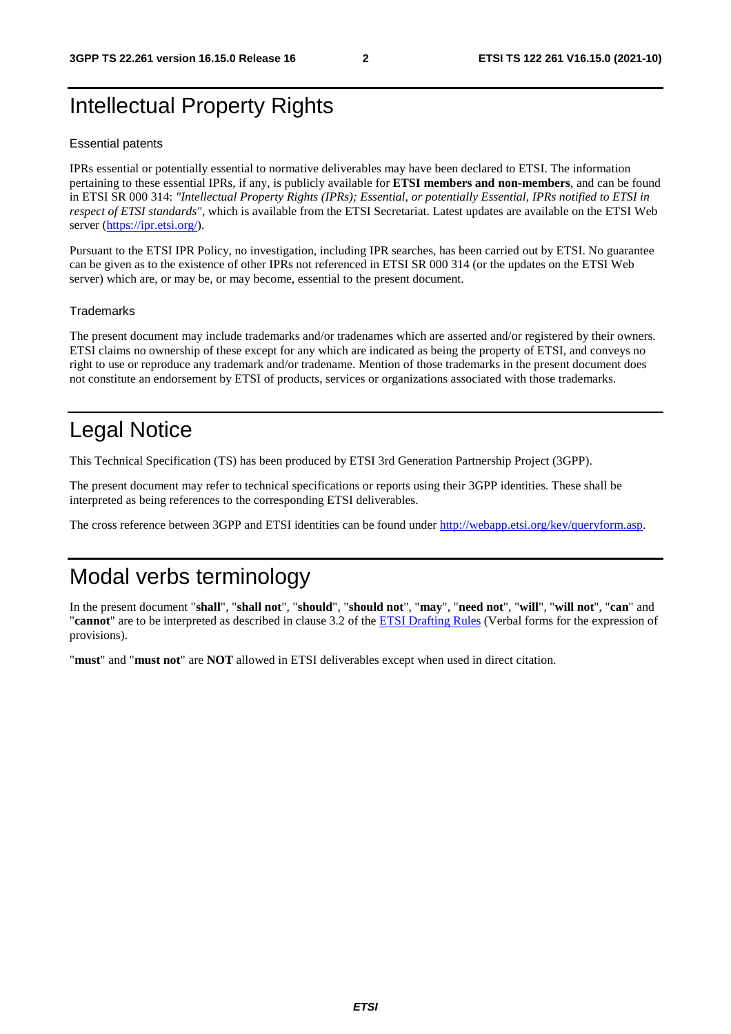# Intellectual Property Rights

### Essential patents

IPRs essential or potentially essential to normative deliverables may have been declared to ETSI. The information pertaining to these essential IPRs, if any, is publicly available for **ETSI members and non-members**, and can be found in ETSI SR 000 314: *"Intellectual Property Rights (IPRs); Essential, or potentially Essential, IPRs notified to ETSI in respect of ETSI standards"*, which is available from the ETSI Secretariat. Latest updates are available on the ETSI Web server (https://ipr.etsi.org/).

Pursuant to the ETSI IPR Policy, no investigation, including IPR searches, has been carried out by ETSI. No guarantee can be given as to the existence of other IPRs not referenced in ETSI SR 000 314 (or the updates on the ETSI Web server) which are, or may be, or may become, essential to the present document.

### Trademarks

The present document may include trademarks and/or tradenames which are asserted and/or registered by their owners. ETSI claims no ownership of these except for any which are indicated as being the property of ETSI, and conveys no right to use or reproduce any trademark and/or tradename. Mention of those trademarks in the present document does not constitute an endorsement by ETSI of products, services or organizations associated with those trademarks.

# Legal Notice

This Technical Specification (TS) has been produced by ETSI 3rd Generation Partnership Project (3GPP).

The present document may refer to technical specifications or reports using their 3GPP identities. These shall be interpreted as being references to the corresponding ETSI deliverables.

The cross reference between 3GPP and ETSI identities can be found under http://webapp.etsi.org/key/queryform.asp.

# Modal verbs terminology

In the present document "**shall**", "**shall not**", "**should**", "**should not**", "**may**", "**need not**", "**will**", "**will not**", "**can**" and "**cannot**" are to be interpreted as described in clause 3.2 of the ETSI Drafting Rules (Verbal forms for the expression of provisions).

"**must**" and "**must not**" are **NOT** allowed in ETSI deliverables except when used in direct citation.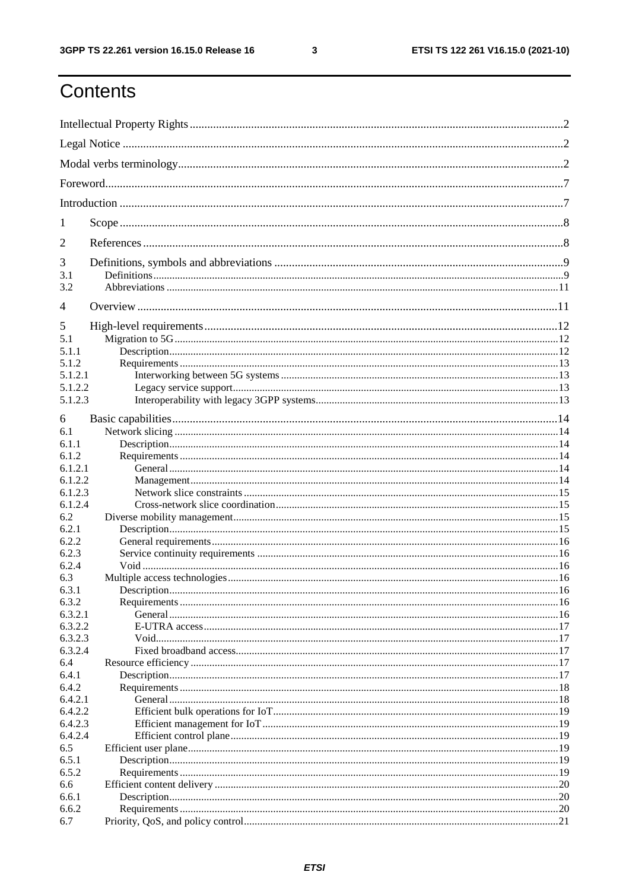# Contents

Intellectual Property Rights ..... 2
Legal Notice ..... 2
Modal verbs terminology ..... 2
Foreword ..... 7
Introduction ..... 7

1 Scope ..... 8
2 References ..... 8
3 Definitions, symbols and abbreviations ..... 9
3.1 Definitions ..... 9
3.2 Abbreviations ..... 11
4 Overview ..... 11
5 High-level requirements ..... 12
5.1 Migration to 5G ..... 12
5.1.1 Description ..... 12
5.1.2 Requirements ..... 13
5.1.2.1 Interworking between 5G systems ..... 13
5.1.2.2 Legacy service support ..... 13
5.1.2.3 Interoperability with legacy 3GPP systems ..... 13
6 Basic capabilities ..... 14
6.1 Network slicing ..... 14
6.1.1 Description ..... 14
6.1.2 Requirements ..... 14
6.1.2.1 General ..... 14
6.1.2.2 Management ..... 14
6.1.2.3 Network slice constraints ..... 15
6.1.2.4 Cross-network slice coordination ..... 15
6.2 Diverse mobility management ..... 15
6.2.1 Description ..... 15
6.2.2 General requirements ..... 16
6.2.3 Service continuity requirements ..... 16
6.2.4 Void ..... 16
6.3 Multiple access technologies ..... 16
6.3.1 Description ..... 16
6.3.2 Requirements ..... 16
6.3.2.1 General ..... 16
6.3.2.2 E-UTRA access ..... 17
6.3.2.3 Void ..... 17
6.3.2.4 Fixed broadband access ..... 17
6.4 Resource efficiency ..... 17
6.4.1 Description ..... 17
6.4.2 Requirements ..... 18
6.4.2.1 General ..... 18
6.4.2.2 Efficient bulk operations for IoT ..... 19
6.4.2.3 Efficient management for IoT ..... 19
6.4.2.4 Efficient control plane ..... 19
6.5 Efficient user plane ..... 19
6.5.1 Description ..... 19
6.5.2 Requirements ..... 19
6.6 Efficient content delivery ..... 20
6.6.1 Description ..... 20
6.6.2 Requirements ..... 20
6.7 Priority, QoS, and policy control ..... 21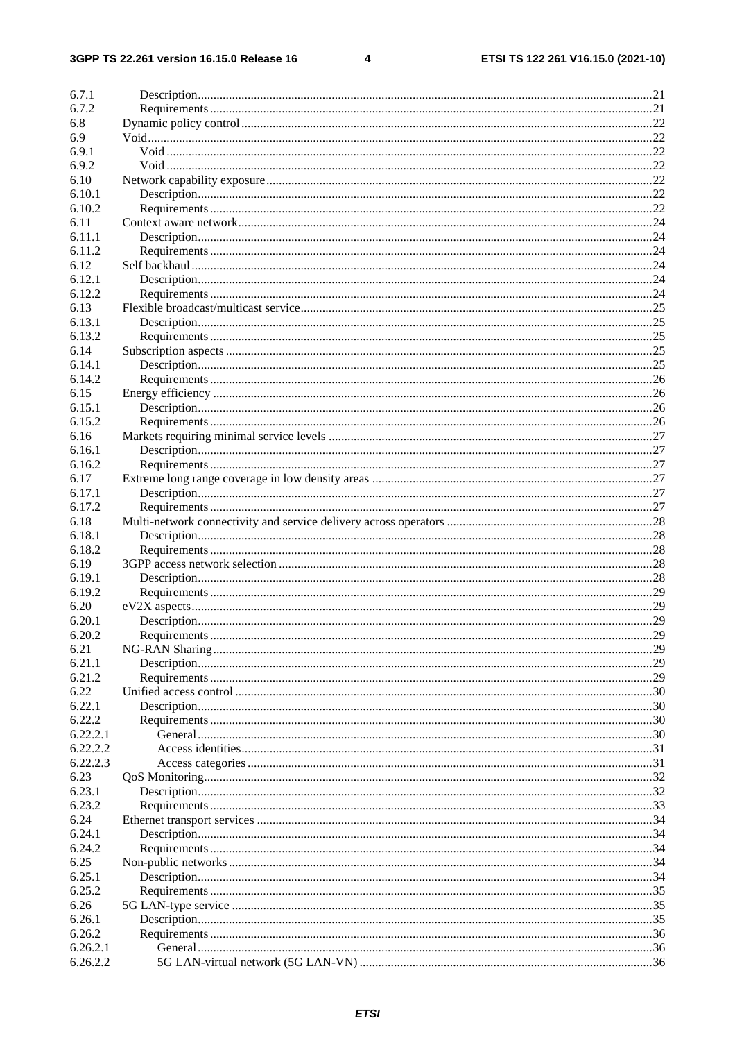| | | |
|---|---|---|
| 6.7.1 | Description | 21 |
| 6.7.2 | Requirements | 21 |
| 6.8 | Dynamic policy control | 22 |
| 6.9 | Void | 22 |
| 6.9.1 | Void | 22 |
| 6.9.2 | Void | 22 |
| 6.10 | Network capability exposure | 22 |
| 6.10.1 | Description | 22 |
| 6.10.2 | Requirements | 22 |
| 6.11 | Context aware network | 24 |
| 6.11.1 | Description | 24 |
| 6.11.2 | Requirements | 24 |
| 6.12 | Self backhaul | 24 |
| 6.12.1 | Description | 24 |
| 6.12.2 | Requirements | 24 |
| 6.13 | Flexible broadcast/multicast service | 25 |
| 6.13.1 | Description | 25 |
| 6.13.2 | Requirements | 25 |
| 6.14 | Subscription aspects | 25 |
| 6.14.1 | Description | 25 |
| 6.14.2 | Requirements | 26 |
| 6.15 | Energy efficiency | 26 |
| 6.15.1 | Description | 26 |
| 6.15.2 | Requirements | 26 |
| 6.16 | Markets requiring minimal service levels | 27 |
| 6.16.1 | Description | 27 |
| 6.16.2 | Requirements | 27 |
| 6.17 | Extreme long range coverage in low density areas | 27 |
| 6.17.1 | Description | 27 |
| 6.17.2 | Requirements | 27 |
| 6.18 | Multi-network connectivity and service delivery across operators | 28 |
| 6.18.1 | Description | 28 |
| 6.18.2 | Requirements | 28 |
| 6.19 | 3GPP access network selection | 28 |
| 6.19.1 | Description | 28 |
| 6.19.2 | Requirements | 29 |
| 6.20 | eV2X aspects | 29 |
| 6.20.1 | Description | 29 |
| 6.20.2 | Requirements | 29 |
| 6.21 | NG-RAN Sharing | 29 |
| 6.21.1 | Description | 29 |
| 6.21.2 | Requirements | 29 |
| 6.22 | Unified access control | 30 |
| 6.22.1 | Description | 30 |
| 6.22.2 | Requirements | 30 |
| 6.22.2.1 | General | 30 |
| 6.22.2.2 | Access identities | 31 |
| 6.22.2.3 | Access categories | 31 |
| 6.23 | QoS Monitoring | 32 |
| 6.23.1 | Description | 32 |
| 6.23.2 | Requirements | 33 |
| 6.24 | Ethernet transport services | 34 |
| 6.24.1 | Description | 34 |
| 6.24.2 | Requirements | 34 |
| 6.25 | Non-public networks | 34 |
| 6.25.1 | Description | 34 |
| 6.25.2 | Requirements | 35 |
| 6.26 | 5G LAN-type service | 35 |
| 6.26.1 | Description | 35 |
| 6.26.2 | Requirements | 36 |
| 6.26.2.1 | General | 36 |
| 6.26.2.2 | 5G LAN-virtual network (5G LAN-VN) | 36 |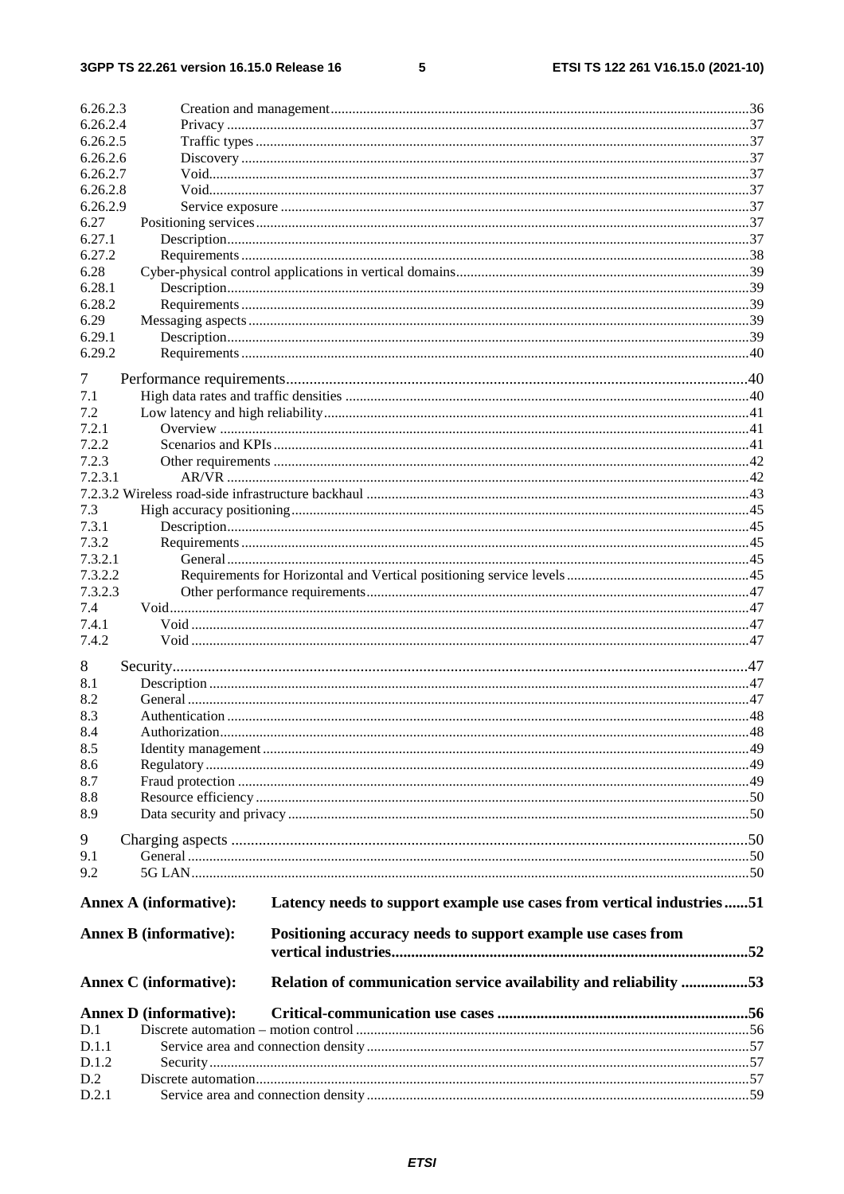6.26.2.3 Creation and management ... 36
6.26.2.4 Privacy ... 37
6.26.2.5 Traffic types ... 37
6.26.2.6 Discovery ... 37
6.26.2.7 Void ... 37
6.26.2.8 Void ... 37
6.26.2.9 Service exposure ... 37
6.27 Positioning services ... 37
6.27.1 Description ... 37
6.27.2 Requirements ... 38
6.28 Cyber-physical control applications in vertical domains ... 39
6.28.1 Description ... 39
6.28.2 Requirements ... 39
6.29 Messaging aspects ... 39
6.29.1 Description ... 39
6.29.2 Requirements ... 40

7 Performance requirements ... 40
7.1 High data rates and traffic densities ... 40
7.2 Low latency and high reliability ... 41
7.2.1 Overview ... 41
7.2.2 Scenarios and KPIs ... 41
7.2.3 Other requirements ... 42
7.2.3.1 AR/VR ... 42
7.2.3.2 Wireless road-side infrastructure backhaul ... 43
7.3 High accuracy positioning ... 45
7.3.1 Description ... 45
7.3.2 Requirements ... 45
7.3.2.1 General ... 45
7.3.2.2 Requirements for Horizontal and Vertical positioning service levels ... 45
7.3.2.3 Other performance requirements ... 47
7.4 Void ... 47
7.4.1 Void ... 47
7.4.2 Void ... 47

8 Security ... 47
8.1 Description ... 47
8.2 General ... 47
8.3 Authentication ... 48
8.4 Authorization ... 48
8.5 Identity management ... 49
8.6 Regulatory ... 49
8.7 Fraud protection ... 49
8.8 Resource efficiency ... 50
8.9 Data security and privacy ... 50

9 Charging aspects ... 50
9.1 General ... 50
9.2 5G LAN ... 50

**Annex A (informative): Latency needs to support example use cases from vertical industries ... 51**

**Annex B (informative): Positioning accuracy needs to support example use cases from vertical industries ... 52**

**Annex C (informative): Relation of communication service availability and reliability ... 53**

**Annex D (informative): Critical-communication use cases ... 56**
D.1 Discrete automation – motion control ... 56
D.1.1 Service area and connection density ... 57
D.1.2 Security ... 57
D.2 Discrete automation ... 57
D.2.1 Service area and connection density ... 59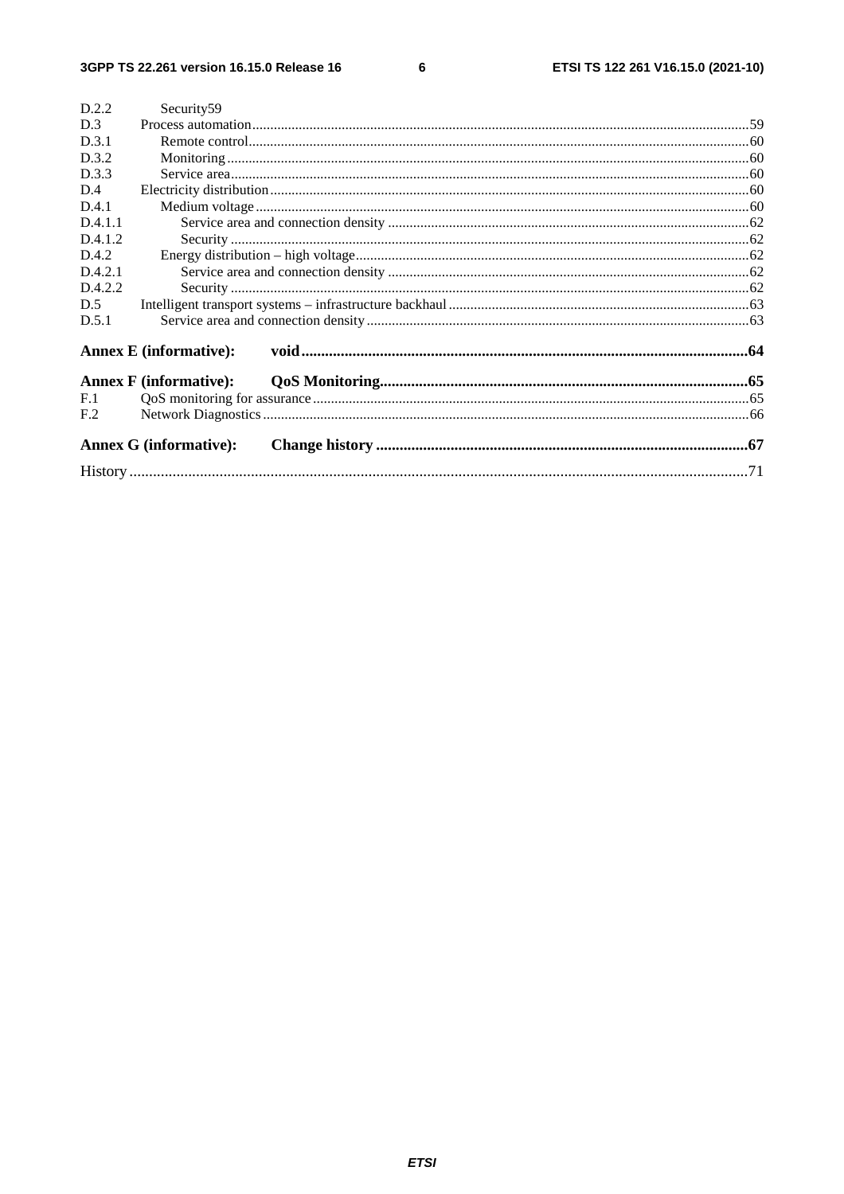D.2.2 Security59

D.3 Process automation .....59

D.3.1 Remote control .....60

D.3.2 Monitoring .....60

D.3.3 Service area .....60

D.4 Electricity distribution .....60

D.4.1 Medium voltage .....60

D.4.1.1 Service area and connection density .....62

D.4.1.2 Security .....62

D.4.2 Energy distribution – high voltage .....62

D.4.2.1 Service area and connection density .....62

D.4.2.2 Security .....62

D.5 Intelligent transport systems – infrastructure backhaul .....63

D.5.1 Service area and connection density .....63

**Annex E (informative): void .....64**

**Annex F (informative): QoS Monitoring .....65**

F.1 QoS monitoring for assurance .....65

F.2 Network Diagnostics .....66

**Annex G (informative): Change history .....67**

History .....71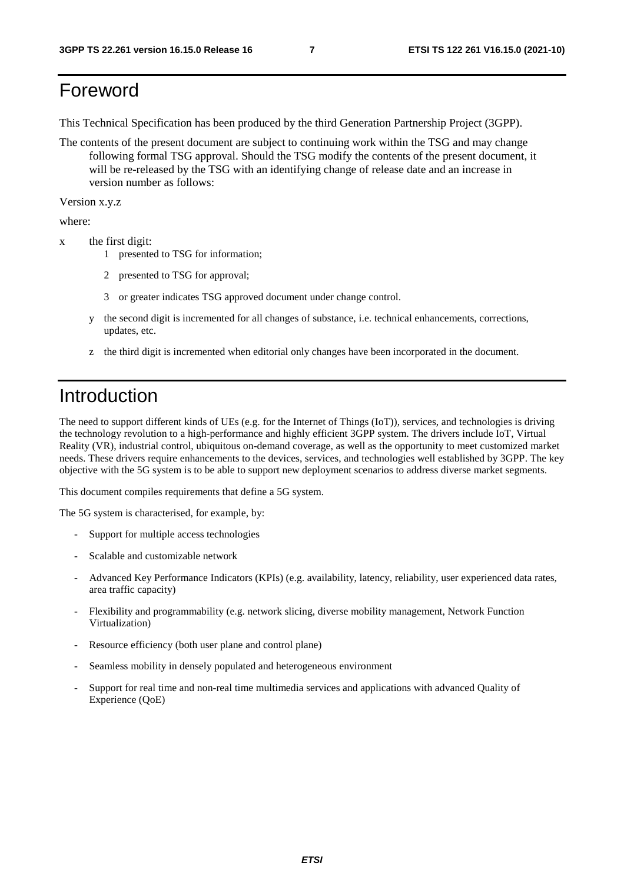# Foreword

This Technical Specification has been produced by the third Generation Partnership Project (3GPP).

The contents of the present document are subject to continuing work within the TSG and may change following formal TSG approval. Should the TSG modify the contents of the present document, it will be re-released by the TSG with an identifying change of release date and an increase in version number as follows:

Version x.y.z

where:

x the first digit:

1 presented to TSG for information;

2 presented to TSG for approval;

3 or greater indicates TSG approved document under change control.

y the second digit is incremented for all changes of substance, i.e. technical enhancements, corrections, updates, etc.

z the third digit is incremented when editorial only changes have been incorporated in the document.

# Introduction

The need to support different kinds of UEs (e.g. for the Internet of Things (IoT)), services, and technologies is driving the technology revolution to a high-performance and highly efficient 3GPP system. The drivers include IoT, Virtual Reality (VR), industrial control, ubiquitous on-demand coverage, as well as the opportunity to meet customized market needs. These drivers require enhancements to the devices, services, and technologies well established by 3GPP. The key objective with the 5G system is to be able to support new deployment scenarios to address diverse market segments.

This document compiles requirements that define a 5G system.

The 5G system is characterised, for example, by:

- Support for multiple access technologies
- Scalable and customizable network
- Advanced Key Performance Indicators (KPIs) (e.g. availability, latency, reliability, user experienced data rates, area traffic capacity)
- Flexibility and programmability (e.g. network slicing, diverse mobility management, Network Function Virtualization)
- Resource efficiency (both user plane and control plane)
- Seamless mobility in densely populated and heterogeneous environment
- Support for real time and non-real time multimedia services and applications with advanced Quality of Experience (QoE)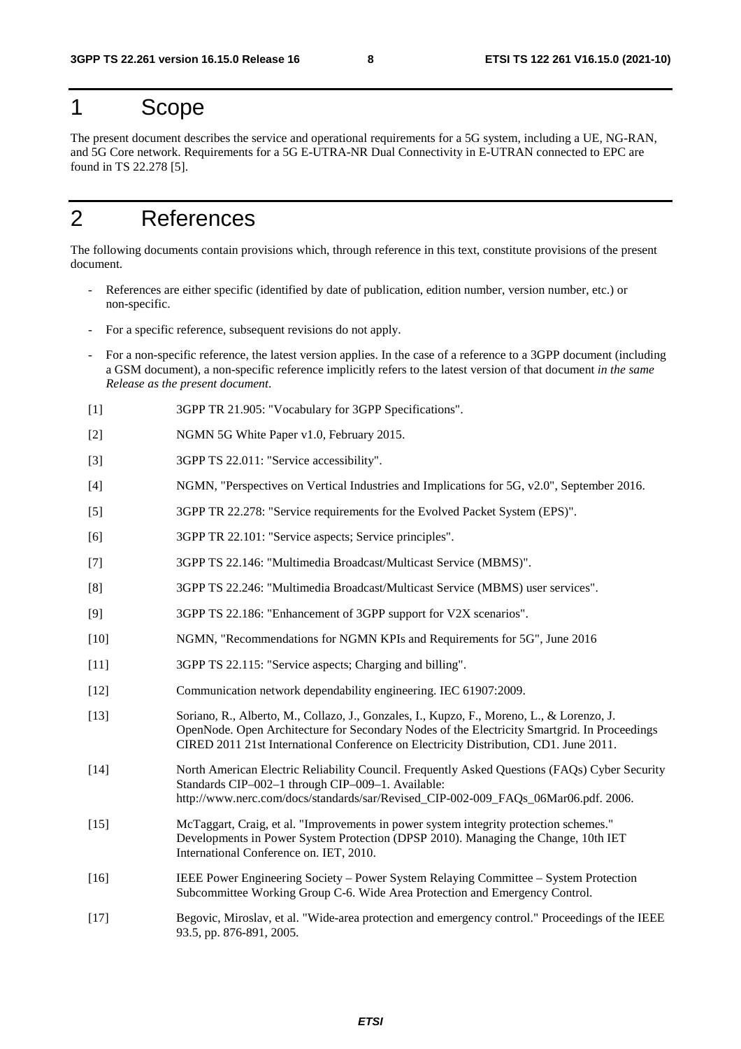# 1 Scope

The present document describes the service and operational requirements for a 5G system, including a UE, NG-RAN, and 5G Core network. Requirements for a 5G E-UTRA-NR Dual Connectivity in E-UTRAN connected to EPC are found in TS 22.278 [5].

# 2 References

The following documents contain provisions which, through reference in this text, constitute provisions of the present document.

- References are either specific (identified by date of publication, edition number, version number, etc.) or non-specific.
- For a specific reference, subsequent revisions do not apply.
- For a non-specific reference, the latest version applies. In the case of a reference to a 3GPP document (including a GSM document), a non-specific reference implicitly refers to the latest version of that document *in the same Release as the present document*.

[1] 3GPP TR 21.905: "Vocabulary for 3GPP Specifications".

[2] NGMN 5G White Paper v1.0, February 2015.

[3] 3GPP TS 22.011: "Service accessibility".

[4] NGMN, "Perspectives on Vertical Industries and Implications for 5G, v2.0", September 2016.

[5] 3GPP TR 22.278: "Service requirements for the Evolved Packet System (EPS)".

[6] 3GPP TR 22.101: "Service aspects; Service principles".

[7] 3GPP TS 22.146: "Multimedia Broadcast/Multicast Service (MBMS)".

[8] 3GPP TS 22.246: "Multimedia Broadcast/Multicast Service (MBMS) user services".

[9] 3GPP TS 22.186: "Enhancement of 3GPP support for V2X scenarios".

[10] NGMN, "Recommendations for NGMN KPIs and Requirements for 5G", June 2016

[11] 3GPP TS 22.115: "Service aspects; Charging and billing".

[12] Communication network dependability engineering. IEC 61907:2009.

[13] Soriano, R., Alberto, M., Collazo, J., Gonzales, I., Kupzo, F., Moreno, L., & Lorenzo, J. OpenNode. Open Architecture for Secondary Nodes of the Electricity Smartgrid. In Proceedings CIRED 2011 21st International Conference on Electricity Distribution, CD1. June 2011.

[14] North American Electric Reliability Council. Frequently Asked Questions (FAQs) Cyber Security Standards CIP–002–1 through CIP–009–1. Available: http://www.nerc.com/docs/standards/sar/Revised_CIP-002-009_FAQs_06Mar06.pdf. 2006.

[15] McTaggart, Craig, et al. "Improvements in power system integrity protection schemes." Developments in Power System Protection (DPSP 2010). Managing the Change, 10th IET International Conference on. IET, 2010.

[16] IEEE Power Engineering Society – Power System Relaying Committee – System Protection Subcommittee Working Group C-6. Wide Area Protection and Emergency Control.

[17] Begovic, Miroslav, et al. "Wide-area protection and emergency control." Proceedings of the IEEE 93.5, pp. 876-891, 2005.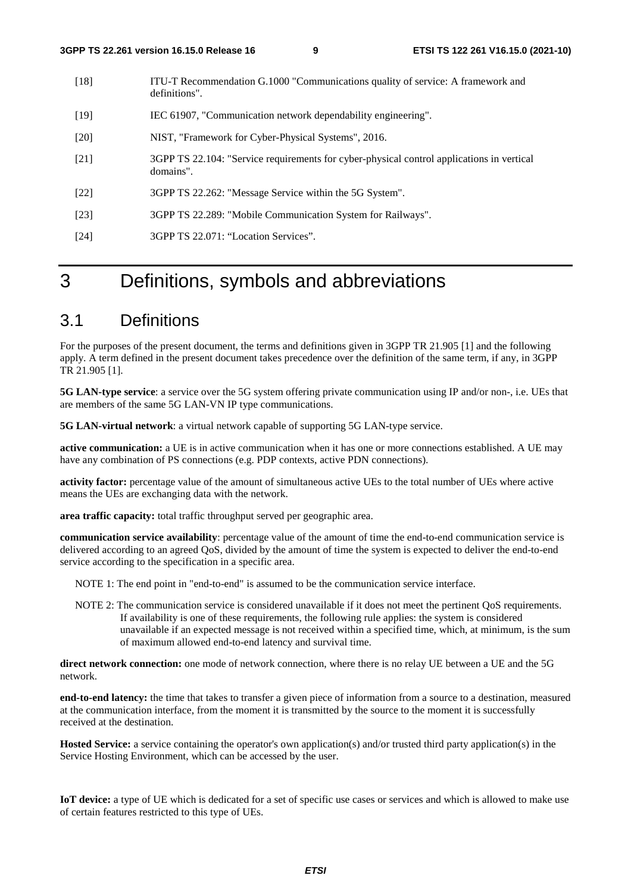[18] ITU-T Recommendation G.1000 "Communications quality of service: A framework and definitions".

[19] IEC 61907, "Communication network dependability engineering".

[20] NIST, "Framework for Cyber-Physical Systems", 2016.

[21] 3GPP TS 22.104: "Service requirements for cyber-physical control applications in vertical domains".

[22] 3GPP TS 22.262: "Message Service within the 5G System".

[23] 3GPP TS 22.289: "Mobile Communication System for Railways".

[24] 3GPP TS 22.071: "Location Services".

# 3 Definitions, symbols and abbreviations

## 3.1 Definitions

For the purposes of the present document, the terms and definitions given in 3GPP TR 21.905 [1] and the following apply. A term defined in the present document takes precedence over the definition of the same term, if any, in 3GPP TR 21.905 [1].

**5G LAN-type service**: a service over the 5G system offering private communication using IP and/or non-, i.e. UEs that are members of the same 5G LAN-VN IP type communications.

**5G LAN-virtual network**: a virtual network capable of supporting 5G LAN-type service.

**active communication:** a UE is in active communication when it has one or more connections established. A UE may have any combination of PS connections (e.g. PDP contexts, active PDN connections).

**activity factor:** percentage value of the amount of simultaneous active UEs to the total number of UEs where active means the UEs are exchanging data with the network.

**area traffic capacity:** total traffic throughput served per geographic area.

**communication service availability**: percentage value of the amount of time the end-to-end communication service is delivered according to an agreed QoS, divided by the amount of time the system is expected to deliver the end-to-end service according to the specification in a specific area.

NOTE 1: The end point in "end-to-end" is assumed to be the communication service interface.

NOTE 2: The communication service is considered unavailable if it does not meet the pertinent QoS requirements. If availability is one of these requirements, the following rule applies: the system is considered unavailable if an expected message is not received within a specified time, which, at minimum, is the sum of maximum allowed end-to-end latency and survival time.

**direct network connection:** one mode of network connection, where there is no relay UE between a UE and the 5G network.

**end-to-end latency:** the time that takes to transfer a given piece of information from a source to a destination, measured at the communication interface, from the moment it is transmitted by the source to the moment it is successfully received at the destination.

**Hosted Service:** a service containing the operator's own application(s) and/or trusted third party application(s) in the Service Hosting Environment, which can be accessed by the user.

**IoT device:** a type of UE which is dedicated for a set of specific use cases or services and which is allowed to make use of certain features restricted to this type of UEs.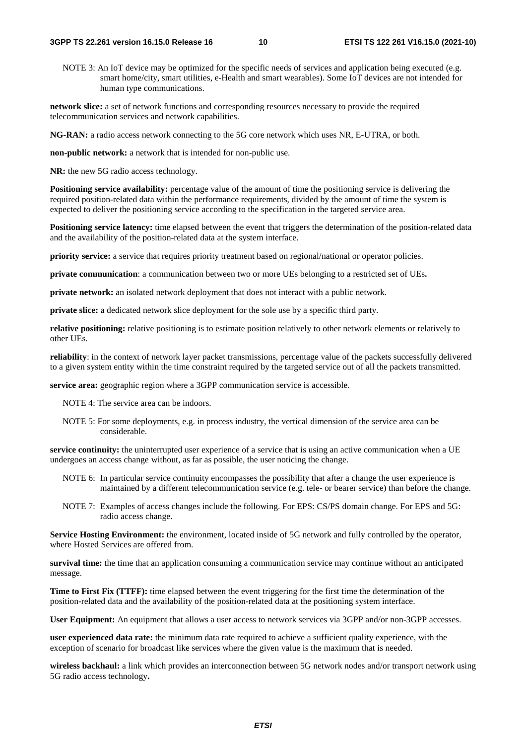NOTE 3: An IoT device may be optimized for the specific needs of services and application being executed (e.g. smart home/city, smart utilities, e-Health and smart wearables). Some IoT devices are not intended for human type communications.

**network slice:** a set of network functions and corresponding resources necessary to provide the required telecommunication services and network capabilities.

**NG-RAN:** a radio access network connecting to the 5G core network which uses NR, E-UTRA, or both.

**non-public network:** a network that is intended for non-public use.

**NR:** the new 5G radio access technology.

**Positioning service availability:** percentage value of the amount of time the positioning service is delivering the required position-related data within the performance requirements, divided by the amount of time the system is expected to deliver the positioning service according to the specification in the targeted service area.

**Positioning service latency:** time elapsed between the event that triggers the determination of the position-related data and the availability of the position-related data at the system interface.

**priority service:** a service that requires priority treatment based on regional/national or operator policies.

**private communication**: a communication between two or more UEs belonging to a restricted set of UEs**.**

**private network:** an isolated network deployment that does not interact with a public network.

**private slice:** a dedicated network slice deployment for the sole use by a specific third party.

**relative positioning:** relative positioning is to estimate position relatively to other network elements or relatively to other UEs.

**reliability**: in the context of network layer packet transmissions, percentage value of the packets successfully delivered to a given system entity within the time constraint required by the targeted service out of all the packets transmitted.

**service area:** geographic region where a 3GPP communication service is accessible.

NOTE 4: The service area can be indoors.

NOTE 5: For some deployments, e.g. in process industry, the vertical dimension of the service area can be considerable.

**service continuity:** the uninterrupted user experience of a service that is using an active communication when a UE undergoes an access change without, as far as possible, the user noticing the change.

NOTE 6: In particular service continuity encompasses the possibility that after a change the user experience is maintained by a different telecommunication service (e.g. tele- or bearer service) than before the change.

NOTE 7: Examples of access changes include the following. For EPS: CS/PS domain change. For EPS and 5G: radio access change.

**Service Hosting Environment:** the environment, located inside of 5G network and fully controlled by the operator, where Hosted Services are offered from.

**survival time:** the time that an application consuming a communication service may continue without an anticipated message.

**Time to First Fix (TTFF):** time elapsed between the event triggering for the first time the determination of the position-related data and the availability of the position-related data at the positioning system interface.

**User Equipment:** An equipment that allows a user access to network services via 3GPP and/or non-3GPP accesses.

**user experienced data rate:** the minimum data rate required to achieve a sufficient quality experience, with the exception of scenario for broadcast like services where the given value is the maximum that is needed.

**wireless backhaul:** a link which provides an interconnection between 5G network nodes and/or transport network using 5G radio access technology**.**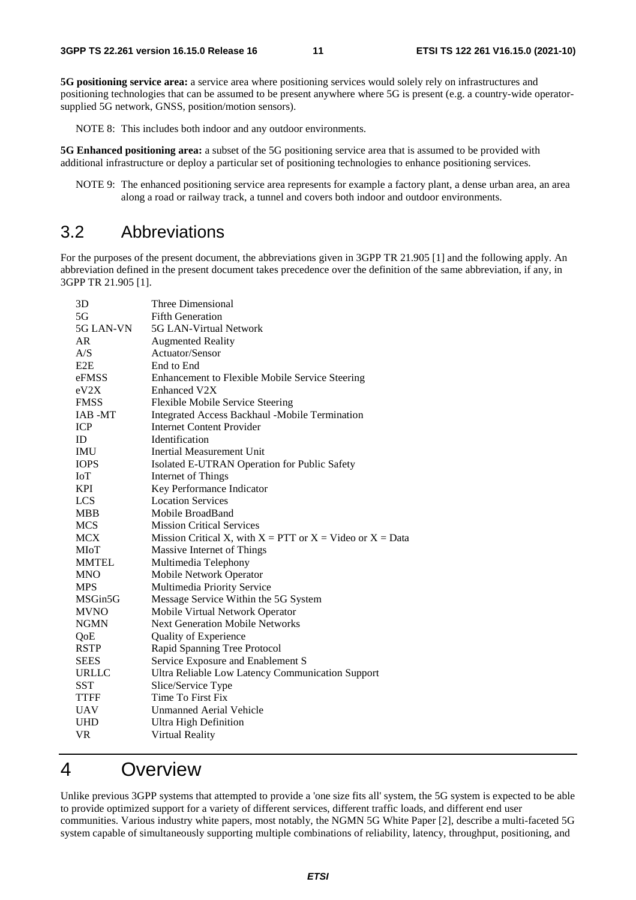**5G positioning service area:** a service area where positioning services would solely rely on infrastructures and positioning technologies that can be assumed to be present anywhere where 5G is present (e.g. a country-wide operator-supplied 5G network, GNSS, position/motion sensors).

NOTE 8: This includes both indoor and any outdoor environments.

**5G Enhanced positioning area:** a subset of the 5G positioning service area that is assumed to be provided with additional infrastructure or deploy a particular set of positioning technologies to enhance positioning services.

NOTE 9: The enhanced positioning service area represents for example a factory plant, a dense urban area, an area along a road or railway track, a tunnel and covers both indoor and outdoor environments.

## 3.2 Abbreviations

For the purposes of the present document, the abbreviations given in 3GPP TR 21.905 [1] and the following apply. An abbreviation defined in the present document takes precedence over the definition of the same abbreviation, if any, in 3GPP TR 21.905 [1].

| | |
|---|---|
| 3D | Three Dimensional |
| 5G | Fifth Generation |
| 5G LAN-VN | 5G LAN-Virtual Network |
| AR | Augmented Reality |
| A/S | Actuator/Sensor |
| E2E | End to End |
| eFMSS | Enhancement to Flexible Mobile Service Steering |
| eV2X | Enhanced V2X |
| FMSS | Flexible Mobile Service Steering |
| IAB -MT | Integrated Access Backhaul -Mobile Termination |
| ICP | Internet Content Provider |
| ID | Identification |
| IMU | Inertial Measurement Unit |
| IOPS | Isolated E-UTRAN Operation for Public Safety |
| IoT | Internet of Things |
| KPI | Key Performance Indicator |
| LCS | Location Services |
| MBB | Mobile BroadBand |
| MCS | Mission Critical Services |
| MCX | Mission Critical X, with X = PTT or X = Video or X = Data |
| MIoT | Massive Internet of Things |
| MMTEL | Multimedia Telephony |
| MNO | Mobile Network Operator |
| MPS | Multimedia Priority Service |
| MSGin5G | Message Service Within the 5G System |
| MVNO | Mobile Virtual Network Operator |
| NGMN | Next Generation Mobile Networks |
| QoE | Quality of Experience |
| RSTP | Rapid Spanning Tree Protocol |
| SEES | Service Exposure and Enablement S |
| URLLC | Ultra Reliable Low Latency Communication Support |
| SST | Slice/Service Type |
| TTFF | Time To First Fix |
| UAV | Unmanned Aerial Vehicle |
| UHD | Ultra High Definition |
| VR | Virtual Reality |

# 4 Overview

Unlike previous 3GPP systems that attempted to provide a 'one size fits all' system, the 5G system is expected to be able to provide optimized support for a variety of different services, different traffic loads, and different end user communities. Various industry white papers, most notably, the NGMN 5G White Paper [2], describe a multi-faceted 5G system capable of simultaneously supporting multiple combinations of reliability, latency, throughput, positioning, and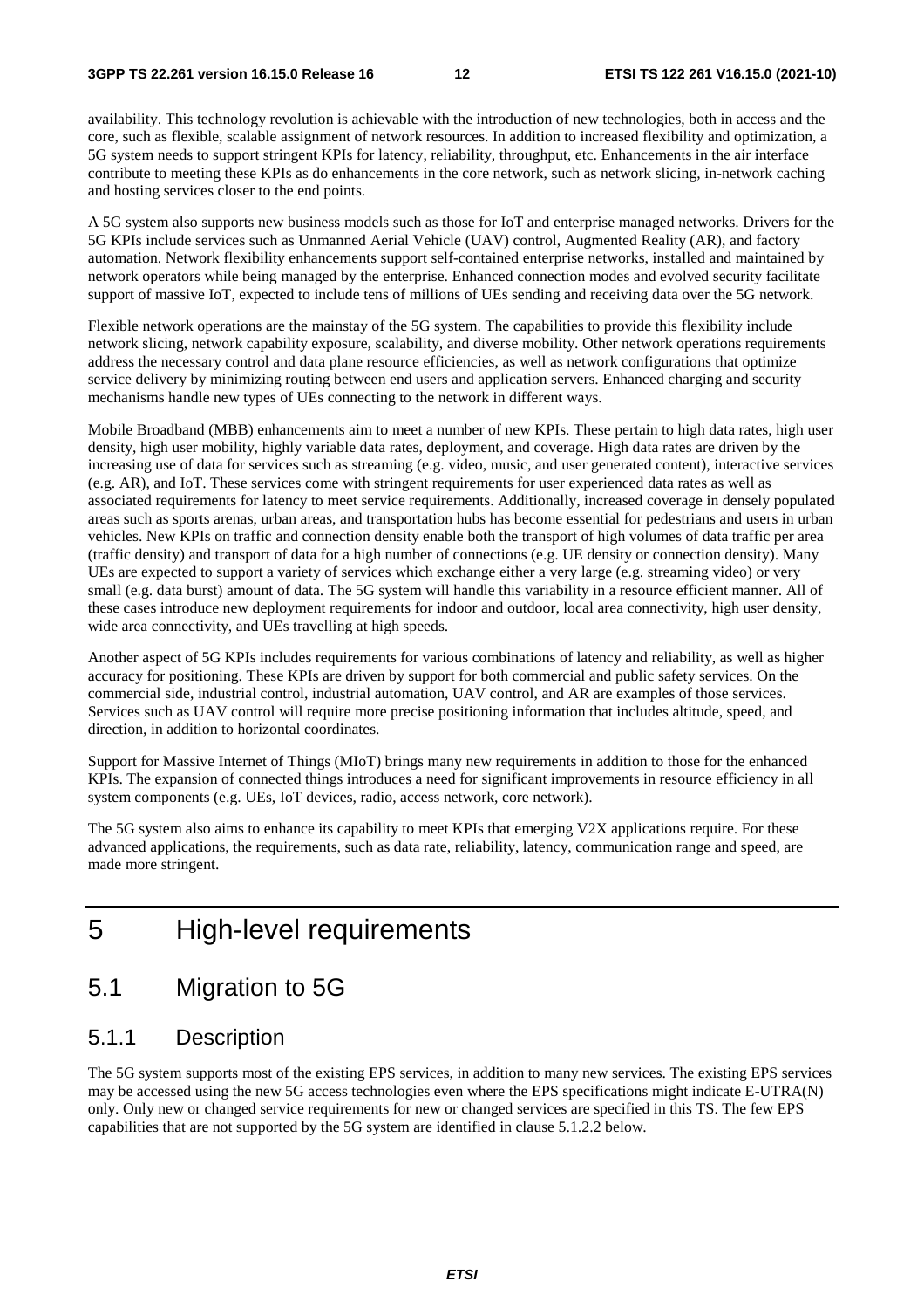availability. This technology revolution is achievable with the introduction of new technologies, both in access and the core, such as flexible, scalable assignment of network resources. In addition to increased flexibility and optimization, a 5G system needs to support stringent KPIs for latency, reliability, throughput, etc. Enhancements in the air interface contribute to meeting these KPIs as do enhancements in the core network, such as network slicing, in-network caching and hosting services closer to the end points.

A 5G system also supports new business models such as those for IoT and enterprise managed networks. Drivers for the 5G KPIs include services such as Unmanned Aerial Vehicle (UAV) control, Augmented Reality (AR), and factory automation. Network flexibility enhancements support self-contained enterprise networks, installed and maintained by network operators while being managed by the enterprise. Enhanced connection modes and evolved security facilitate support of massive IoT, expected to include tens of millions of UEs sending and receiving data over the 5G network.

Flexible network operations are the mainstay of the 5G system. The capabilities to provide this flexibility include network slicing, network capability exposure, scalability, and diverse mobility. Other network operations requirements address the necessary control and data plane resource efficiencies, as well as network configurations that optimize service delivery by minimizing routing between end users and application servers. Enhanced charging and security mechanisms handle new types of UEs connecting to the network in different ways.

Mobile Broadband (MBB) enhancements aim to meet a number of new KPIs. These pertain to high data rates, high user density, high user mobility, highly variable data rates, deployment, and coverage. High data rates are driven by the increasing use of data for services such as streaming (e.g. video, music, and user generated content), interactive services (e.g. AR), and IoT. These services come with stringent requirements for user experienced data rates as well as associated requirements for latency to meet service requirements. Additionally, increased coverage in densely populated areas such as sports arenas, urban areas, and transportation hubs has become essential for pedestrians and users in urban vehicles. New KPIs on traffic and connection density enable both the transport of high volumes of data traffic per area (traffic density) and transport of data for a high number of connections (e.g. UE density or connection density). Many UEs are expected to support a variety of services which exchange either a very large (e.g. streaming video) or very small (e.g. data burst) amount of data. The 5G system will handle this variability in a resource efficient manner. All of these cases introduce new deployment requirements for indoor and outdoor, local area connectivity, high user density, wide area connectivity, and UEs travelling at high speeds.

Another aspect of 5G KPIs includes requirements for various combinations of latency and reliability, as well as higher accuracy for positioning. These KPIs are driven by support for both commercial and public safety services. On the commercial side, industrial control, industrial automation, UAV control, and AR are examples of those services. Services such as UAV control will require more precise positioning information that includes altitude, speed, and direction, in addition to horizontal coordinates.

Support for Massive Internet of Things (MIoT) brings many new requirements in addition to those for the enhanced KPIs. The expansion of connected things introduces a need for significant improvements in resource efficiency in all system components (e.g. UEs, IoT devices, radio, access network, core network).

The 5G system also aims to enhance its capability to meet KPIs that emerging V2X applications require. For these advanced applications, the requirements, such as data rate, reliability, latency, communication range and speed, are made more stringent.

# 5 High-level requirements

## 5.1 Migration to 5G

### 5.1.1 Description

The 5G system supports most of the existing EPS services, in addition to many new services. The existing EPS services may be accessed using the new 5G access technologies even where the EPS specifications might indicate E-UTRA(N) only. Only new or changed service requirements for new or changed services are specified in this TS. The few EPS capabilities that are not supported by the 5G system are identified in clause 5.1.2.2 below.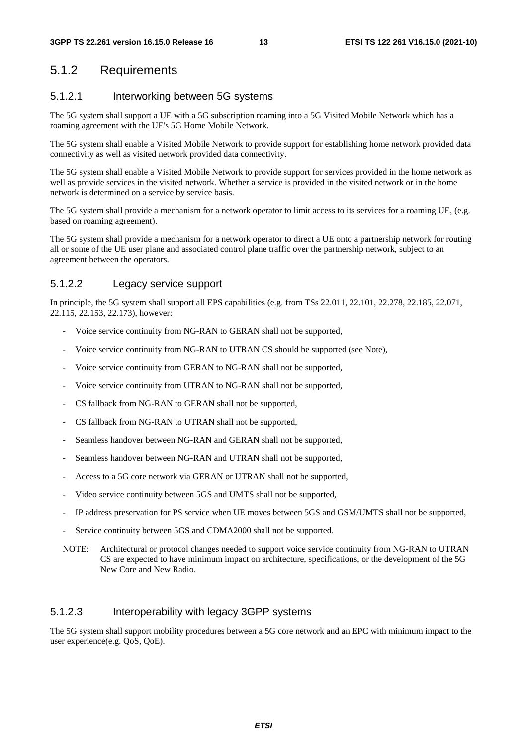## 5.1.2 Requirements

### 5.1.2.1 Interworking between 5G systems

The 5G system shall support a UE with a 5G subscription roaming into a 5G Visited Mobile Network which has a roaming agreement with the UE's 5G Home Mobile Network.

The 5G system shall enable a Visited Mobile Network to provide support for establishing home network provided data connectivity as well as visited network provided data connectivity.

The 5G system shall enable a Visited Mobile Network to provide support for services provided in the home network as well as provide services in the visited network. Whether a service is provided in the visited network or in the home network is determined on a service by service basis.

The 5G system shall provide a mechanism for a network operator to limit access to its services for a roaming UE, (e.g. based on roaming agreement).

The 5G system shall provide a mechanism for a network operator to direct a UE onto a partnership network for routing all or some of the UE user plane and associated control plane traffic over the partnership network, subject to an agreement between the operators.

### 5.1.2.2 Legacy service support

In principle, the 5G system shall support all EPS capabilities (e.g. from TSs 22.011, 22.101, 22.278, 22.185, 22.071, 22.115, 22.153, 22.173), however:

- Voice service continuity from NG-RAN to GERAN shall not be supported,
- Voice service continuity from NG-RAN to UTRAN CS should be supported (see Note),
- Voice service continuity from GERAN to NG-RAN shall not be supported,
- Voice service continuity from UTRAN to NG-RAN shall not be supported,
- CS fallback from NG-RAN to GERAN shall not be supported,
- CS fallback from NG-RAN to UTRAN shall not be supported,
- Seamless handover between NG-RAN and GERAN shall not be supported,
- Seamless handover between NG-RAN and UTRAN shall not be supported,
- Access to a 5G core network via GERAN or UTRAN shall not be supported,
- Video service continuity between 5GS and UMTS shall not be supported,
- IP address preservation for PS service when UE moves between 5GS and GSM/UMTS shall not be supported,
- Service continuity between 5GS and CDMA2000 shall not be supported.

NOTE: Architectural or protocol changes needed to support voice service continuity from NG-RAN to UTRAN CS are expected to have minimum impact on architecture, specifications, or the development of the 5G New Core and New Radio.

### 5.1.2.3 Interoperability with legacy 3GPP systems

The 5G system shall support mobility procedures between a 5G core network and an EPC with minimum impact to the user experience(e.g. QoS, QoE).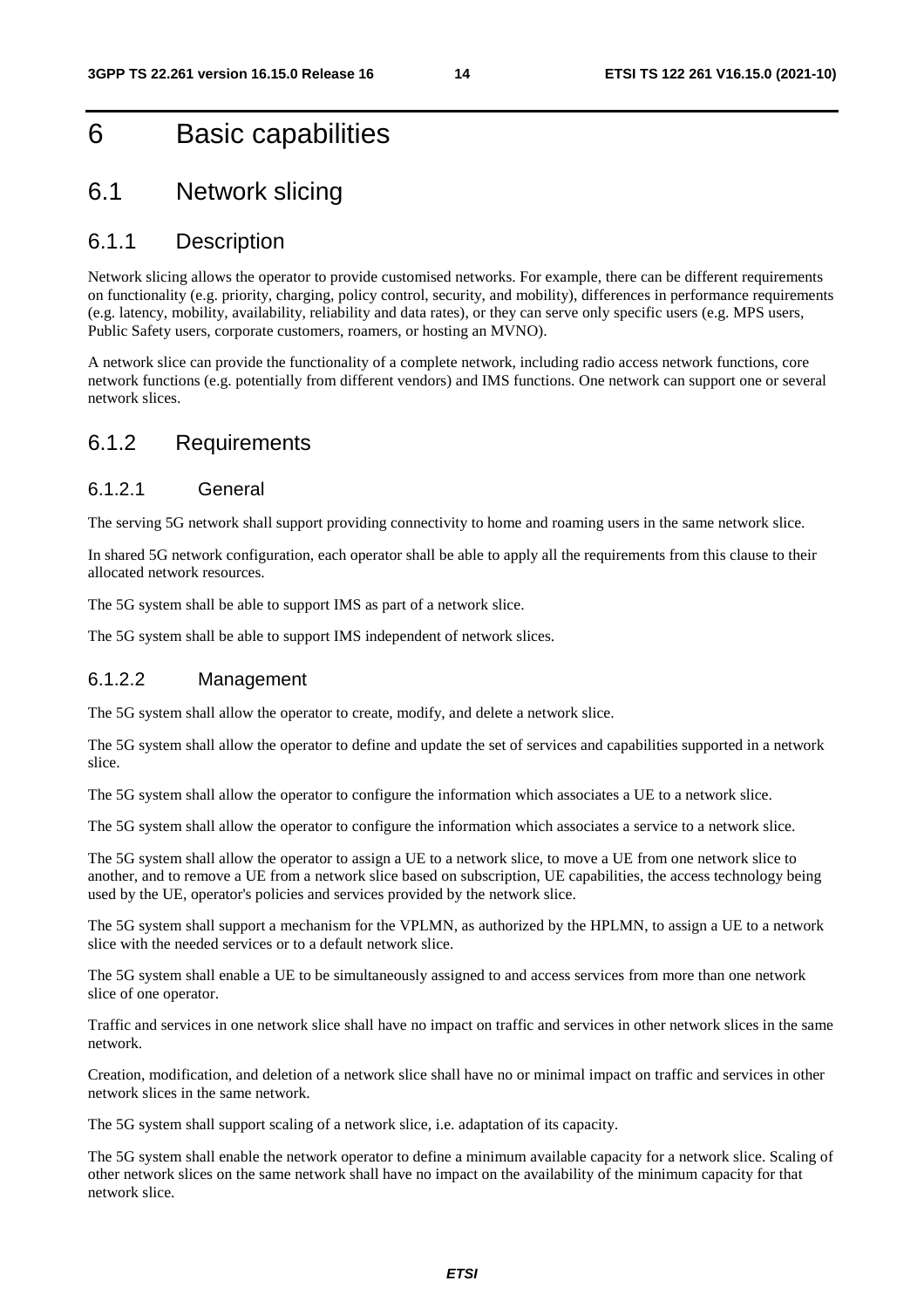# 6 Basic capabilities

## 6.1 Network slicing

### 6.1.1 Description

Network slicing allows the operator to provide customised networks. For example, there can be different requirements on functionality (e.g. priority, charging, policy control, security, and mobility), differences in performance requirements (e.g. latency, mobility, availability, reliability and data rates), or they can serve only specific users (e.g. MPS users, Public Safety users, corporate customers, roamers, or hosting an MVNO).

A network slice can provide the functionality of a complete network, including radio access network functions, core network functions (e.g. potentially from different vendors) and IMS functions. One network can support one or several network slices.

### 6.1.2 Requirements

#### 6.1.2.1 General

The serving 5G network shall support providing connectivity to home and roaming users in the same network slice.

In shared 5G network configuration, each operator shall be able to apply all the requirements from this clause to their allocated network resources.

The 5G system shall be able to support IMS as part of a network slice.

The 5G system shall be able to support IMS independent of network slices.

#### 6.1.2.2 Management

The 5G system shall allow the operator to create, modify, and delete a network slice.

The 5G system shall allow the operator to define and update the set of services and capabilities supported in a network slice.

The 5G system shall allow the operator to configure the information which associates a UE to a network slice.

The 5G system shall allow the operator to configure the information which associates a service to a network slice.

The 5G system shall allow the operator to assign a UE to a network slice, to move a UE from one network slice to another, and to remove a UE from a network slice based on subscription, UE capabilities, the access technology being used by the UE, operator's policies and services provided by the network slice.

The 5G system shall support a mechanism for the VPLMN, as authorized by the HPLMN, to assign a UE to a network slice with the needed services or to a default network slice.

The 5G system shall enable a UE to be simultaneously assigned to and access services from more than one network slice of one operator.

Traffic and services in one network slice shall have no impact on traffic and services in other network slices in the same network.

Creation, modification, and deletion of a network slice shall have no or minimal impact on traffic and services in other network slices in the same network.

The 5G system shall support scaling of a network slice, i.e. adaptation of its capacity.

The 5G system shall enable the network operator to define a minimum available capacity for a network slice. Scaling of other network slices on the same network shall have no impact on the availability of the minimum capacity for that network slice.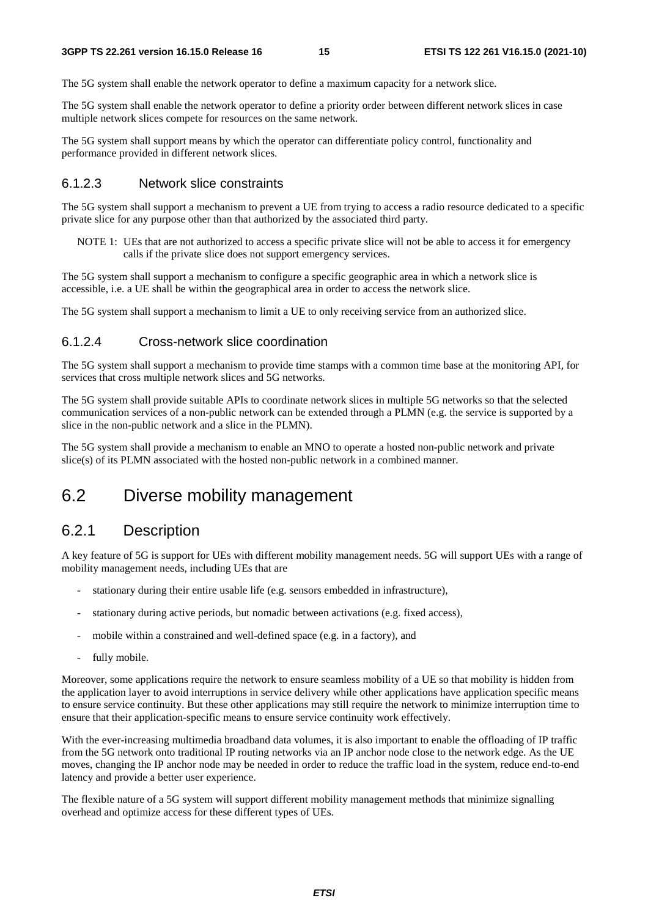The 5G system shall enable the network operator to define a maximum capacity for a network slice.

The 5G system shall enable the network operator to define a priority order between different network slices in case multiple network slices compete for resources on the same network.

The 5G system shall support means by which the operator can differentiate policy control, functionality and performance provided in different network slices.

#### 6.1.2.3 Network slice constraints

The 5G system shall support a mechanism to prevent a UE from trying to access a radio resource dedicated to a specific private slice for any purpose other than that authorized by the associated third party.

NOTE 1: UEs that are not authorized to access a specific private slice will not be able to access it for emergency calls if the private slice does not support emergency services.

The 5G system shall support a mechanism to configure a specific geographic area in which a network slice is accessible, i.e. a UE shall be within the geographical area in order to access the network slice.

The 5G system shall support a mechanism to limit a UE to only receiving service from an authorized slice.

#### 6.1.2.4 Cross-network slice coordination

The 5G system shall support a mechanism to provide time stamps with a common time base at the monitoring API, for services that cross multiple network slices and 5G networks.

The 5G system shall provide suitable APIs to coordinate network slices in multiple 5G networks so that the selected communication services of a non-public network can be extended through a PLMN (e.g. the service is supported by a slice in the non-public network and a slice in the PLMN).

The 5G system shall provide a mechanism to enable an MNO to operate a hosted non-public network and private slice(s) of its PLMN associated with the hosted non-public network in a combined manner.

## 6.2 Diverse mobility management

### 6.2.1 Description

A key feature of 5G is support for UEs with different mobility management needs. 5G will support UEs with a range of mobility management needs, including UEs that are

- stationary during their entire usable life (e.g. sensors embedded in infrastructure),
- stationary during active periods, but nomadic between activations (e.g. fixed access),
- mobile within a constrained and well-defined space (e.g. in a factory), and
- fully mobile.

Moreover, some applications require the network to ensure seamless mobility of a UE so that mobility is hidden from the application layer to avoid interruptions in service delivery while other applications have application specific means to ensure service continuity. But these other applications may still require the network to minimize interruption time to ensure that their application-specific means to ensure service continuity work effectively.

With the ever-increasing multimedia broadband data volumes, it is also important to enable the offloading of IP traffic from the 5G network onto traditional IP routing networks via an IP anchor node close to the network edge. As the UE moves, changing the IP anchor node may be needed in order to reduce the traffic load in the system, reduce end-to-end latency and provide a better user experience.

The flexible nature of a 5G system will support different mobility management methods that minimize signalling overhead and optimize access for these different types of UEs.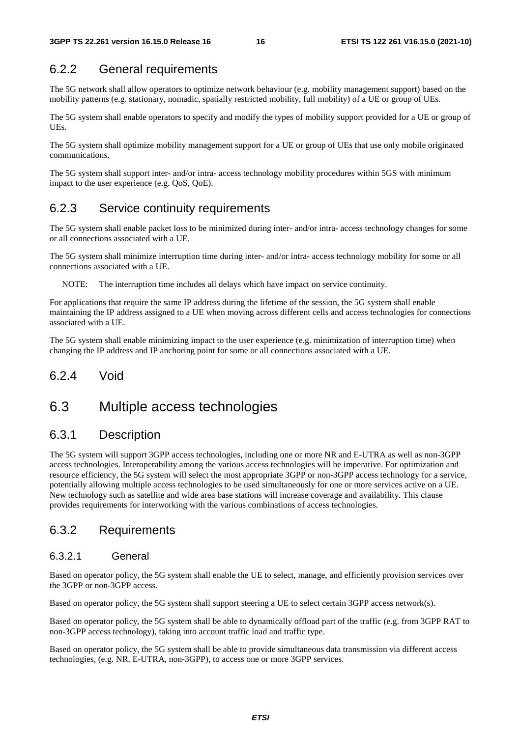### 6.2.2 General requirements

The 5G network shall allow operators to optimize network behaviour (e.g. mobility management support) based on the mobility patterns (e.g. stationary, nomadic, spatially restricted mobility, full mobility) of a UE or group of UEs.

The 5G system shall enable operators to specify and modify the types of mobility support provided for a UE or group of UEs.

The 5G system shall optimize mobility management support for a UE or group of UEs that use only mobile originated communications.

The 5G system shall support inter- and/or intra- access technology mobility procedures within 5GS with minimum impact to the user experience (e.g. QoS, QoE).

### 6.2.3 Service continuity requirements

The 5G system shall enable packet loss to be minimized during inter- and/or intra- access technology changes for some or all connections associated with a UE.

The 5G system shall minimize interruption time during inter- and/or intra- access technology mobility for some or all connections associated with a UE.

NOTE: The interruption time includes all delays which have impact on service continuity.

For applications that require the same IP address during the lifetime of the session, the 5G system shall enable maintaining the IP address assigned to a UE when moving across different cells and access technologies for connections associated with a UE.

The 5G system shall enable minimizing impact to the user experience (e.g. minimization of interruption time) when changing the IP address and IP anchoring point for some or all connections associated with a UE.

### 6.2.4 Void

## 6.3 Multiple access technologies

### 6.3.1 Description

The 5G system will support 3GPP access technologies, including one or more NR and E-UTRA as well as non-3GPP access technologies. Interoperability among the various access technologies will be imperative. For optimization and resource efficiency, the 5G system will select the most appropriate 3GPP or non-3GPP access technology for a service, potentially allowing multiple access technologies to be used simultaneously for one or more services active on a UE. New technology such as satellite and wide area base stations will increase coverage and availability. This clause provides requirements for interworking with the various combinations of access technologies.

### 6.3.2 Requirements

#### 6.3.2.1 General

Based on operator policy, the 5G system shall enable the UE to select, manage, and efficiently provision services over the 3GPP or non-3GPP access.

Based on operator policy, the 5G system shall support steering a UE to select certain 3GPP access network(s).

Based on operator policy, the 5G system shall be able to dynamically offload part of the traffic (e.g. from 3GPP RAT to non-3GPP access technology), taking into account traffic load and traffic type.

Based on operator policy, the 5G system shall be able to provide simultaneous data transmission via different access technologies, (e.g. NR, E-UTRA, non-3GPP), to access one or more 3GPP services.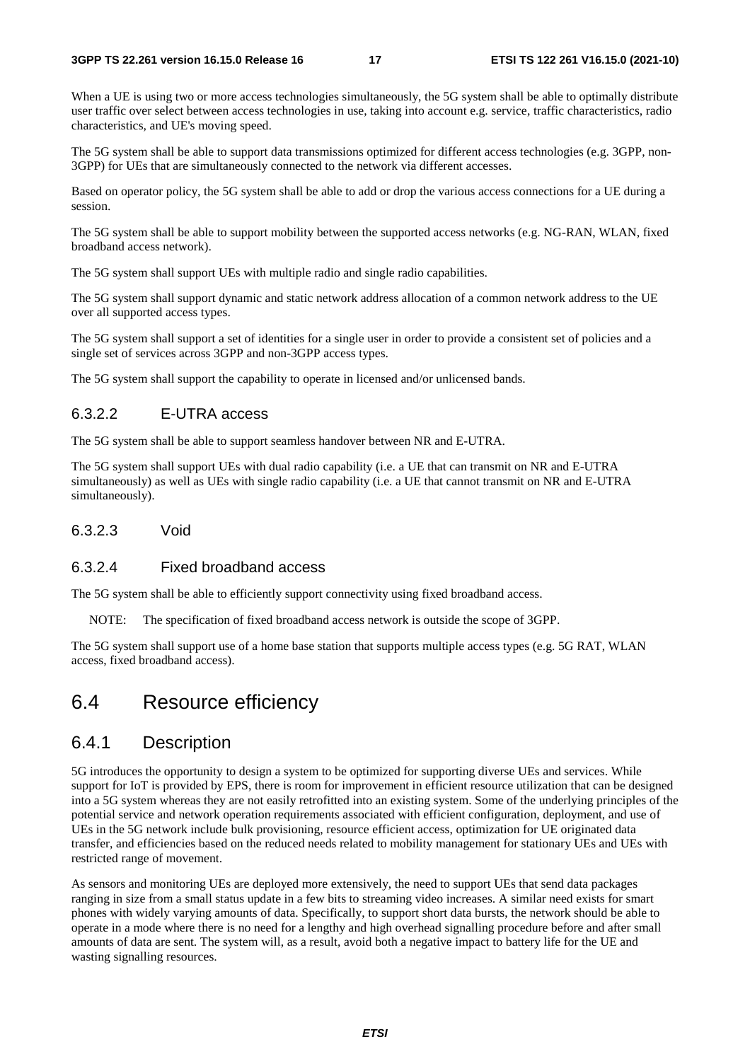When a UE is using two or more access technologies simultaneously, the 5G system shall be able to optimally distribute user traffic over select between access technologies in use, taking into account e.g. service, traffic characteristics, radio characteristics, and UE's moving speed.

The 5G system shall be able to support data transmissions optimized for different access technologies (e.g. 3GPP, non-3GPP) for UEs that are simultaneously connected to the network via different accesses.

Based on operator policy, the 5G system shall be able to add or drop the various access connections for a UE during a session.

The 5G system shall be able to support mobility between the supported access networks (e.g. NG-RAN, WLAN, fixed broadband access network).

The 5G system shall support UEs with multiple radio and single radio capabilities.

The 5G system shall support dynamic and static network address allocation of a common network address to the UE over all supported access types.

The 5G system shall support a set of identities for a single user in order to provide a consistent set of policies and a single set of services across 3GPP and non-3GPP access types.

The 5G system shall support the capability to operate in licensed and/or unlicensed bands.

#### 6.3.2.2 E-UTRA access

The 5G system shall be able to support seamless handover between NR and E-UTRA.

The 5G system shall support UEs with dual radio capability (i.e. a UE that can transmit on NR and E-UTRA simultaneously) as well as UEs with single radio capability (i.e. a UE that cannot transmit on NR and E-UTRA simultaneously).

#### 6.3.2.3 Void

#### 6.3.2.4 Fixed broadband access

The 5G system shall be able to efficiently support connectivity using fixed broadband access.

NOTE: The specification of fixed broadband access network is outside the scope of 3GPP.

The 5G system shall support use of a home base station that supports multiple access types (e.g. 5G RAT, WLAN access, fixed broadband access).

## 6.4 Resource efficiency

### 6.4.1 Description

5G introduces the opportunity to design a system to be optimized for supporting diverse UEs and services. While support for IoT is provided by EPS, there is room for improvement in efficient resource utilization that can be designed into a 5G system whereas they are not easily retrofitted into an existing system. Some of the underlying principles of the potential service and network operation requirements associated with efficient configuration, deployment, and use of UEs in the 5G network include bulk provisioning, resource efficient access, optimization for UE originated data transfer, and efficiencies based on the reduced needs related to mobility management for stationary UEs and UEs with restricted range of movement.

As sensors and monitoring UEs are deployed more extensively, the need to support UEs that send data packages ranging in size from a small status update in a few bits to streaming video increases. A similar need exists for smart phones with widely varying amounts of data. Specifically, to support short data bursts, the network should be able to operate in a mode where there is no need for a lengthy and high overhead signalling procedure before and after small amounts of data are sent. The system will, as a result, avoid both a negative impact to battery life for the UE and wasting signalling resources.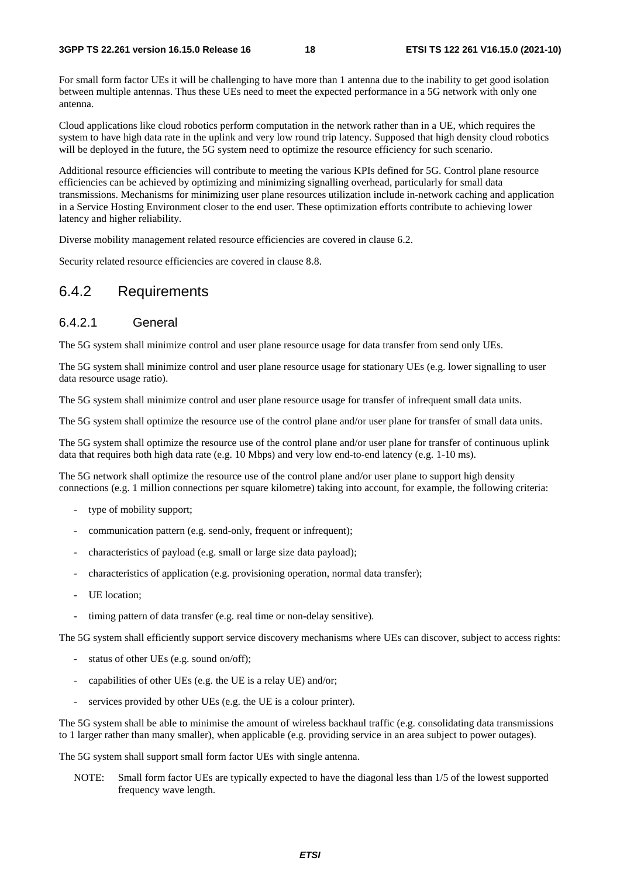For small form factor UEs it will be challenging to have more than 1 antenna due to the inability to get good isolation between multiple antennas. Thus these UEs need to meet the expected performance in a 5G network with only one antenna.

Cloud applications like cloud robotics perform computation in the network rather than in a UE, which requires the system to have high data rate in the uplink and very low round trip latency. Supposed that high density cloud robotics will be deployed in the future, the 5G system need to optimize the resource efficiency for such scenario.

Additional resource efficiencies will contribute to meeting the various KPIs defined for 5G. Control plane resource efficiencies can be achieved by optimizing and minimizing signalling overhead, particularly for small data transmissions. Mechanisms for minimizing user plane resources utilization include in-network caching and application in a Service Hosting Environment closer to the end user. These optimization efforts contribute to achieving lower latency and higher reliability.

Diverse mobility management related resource efficiencies are covered in clause 6.2.

Security related resource efficiencies are covered in clause 8.8.

## 6.4.2 Requirements

### 6.4.2.1 General

The 5G system shall minimize control and user plane resource usage for data transfer from send only UEs.

The 5G system shall minimize control and user plane resource usage for stationary UEs (e.g. lower signalling to user data resource usage ratio).

The 5G system shall minimize control and user plane resource usage for transfer of infrequent small data units.

The 5G system shall optimize the resource use of the control plane and/or user plane for transfer of small data units.

The 5G system shall optimize the resource use of the control plane and/or user plane for transfer of continuous uplink data that requires both high data rate (e.g. 10 Mbps) and very low end-to-end latency (e.g. 1-10 ms).

The 5G network shall optimize the resource use of the control plane and/or user plane to support high density connections (e.g. 1 million connections per square kilometre) taking into account, for example, the following criteria:

- type of mobility support;
- communication pattern (e.g. send-only, frequent or infrequent);
- characteristics of payload (e.g. small or large size data payload);
- characteristics of application (e.g. provisioning operation, normal data transfer);
- UE location;
- timing pattern of data transfer (e.g. real time or non-delay sensitive).

The 5G system shall efficiently support service discovery mechanisms where UEs can discover, subject to access rights:

- status of other UEs (e.g. sound on/off);
- capabilities of other UEs (e.g. the UE is a relay UE) and/or;
- services provided by other UEs (e.g. the UE is a colour printer).

The 5G system shall be able to minimise the amount of wireless backhaul traffic (e.g. consolidating data transmissions to 1 larger rather than many smaller), when applicable (e.g. providing service in an area subject to power outages).

The 5G system shall support small form factor UEs with single antenna.

NOTE: Small form factor UEs are typically expected to have the diagonal less than 1/5 of the lowest supported frequency wave length.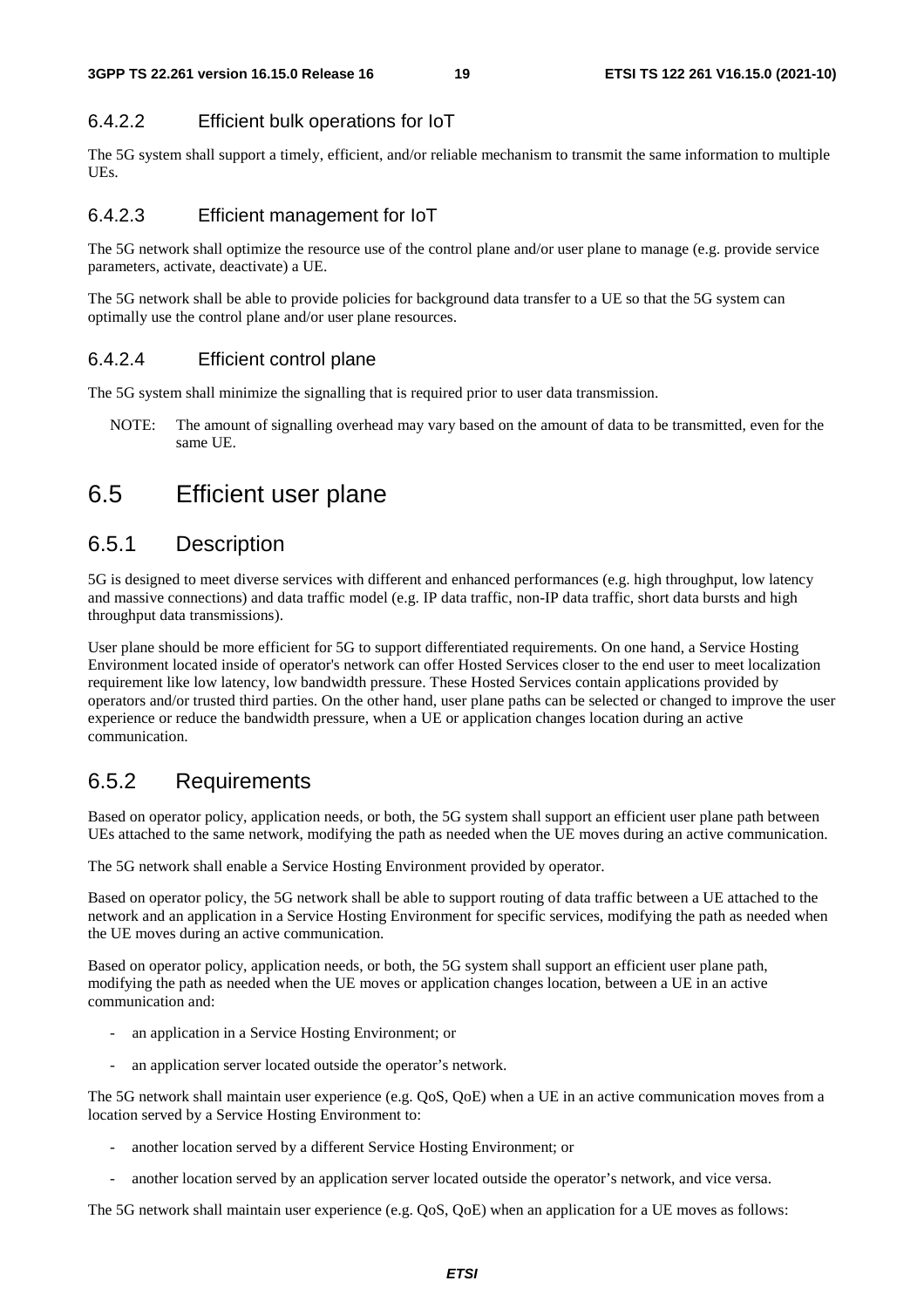#### 6.4.2.2 Efficient bulk operations for IoT

The 5G system shall support a timely, efficient, and/or reliable mechanism to transmit the same information to multiple UEs.

#### 6.4.2.3 Efficient management for IoT

The 5G network shall optimize the resource use of the control plane and/or user plane to manage (e.g. provide service parameters, activate, deactivate) a UE.

The 5G network shall be able to provide policies for background data transfer to a UE so that the 5G system can optimally use the control plane and/or user plane resources.

#### 6.4.2.4 Efficient control plane

The 5G system shall minimize the signalling that is required prior to user data transmission.

NOTE: The amount of signalling overhead may vary based on the amount of data to be transmitted, even for the same UE.

## 6.5 Efficient user plane

### 6.5.1 Description

5G is designed to meet diverse services with different and enhanced performances (e.g. high throughput, low latency and massive connections) and data traffic model (e.g. IP data traffic, non-IP data traffic, short data bursts and high throughput data transmissions).

User plane should be more efficient for 5G to support differentiated requirements. On one hand, a Service Hosting Environment located inside of operator's network can offer Hosted Services closer to the end user to meet localization requirement like low latency, low bandwidth pressure. These Hosted Services contain applications provided by operators and/or trusted third parties. On the other hand, user plane paths can be selected or changed to improve the user experience or reduce the bandwidth pressure, when a UE or application changes location during an active communication.

### 6.5.2 Requirements

Based on operator policy, application needs, or both, the 5G system shall support an efficient user plane path between UEs attached to the same network, modifying the path as needed when the UE moves during an active communication.

The 5G network shall enable a Service Hosting Environment provided by operator.

Based on operator policy, the 5G network shall be able to support routing of data traffic between a UE attached to the network and an application in a Service Hosting Environment for specific services, modifying the path as needed when the UE moves during an active communication.

Based on operator policy, application needs, or both, the 5G system shall support an efficient user plane path, modifying the path as needed when the UE moves or application changes location, between a UE in an active communication and:

- an application in a Service Hosting Environment; or
- an application server located outside the operator's network.

The 5G network shall maintain user experience (e.g. QoS, QoE) when a UE in an active communication moves from a location served by a Service Hosting Environment to:

- another location served by a different Service Hosting Environment; or
- another location served by an application server located outside the operator's network, and vice versa.

The 5G network shall maintain user experience (e.g. QoS, QoE) when an application for a UE moves as follows: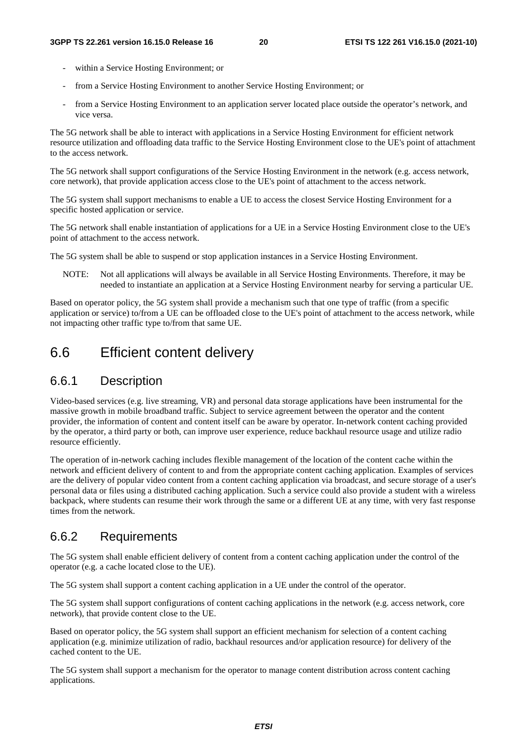- within a Service Hosting Environment; or
- from a Service Hosting Environment to another Service Hosting Environment; or
- from a Service Hosting Environment to an application server located place outside the operator's network, and vice versa.

The 5G network shall be able to interact with applications in a Service Hosting Environment for efficient network resource utilization and offloading data traffic to the Service Hosting Environment close to the UE's point of attachment to the access network.

The 5G network shall support configurations of the Service Hosting Environment in the network (e.g. access network, core network), that provide application access close to the UE's point of attachment to the access network.

The 5G system shall support mechanisms to enable a UE to access the closest Service Hosting Environment for a specific hosted application or service.

The 5G network shall enable instantiation of applications for a UE in a Service Hosting Environment close to the UE's point of attachment to the access network.

The 5G system shall be able to suspend or stop application instances in a Service Hosting Environment.

NOTE: Not all applications will always be available in all Service Hosting Environments. Therefore, it may be needed to instantiate an application at a Service Hosting Environment nearby for serving a particular UE.

Based on operator policy, the 5G system shall provide a mechanism such that one type of traffic (from a specific application or service) to/from a UE can be offloaded close to the UE's point of attachment to the access network, while not impacting other traffic type to/from that same UE.

## 6.6 Efficient content delivery

### 6.6.1 Description

Video-based services (e.g. live streaming, VR) and personal data storage applications have been instrumental for the massive growth in mobile broadband traffic. Subject to service agreement between the operator and the content provider, the information of content and content itself can be aware by operator. In-network content caching provided by the operator, a third party or both, can improve user experience, reduce backhaul resource usage and utilize radio resource efficiently.

The operation of in-network caching includes flexible management of the location of the content cache within the network and efficient delivery of content to and from the appropriate content caching application. Examples of services are the delivery of popular video content from a content caching application via broadcast, and secure storage of a user's personal data or files using a distributed caching application. Such a service could also provide a student with a wireless backpack, where students can resume their work through the same or a different UE at any time, with very fast response times from the network.

### 6.6.2 Requirements

The 5G system shall enable efficient delivery of content from a content caching application under the control of the operator (e.g. a cache located close to the UE).

The 5G system shall support a content caching application in a UE under the control of the operator.

The 5G system shall support configurations of content caching applications in the network (e.g. access network, core network), that provide content close to the UE.

Based on operator policy, the 5G system shall support an efficient mechanism for selection of a content caching application (e.g. minimize utilization of radio, backhaul resources and/or application resource) for delivery of the cached content to the UE.

The 5G system shall support a mechanism for the operator to manage content distribution across content caching applications.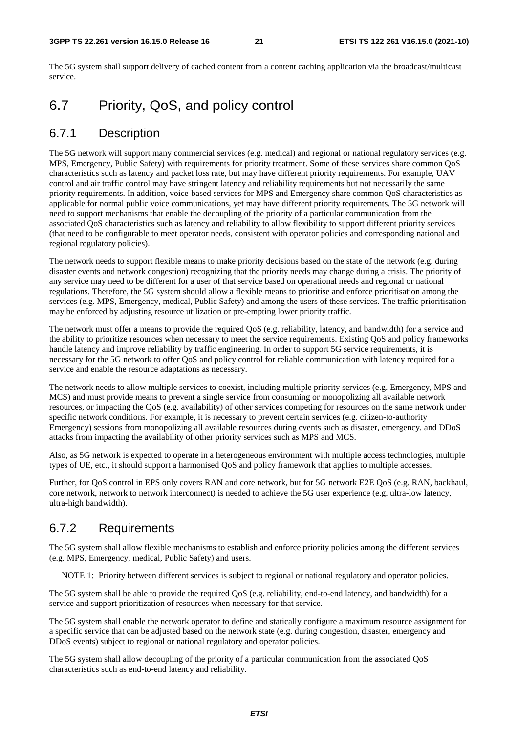The 5G system shall support delivery of cached content from a content caching application via the broadcast/multicast service.

## 6.7 Priority, QoS, and policy control

### 6.7.1 Description

The 5G network will support many commercial services (e.g. medical) and regional or national regulatory services (e.g. MPS, Emergency, Public Safety) with requirements for priority treatment. Some of these services share common QoS characteristics such as latency and packet loss rate, but may have different priority requirements. For example, UAV control and air traffic control may have stringent latency and reliability requirements but not necessarily the same priority requirements. In addition, voice-based services for MPS and Emergency share common QoS characteristics as applicable for normal public voice communications, yet may have different priority requirements. The 5G network will need to support mechanisms that enable the decoupling of the priority of a particular communication from the associated QoS characteristics such as latency and reliability to allow flexibility to support different priority services (that need to be configurable to meet operator needs, consistent with operator policies and corresponding national and regional regulatory policies).

The network needs to support flexible means to make priority decisions based on the state of the network (e.g. during disaster events and network congestion) recognizing that the priority needs may change during a crisis. The priority of any service may need to be different for a user of that service based on operational needs and regional or national regulations. Therefore, the 5G system should allow a flexible means to prioritise and enforce prioritisation among the services (e.g. MPS, Emergency, medical, Public Safety) and among the users of these services. The traffic prioritisation may be enforced by adjusting resource utilization or pre-empting lower priority traffic.

The network must offer a means to provide the required QoS (e.g. reliability, latency, and bandwidth) for a service and the ability to prioritize resources when necessary to meet the service requirements. Existing QoS and policy frameworks handle latency and improve reliability by traffic engineering. In order to support 5G service requirements, it is necessary for the 5G network to offer QoS and policy control for reliable communication with latency required for a service and enable the resource adaptations as necessary.

The network needs to allow multiple services to coexist, including multiple priority services (e.g. Emergency, MPS and MCS) and must provide means to prevent a single service from consuming or monopolizing all available network resources, or impacting the QoS (e.g. availability) of other services competing for resources on the same network under specific network conditions. For example, it is necessary to prevent certain services (e.g. citizen-to-authority Emergency) sessions from monopolizing all available resources during events such as disaster, emergency, and DDoS attacks from impacting the availability of other priority services such as MPS and MCS.

Also, as 5G network is expected to operate in a heterogeneous environment with multiple access technologies, multiple types of UE, etc., it should support a harmonised QoS and policy framework that applies to multiple accesses.

Further, for QoS control in EPS only covers RAN and core network, but for 5G network E2E QoS (e.g. RAN, backhaul, core network, network to network interconnect) is needed to achieve the 5G user experience (e.g. ultra-low latency, ultra-high bandwidth).

### 6.7.2 Requirements

The 5G system shall allow flexible mechanisms to establish and enforce priority policies among the different services (e.g. MPS, Emergency, medical, Public Safety) and users.

NOTE 1: Priority between different services is subject to regional or national regulatory and operator policies.

The 5G system shall be able to provide the required QoS (e.g. reliability, end-to-end latency, and bandwidth) for a service and support prioritization of resources when necessary for that service.

The 5G system shall enable the network operator to define and statically configure a maximum resource assignment for a specific service that can be adjusted based on the network state (e.g. during congestion, disaster, emergency and DDoS events) subject to regional or national regulatory and operator policies.

The 5G system shall allow decoupling of the priority of a particular communication from the associated QoS characteristics such as end-to-end latency and reliability.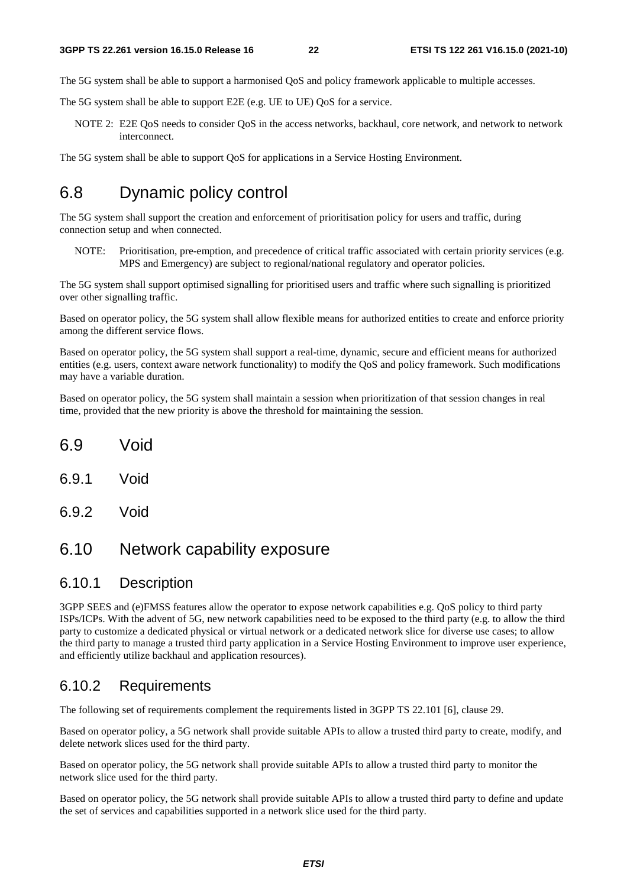The 5G system shall be able to support a harmonised QoS and policy framework applicable to multiple accesses.

The 5G system shall be able to support E2E (e.g. UE to UE) QoS for a service.

NOTE 2: E2E QoS needs to consider QoS in the access networks, backhaul, core network, and network to network interconnect.

The 5G system shall be able to support QoS for applications in a Service Hosting Environment.

## 6.8 Dynamic policy control

The 5G system shall support the creation and enforcement of prioritisation policy for users and traffic, during connection setup and when connected.

NOTE: Prioritisation, pre-emption, and precedence of critical traffic associated with certain priority services (e.g. MPS and Emergency) are subject to regional/national regulatory and operator policies.

The 5G system shall support optimised signalling for prioritised users and traffic where such signalling is prioritized over other signalling traffic.

Based on operator policy, the 5G system shall allow flexible means for authorized entities to create and enforce priority among the different service flows.

Based on operator policy, the 5G system shall support a real-time, dynamic, secure and efficient means for authorized entities (e.g. users, context aware network functionality) to modify the QoS and policy framework. Such modifications may have a variable duration.

Based on operator policy, the 5G system shall maintain a session when prioritization of that session changes in real time, provided that the new priority is above the threshold for maintaining the session.

## 6.9 Void

### 6.9.1 Void

### 6.9.2 Void

## 6.10 Network capability exposure

### 6.10.1 Description

3GPP SEES and (e)FMSS features allow the operator to expose network capabilities e.g. QoS policy to third party ISPs/ICPs. With the advent of 5G, new network capabilities need to be exposed to the third party (e.g. to allow the third party to customize a dedicated physical or virtual network or a dedicated network slice for diverse use cases; to allow the third party to manage a trusted third party application in a Service Hosting Environment to improve user experience, and efficiently utilize backhaul and application resources).

### 6.10.2 Requirements

The following set of requirements complement the requirements listed in 3GPP TS 22.101 [6], clause 29.

Based on operator policy, a 5G network shall provide suitable APIs to allow a trusted third party to create, modify, and delete network slices used for the third party.

Based on operator policy, the 5G network shall provide suitable APIs to allow a trusted third party to monitor the network slice used for the third party.

Based on operator policy, the 5G network shall provide suitable APIs to allow a trusted third party to define and update the set of services and capabilities supported in a network slice used for the third party.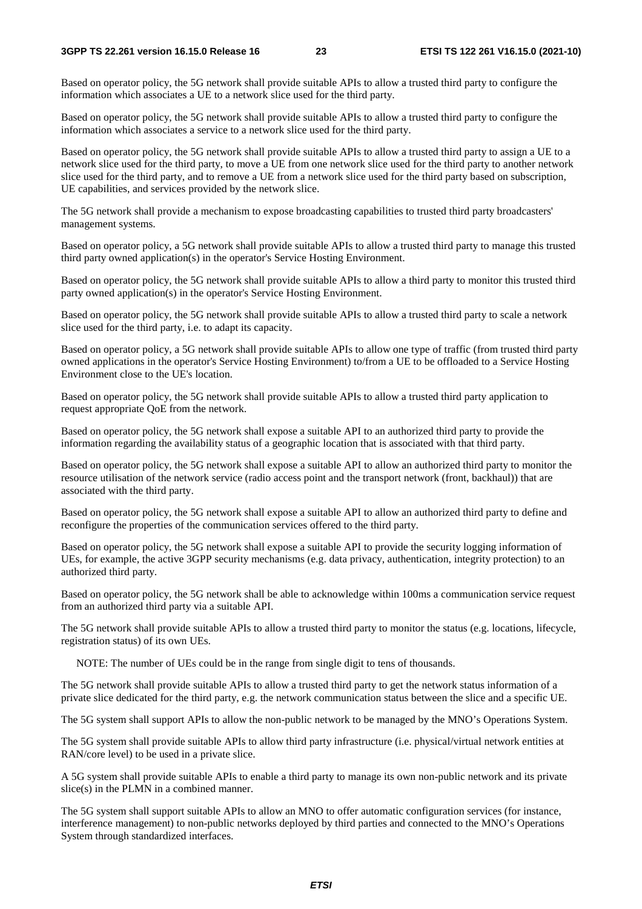Based on operator policy, the 5G network shall provide suitable APIs to allow a trusted third party to configure the information which associates a UE to a network slice used for the third party.

Based on operator policy, the 5G network shall provide suitable APIs to allow a trusted third party to configure the information which associates a service to a network slice used for the third party.

Based on operator policy, the 5G network shall provide suitable APIs to allow a trusted third party to assign a UE to a network slice used for the third party, to move a UE from one network slice used for the third party to another network slice used for the third party, and to remove a UE from a network slice used for the third party based on subscription, UE capabilities, and services provided by the network slice.

The 5G network shall provide a mechanism to expose broadcasting capabilities to trusted third party broadcasters' management systems.

Based on operator policy, a 5G network shall provide suitable APIs to allow a trusted third party to manage this trusted third party owned application(s) in the operator's Service Hosting Environment.

Based on operator policy, the 5G network shall provide suitable APIs to allow a third party to monitor this trusted third party owned application(s) in the operator's Service Hosting Environment.

Based on operator policy, the 5G network shall provide suitable APIs to allow a trusted third party to scale a network slice used for the third party, i.e. to adapt its capacity.

Based on operator policy, a 5G network shall provide suitable APIs to allow one type of traffic (from trusted third party owned applications in the operator's Service Hosting Environment) to/from a UE to be offloaded to a Service Hosting Environment close to the UE's location.

Based on operator policy, the 5G network shall provide suitable APIs to allow a trusted third party application to request appropriate QoE from the network.

Based on operator policy, the 5G network shall expose a suitable API to an authorized third party to provide the information regarding the availability status of a geographic location that is associated with that third party.

Based on operator policy, the 5G network shall expose a suitable API to allow an authorized third party to monitor the resource utilisation of the network service (radio access point and the transport network (front, backhaul)) that are associated with the third party.

Based on operator policy, the 5G network shall expose a suitable API to allow an authorized third party to define and reconfigure the properties of the communication services offered to the third party.

Based on operator policy, the 5G network shall expose a suitable API to provide the security logging information of UEs, for example, the active 3GPP security mechanisms (e.g. data privacy, authentication, integrity protection) to an authorized third party.

Based on operator policy, the 5G network shall be able to acknowledge within 100ms a communication service request from an authorized third party via a suitable API.

The 5G network shall provide suitable APIs to allow a trusted third party to monitor the status (e.g. locations, lifecycle, registration status) of its own UEs.

NOTE: The number of UEs could be in the range from single digit to tens of thousands.

The 5G network shall provide suitable APIs to allow a trusted third party to get the network status information of a private slice dedicated for the third party, e.g. the network communication status between the slice and a specific UE.

The 5G system shall support APIs to allow the non-public network to be managed by the MNO's Operations System.

The 5G system shall provide suitable APIs to allow third party infrastructure (i.e. physical/virtual network entities at RAN/core level) to be used in a private slice.

A 5G system shall provide suitable APIs to enable a third party to manage its own non-public network and its private slice(s) in the PLMN in a combined manner.

The 5G system shall support suitable APIs to allow an MNO to offer automatic configuration services (for instance, interference management) to non-public networks deployed by third parties and connected to the MNO's Operations System through standardized interfaces.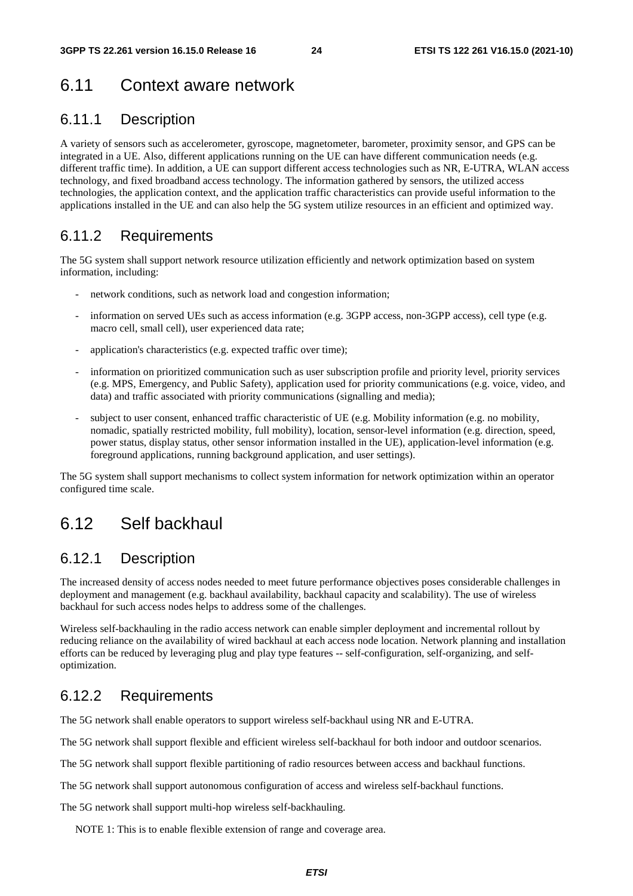## 6.11 Context aware network

### 6.11.1 Description

A variety of sensors such as accelerometer, gyroscope, magnetometer, barometer, proximity sensor, and GPS can be integrated in a UE. Also, different applications running on the UE can have different communication needs (e.g. different traffic time). In addition, a UE can support different access technologies such as NR, E-UTRA, WLAN access technology, and fixed broadband access technology. The information gathered by sensors, the utilized access technologies, the application context, and the application traffic characteristics can provide useful information to the applications installed in the UE and can also help the 5G system utilize resources in an efficient and optimized way.

### 6.11.2 Requirements

The 5G system shall support network resource utilization efficiently and network optimization based on system information, including:

- network conditions, such as network load and congestion information;
- information on served UEs such as access information (e.g. 3GPP access, non-3GPP access), cell type (e.g. macro cell, small cell), user experienced data rate;
- application's characteristics (e.g. expected traffic over time);
- information on prioritized communication such as user subscription profile and priority level, priority services (e.g. MPS, Emergency, and Public Safety), application used for priority communications (e.g. voice, video, and data) and traffic associated with priority communications (signalling and media);
- subject to user consent, enhanced traffic characteristic of UE (e.g. Mobility information (e.g. no mobility, nomadic, spatially restricted mobility, full mobility), location, sensor-level information (e.g. direction, speed, power status, display status, other sensor information installed in the UE), application-level information (e.g. foreground applications, running background application, and user settings).

The 5G system shall support mechanisms to collect system information for network optimization within an operator configured time scale.

## 6.12 Self backhaul

### 6.12.1 Description

The increased density of access nodes needed to meet future performance objectives poses considerable challenges in deployment and management (e.g. backhaul availability, backhaul capacity and scalability). The use of wireless backhaul for such access nodes helps to address some of the challenges.

Wireless self-backhauling in the radio access network can enable simpler deployment and incremental rollout by reducing reliance on the availability of wired backhaul at each access node location. Network planning and installation efforts can be reduced by leveraging plug and play type features -- self-configuration, self-organizing, and self-optimization.

### 6.12.2 Requirements

The 5G network shall enable operators to support wireless self-backhaul using NR and E-UTRA.

The 5G network shall support flexible and efficient wireless self-backhaul for both indoor and outdoor scenarios.

The 5G network shall support flexible partitioning of radio resources between access and backhaul functions.

The 5G network shall support autonomous configuration of access and wireless self-backhaul functions.

The 5G network shall support multi-hop wireless self-backhauling.

NOTE 1: This is to enable flexible extension of range and coverage area.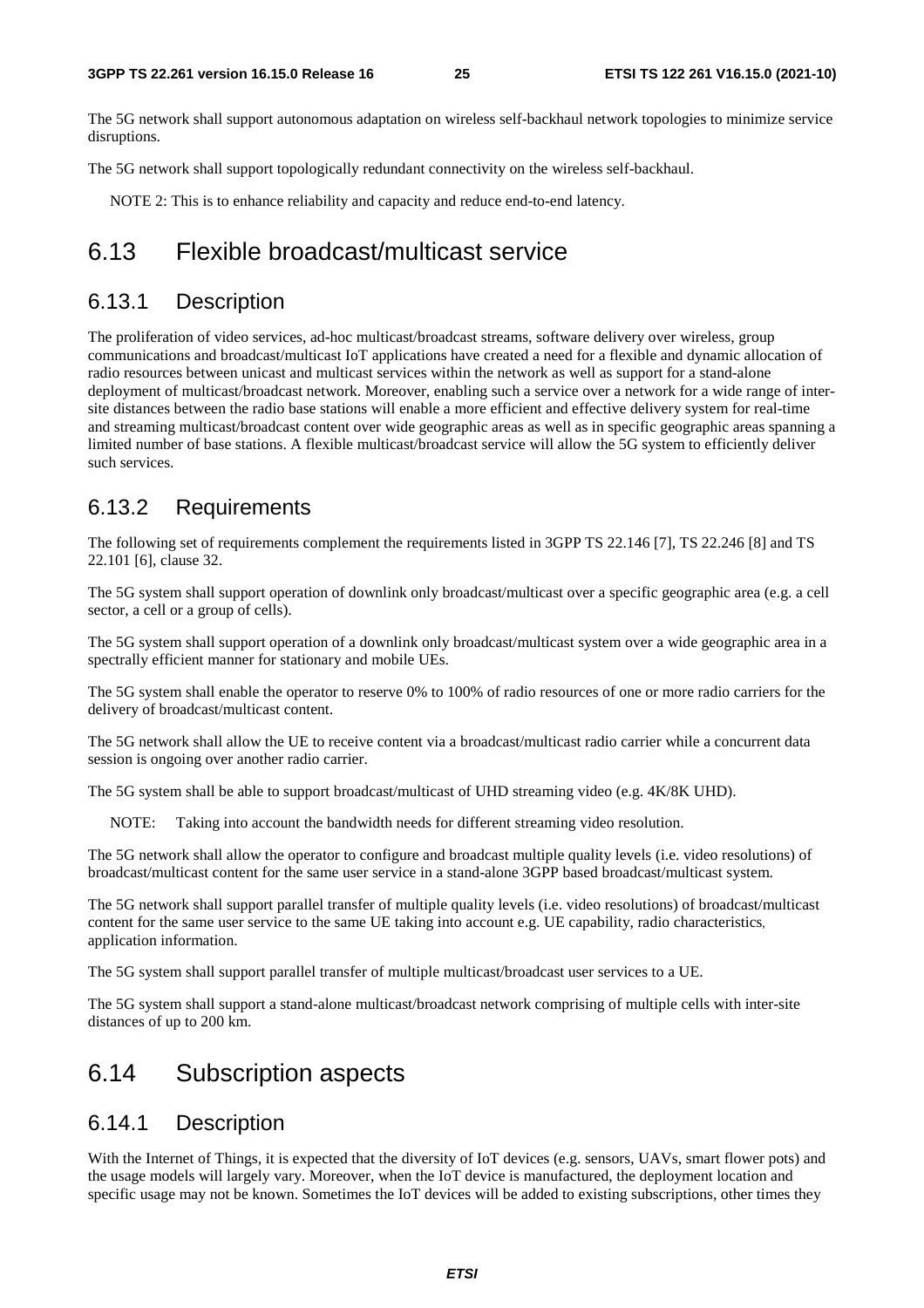The 5G network shall support autonomous adaptation on wireless self-backhaul network topologies to minimize service disruptions.

The 5G network shall support topologically redundant connectivity on the wireless self-backhaul.

NOTE 2: This is to enhance reliability and capacity and reduce end-to-end latency.

## 6.13 Flexible broadcast/multicast service

### 6.13.1 Description

The proliferation of video services, ad-hoc multicast/broadcast streams, software delivery over wireless, group communications and broadcast/multicast IoT applications have created a need for a flexible and dynamic allocation of radio resources between unicast and multicast services within the network as well as support for a stand-alone deployment of multicast/broadcast network. Moreover, enabling such a service over a network for a wide range of inter-site distances between the radio base stations will enable a more efficient and effective delivery system for real-time and streaming multicast/broadcast content over wide geographic areas as well as in specific geographic areas spanning a limited number of base stations. A flexible multicast/broadcast service will allow the 5G system to efficiently deliver such services.

### 6.13.2 Requirements

The following set of requirements complement the requirements listed in 3GPP TS 22.146 [7], TS 22.246 [8] and TS 22.101 [6], clause 32.

The 5G system shall support operation of downlink only broadcast/multicast over a specific geographic area (e.g. a cell sector, a cell or a group of cells).

The 5G system shall support operation of a downlink only broadcast/multicast system over a wide geographic area in a spectrally efficient manner for stationary and mobile UEs.

The 5G system shall enable the operator to reserve 0% to 100% of radio resources of one or more radio carriers for the delivery of broadcast/multicast content.

The 5G network shall allow the UE to receive content via a broadcast/multicast radio carrier while a concurrent data session is ongoing over another radio carrier.

The 5G system shall be able to support broadcast/multicast of UHD streaming video (e.g. 4K/8K UHD).

NOTE: Taking into account the bandwidth needs for different streaming video resolution.

The 5G network shall allow the operator to configure and broadcast multiple quality levels (i.e. video resolutions) of broadcast/multicast content for the same user service in a stand-alone 3GPP based broadcast/multicast system.

The 5G network shall support parallel transfer of multiple quality levels (i.e. video resolutions) of broadcast/multicast content for the same user service to the same UE taking into account e.g. UE capability, radio characteristics, application information.

The 5G system shall support parallel transfer of multiple multicast/broadcast user services to a UE.

The 5G system shall support a stand-alone multicast/broadcast network comprising of multiple cells with inter-site distances of up to 200 km.

## 6.14 Subscription aspects

### 6.14.1 Description

With the Internet of Things, it is expected that the diversity of IoT devices (e.g. sensors, UAVs, smart flower pots) and the usage models will largely vary. Moreover, when the IoT device is manufactured, the deployment location and specific usage may not be known. Sometimes the IoT devices will be added to existing subscriptions, other times they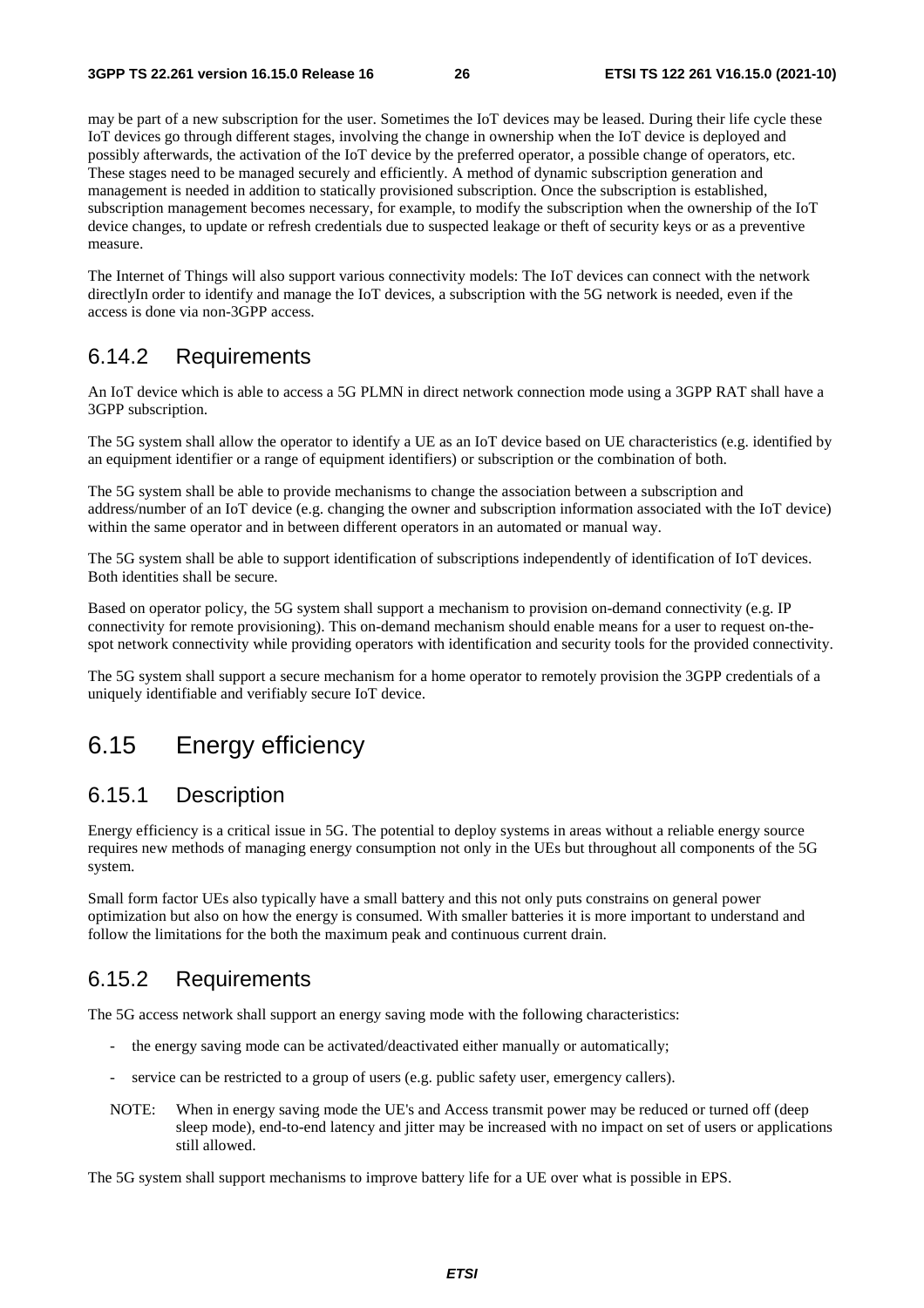may be part of a new subscription for the user. Sometimes the IoT devices may be leased. During their life cycle these IoT devices go through different stages, involving the change in ownership when the IoT device is deployed and possibly afterwards, the activation of the IoT device by the preferred operator, a possible change of operators, etc. These stages need to be managed securely and efficiently. A method of dynamic subscription generation and management is needed in addition to statically provisioned subscription. Once the subscription is established, subscription management becomes necessary, for example, to modify the subscription when the ownership of the IoT device changes, to update or refresh credentials due to suspected leakage or theft of security keys or as a preventive measure.

The Internet of Things will also support various connectivity models: The IoT devices can connect with the network directlyIn order to identify and manage the IoT devices, a subscription with the 5G network is needed, even if the access is done via non-3GPP access.

### 6.14.2 Requirements

An IoT device which is able to access a 5G PLMN in direct network connection mode using a 3GPP RAT shall have a 3GPP subscription.

The 5G system shall allow the operator to identify a UE as an IoT device based on UE characteristics (e.g. identified by an equipment identifier or a range of equipment identifiers) or subscription or the combination of both.

The 5G system shall be able to provide mechanisms to change the association between a subscription and address/number of an IoT device (e.g. changing the owner and subscription information associated with the IoT device) within the same operator and in between different operators in an automated or manual way.

The 5G system shall be able to support identification of subscriptions independently of identification of IoT devices. Both identities shall be secure.

Based on operator policy, the 5G system shall support a mechanism to provision on-demand connectivity (e.g. IP connectivity for remote provisioning). This on-demand mechanism should enable means for a user to request on-the-spot network connectivity while providing operators with identification and security tools for the provided connectivity.

The 5G system shall support a secure mechanism for a home operator to remotely provision the 3GPP credentials of a uniquely identifiable and verifiably secure IoT device.

## 6.15 Energy efficiency

### 6.15.1 Description

Energy efficiency is a critical issue in 5G. The potential to deploy systems in areas without a reliable energy source requires new methods of managing energy consumption not only in the UEs but throughout all components of the 5G system.

Small form factor UEs also typically have a small battery and this not only puts constrains on general power optimization but also on how the energy is consumed. With smaller batteries it is more important to understand and follow the limitations for the both the maximum peak and continuous current drain.

### 6.15.2 Requirements

The 5G access network shall support an energy saving mode with the following characteristics:

- the energy saving mode can be activated/deactivated either manually or automatically;
- service can be restricted to a group of users (e.g. public safety user, emergency callers).

NOTE: When in energy saving mode the UE's and Access transmit power may be reduced or turned off (deep sleep mode), end-to-end latency and jitter may be increased with no impact on set of users or applications still allowed.

The 5G system shall support mechanisms to improve battery life for a UE over what is possible in EPS.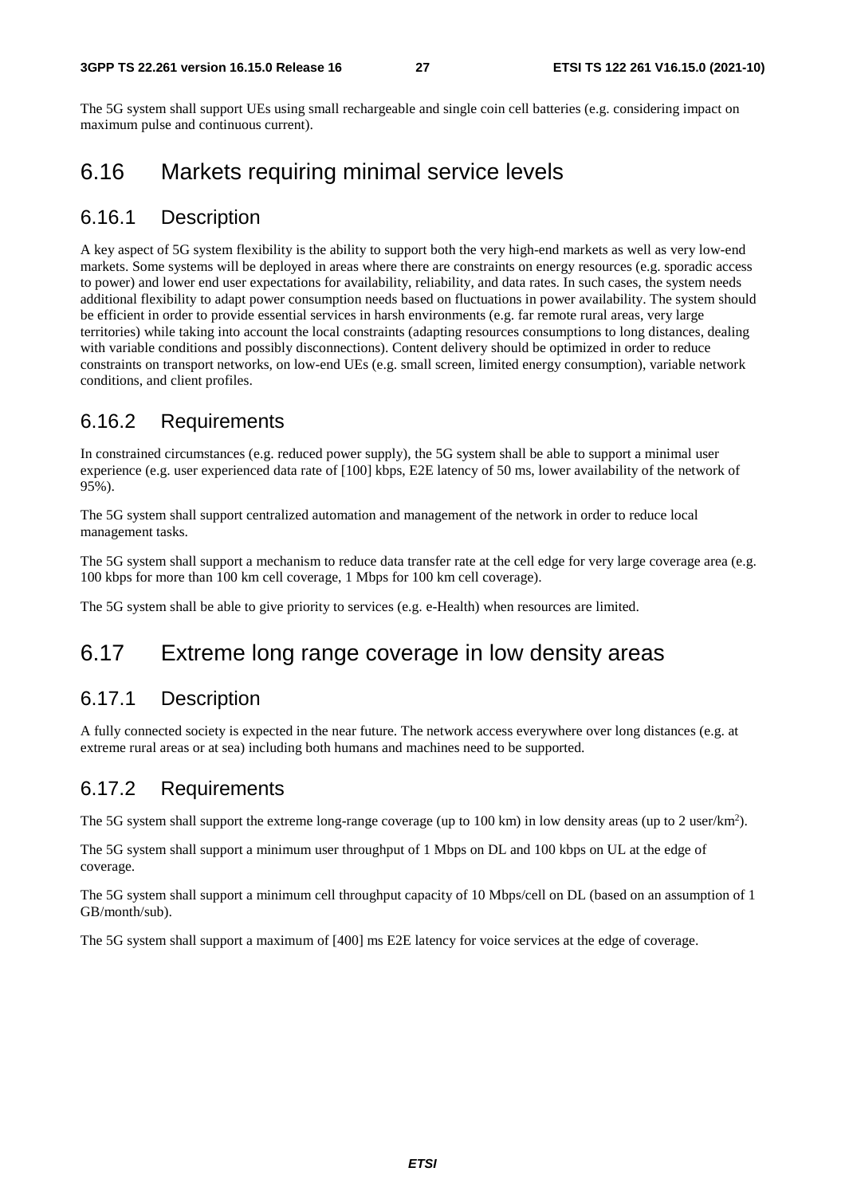The 5G system shall support UEs using small rechargeable and single coin cell batteries (e.g. considering impact on maximum pulse and continuous current).

## 6.16 Markets requiring minimal service levels

### 6.16.1 Description

A key aspect of 5G system flexibility is the ability to support both the very high-end markets as well as very low-end markets. Some systems will be deployed in areas where there are constraints on energy resources (e.g. sporadic access to power) and lower end user expectations for availability, reliability, and data rates. In such cases, the system needs additional flexibility to adapt power consumption needs based on fluctuations in power availability. The system should be efficient in order to provide essential services in harsh environments (e.g. far remote rural areas, very large territories) while taking into account the local constraints (adapting resources consumptions to long distances, dealing with variable conditions and possibly disconnections). Content delivery should be optimized in order to reduce constraints on transport networks, on low-end UEs (e.g. small screen, limited energy consumption), variable network conditions, and client profiles.

### 6.16.2 Requirements

In constrained circumstances (e.g. reduced power supply), the 5G system shall be able to support a minimal user experience (e.g. user experienced data rate of [100] kbps, E2E latency of 50 ms, lower availability of the network of 95%).

The 5G system shall support centralized automation and management of the network in order to reduce local management tasks.

The 5G system shall support a mechanism to reduce data transfer rate at the cell edge for very large coverage area (e.g. 100 kbps for more than 100 km cell coverage, 1 Mbps for 100 km cell coverage).

The 5G system shall be able to give priority to services (e.g. e-Health) when resources are limited.

## 6.17 Extreme long range coverage in low density areas

### 6.17.1 Description

A fully connected society is expected in the near future. The network access everywhere over long distances (e.g. at extreme rural areas or at sea) including both humans and machines need to be supported.

### 6.17.2 Requirements

The 5G system shall support the extreme long-range coverage (up to 100 km) in low density areas (up to 2 user/km$^2$).

The 5G system shall support a minimum user throughput of 1 Mbps on DL and 100 kbps on UL at the edge of coverage.

The 5G system shall support a minimum cell throughput capacity of 10 Mbps/cell on DL (based on an assumption of 1 GB/month/sub).

The 5G system shall support a maximum of [400] ms E2E latency for voice services at the edge of coverage.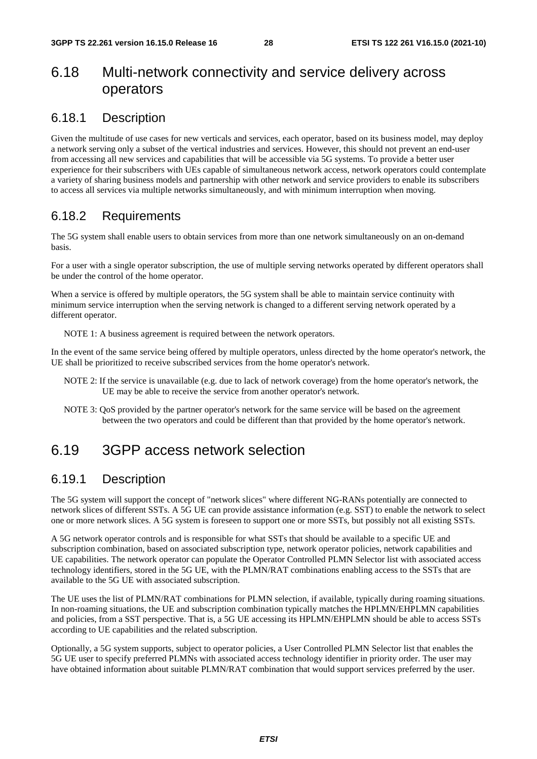## 6.18 Multi-network connectivity and service delivery across operators

### 6.18.1 Description

Given the multitude of use cases for new verticals and services, each operator, based on its business model, may deploy a network serving only a subset of the vertical industries and services. However, this should not prevent an end-user from accessing all new services and capabilities that will be accessible via 5G systems. To provide a better user experience for their subscribers with UEs capable of simultaneous network access, network operators could contemplate a variety of sharing business models and partnership with other network and service providers to enable its subscribers to access all services via multiple networks simultaneously, and with minimum interruption when moving.

### 6.18.2 Requirements

The 5G system shall enable users to obtain services from more than one network simultaneously on an on-demand basis.

For a user with a single operator subscription, the use of multiple serving networks operated by different operators shall be under the control of the home operator.

When a service is offered by multiple operators, the 5G system shall be able to maintain service continuity with minimum service interruption when the serving network is changed to a different serving network operated by a different operator.

NOTE 1: A business agreement is required between the network operators.

In the event of the same service being offered by multiple operators, unless directed by the home operator's network, the UE shall be prioritized to receive subscribed services from the home operator's network.

NOTE 2: If the service is unavailable (e.g. due to lack of network coverage) from the home operator's network, the UE may be able to receive the service from another operator's network.

NOTE 3: QoS provided by the partner operator's network for the same service will be based on the agreement between the two operators and could be different than that provided by the home operator's network.

## 6.19 3GPP access network selection

### 6.19.1 Description

The 5G system will support the concept of "network slices" where different NG-RANs potentially are connected to network slices of different SSTs. A 5G UE can provide assistance information (e.g. SST) to enable the network to select one or more network slices. A 5G system is foreseen to support one or more SSTs, but possibly not all existing SSTs.

A 5G network operator controls and is responsible for what SSTs that should be available to a specific UE and subscription combination, based on associated subscription type, network operator policies, network capabilities and UE capabilities. The network operator can populate the Operator Controlled PLMN Selector list with associated access technology identifiers, stored in the 5G UE, with the PLMN/RAT combinations enabling access to the SSTs that are available to the 5G UE with associated subscription.

The UE uses the list of PLMN/RAT combinations for PLMN selection, if available, typically during roaming situations. In non-roaming situations, the UE and subscription combination typically matches the HPLMN/EHPLMN capabilities and policies, from a SST perspective. That is, a 5G UE accessing its HPLMN/EHPLMN should be able to access SSTs according to UE capabilities and the related subscription.

Optionally, a 5G system supports, subject to operator policies, a User Controlled PLMN Selector list that enables the 5G UE user to specify preferred PLMNs with associated access technology identifier in priority order. The user may have obtained information about suitable PLMN/RAT combination that would support services preferred by the user.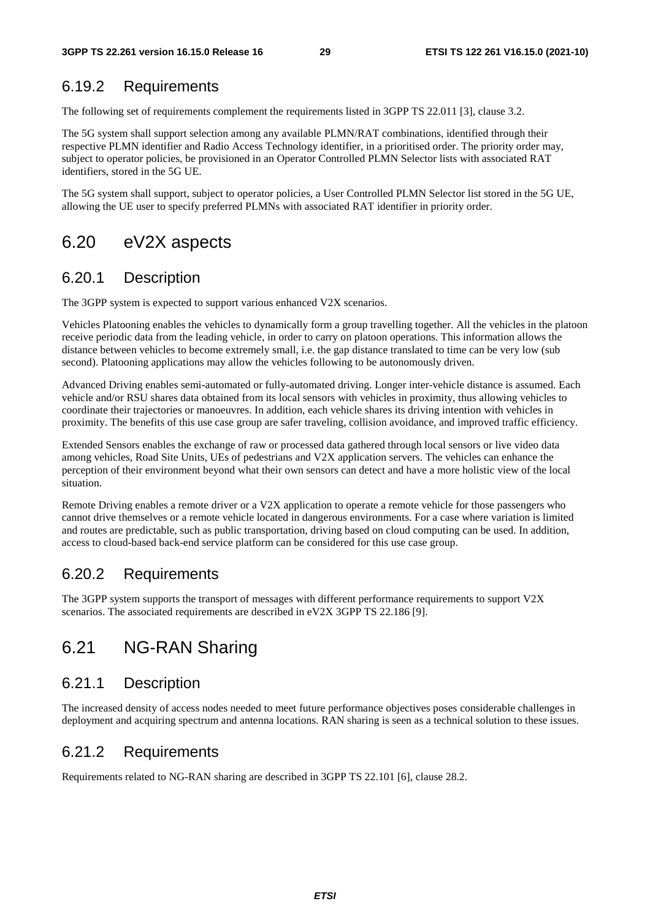### 6.19.2 Requirements

The following set of requirements complement the requirements listed in 3GPP TS 22.011 [3], clause 3.2.

The 5G system shall support selection among any available PLMN/RAT combinations, identified through their respective PLMN identifier and Radio Access Technology identifier, in a prioritised order. The priority order may, subject to operator policies, be provisioned in an Operator Controlled PLMN Selector lists with associated RAT identifiers, stored in the 5G UE.

The 5G system shall support, subject to operator policies, a User Controlled PLMN Selector list stored in the 5G UE, allowing the UE user to specify preferred PLMNs with associated RAT identifier in priority order.

## 6.20 eV2X aspects

### 6.20.1 Description

The 3GPP system is expected to support various enhanced V2X scenarios.

Vehicles Platooning enables the vehicles to dynamically form a group travelling together. All the vehicles in the platoon receive periodic data from the leading vehicle, in order to carry on platoon operations. This information allows the distance between vehicles to become extremely small, i.e. the gap distance translated to time can be very low (sub second). Platooning applications may allow the vehicles following to be autonomously driven.

Advanced Driving enables semi-automated or fully-automated driving. Longer inter-vehicle distance is assumed. Each vehicle and/or RSU shares data obtained from its local sensors with vehicles in proximity, thus allowing vehicles to coordinate their trajectories or manoeuvres. In addition, each vehicle shares its driving intention with vehicles in proximity. The benefits of this use case group are safer traveling, collision avoidance, and improved traffic efficiency.

Extended Sensors enables the exchange of raw or processed data gathered through local sensors or live video data among vehicles, Road Site Units, UEs of pedestrians and V2X application servers. The vehicles can enhance the perception of their environment beyond what their own sensors can detect and have a more holistic view of the local situation.

Remote Driving enables a remote driver or a V2X application to operate a remote vehicle for those passengers who cannot drive themselves or a remote vehicle located in dangerous environments. For a case where variation is limited and routes are predictable, such as public transportation, driving based on cloud computing can be used. In addition, access to cloud-based back-end service platform can be considered for this use case group.

### 6.20.2 Requirements

The 3GPP system supports the transport of messages with different performance requirements to support V2X scenarios. The associated requirements are described in eV2X 3GPP TS 22.186 [9].

## 6.21 NG-RAN Sharing

### 6.21.1 Description

The increased density of access nodes needed to meet future performance objectives poses considerable challenges in deployment and acquiring spectrum and antenna locations. RAN sharing is seen as a technical solution to these issues.

### 6.21.2 Requirements

Requirements related to NG-RAN sharing are described in 3GPP TS 22.101 [6], clause 28.2.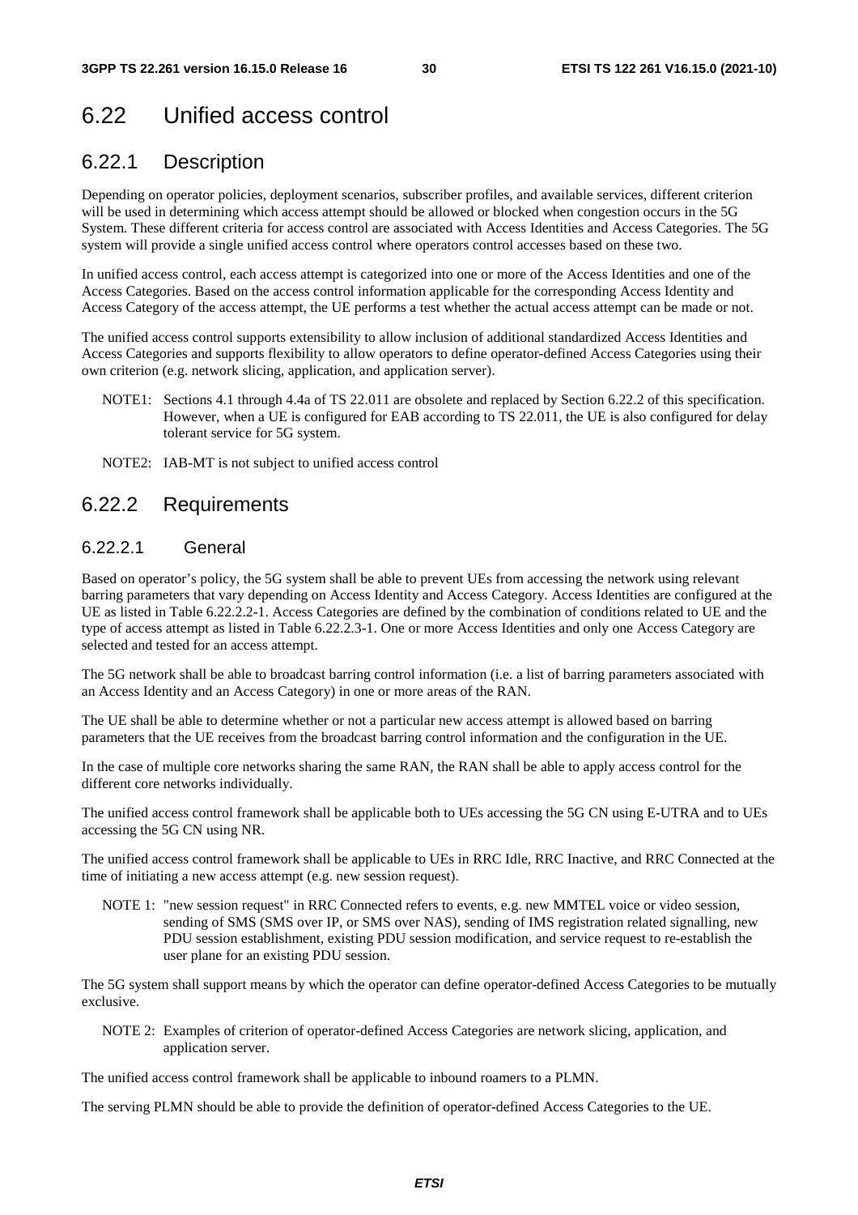# 6.22 Unified access control

## 6.22.1 Description

Depending on operator policies, deployment scenarios, subscriber profiles, and available services, different criterion will be used in determining which access attempt should be allowed or blocked when congestion occurs in the 5G System. These different criteria for access control are associated with Access Identities and Access Categories. The 5G system will provide a single unified access control where operators control accesses based on these two.

In unified access control, each access attempt is categorized into one or more of the Access Identities and one of the Access Categories. Based on the access control information applicable for the corresponding Access Identity and Access Category of the access attempt, the UE performs a test whether the actual access attempt can be made or not.

The unified access control supports extensibility to allow inclusion of additional standardized Access Identities and Access Categories and supports flexibility to allow operators to define operator-defined Access Categories using their own criterion (e.g. network slicing, application, and application server).

NOTE1: Sections 4.1 through 4.4a of TS 22.011 are obsolete and replaced by Section 6.22.2 of this specification. However, when a UE is configured for EAB according to TS 22.011, the UE is also configured for delay tolerant service for 5G system.

NOTE2: IAB-MT is not subject to unified access control

## 6.22.2 Requirements

### 6.22.2.1 General

Based on operator's policy, the 5G system shall be able to prevent UEs from accessing the network using relevant barring parameters that vary depending on Access Identity and Access Category. Access Identities are configured at the UE as listed in Table 6.22.2.2-1. Access Categories are defined by the combination of conditions related to UE and the type of access attempt as listed in Table 6.22.2.3-1. One or more Access Identities and only one Access Category are selected and tested for an access attempt.

The 5G network shall be able to broadcast barring control information (i.e. a list of barring parameters associated with an Access Identity and an Access Category) in one or more areas of the RAN.

The UE shall be able to determine whether or not a particular new access attempt is allowed based on barring parameters that the UE receives from the broadcast barring control information and the configuration in the UE.

In the case of multiple core networks sharing the same RAN, the RAN shall be able to apply access control for the different core networks individually.

The unified access control framework shall be applicable both to UEs accessing the 5G CN using E-UTRA and to UEs accessing the 5G CN using NR.

The unified access control framework shall be applicable to UEs in RRC Idle, RRC Inactive, and RRC Connected at the time of initiating a new access attempt (e.g. new session request).

NOTE 1: "new session request" in RRC Connected refers to events, e.g. new MMTEL voice or video session, sending of SMS (SMS over IP, or SMS over NAS), sending of IMS registration related signalling, new PDU session establishment, existing PDU session modification, and service request to re-establish the user plane for an existing PDU session.

The 5G system shall support means by which the operator can define operator-defined Access Categories to be mutually exclusive.

NOTE 2: Examples of criterion of operator-defined Access Categories are network slicing, application, and application server.

The unified access control framework shall be applicable to inbound roamers to a PLMN.

The serving PLMN should be able to provide the definition of operator-defined Access Categories to the UE.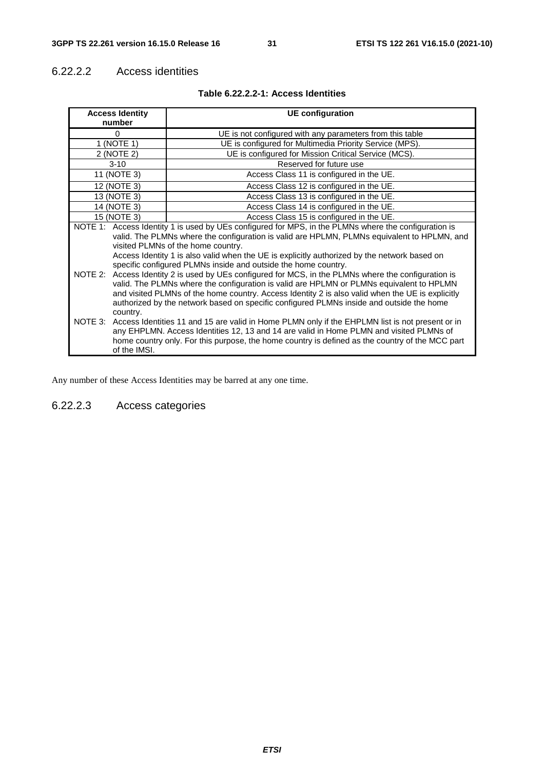#### 6.22.2.2 Access identities

**Table 6.22.2.2-1: Access Identities**

| Access Identity number | UE configuration |
|---|---|
| 0 | UE is not configured with any parameters from this table |
| 1 (NOTE 1) | UE is configured for Multimedia Priority Service (MPS). |
| 2 (NOTE 2) | UE is configured for Mission Critical Service (MCS). |
| 3-10 | Reserved for future use |
| 11 (NOTE 3) | Access Class 11 is configured in the UE. |
| 12 (NOTE 3) | Access Class 12 is configured in the UE. |
| 13 (NOTE 3) | Access Class 13 is configured in the UE. |
| 14 (NOTE 3) | Access Class 14 is configured in the UE. |
| 15 (NOTE 3) | Access Class 15 is configured in the UE. |

NOTE 1: Access Identity 1 is used by UEs configured for MPS, in the PLMNs where the configuration is valid. The PLMNs where the configuration is valid are HPLMN, PLMNs equivalent to HPLMN, and visited PLMNs of the home country.
Access Identity 1 is also valid when the UE is explicitly authorized by the network based on specific configured PLMNs inside and outside the home country.

NOTE 2: Access Identity 2 is used by UEs configured for MCS, in the PLMNs where the configuration is valid. The PLMNs where the configuration is valid are HPLMN or PLMNs equivalent to HPLMN and visited PLMNs of the home country. Access Identity 2 is also valid when the UE is explicitly authorized by the network based on specific configured PLMNs inside and outside the home country.

NOTE 3: Access Identities 11 and 15 are valid in Home PLMN only if the EHPLMN list is not present or in any EHPLMN. Access Identities 12, 13 and 14 are valid in Home PLMN and visited PLMNs of home country only. For this purpose, the home country is defined as the country of the MCC part of the IMSI.

Any number of these Access Identities may be barred at any one time.

#### 6.22.2.3 Access categories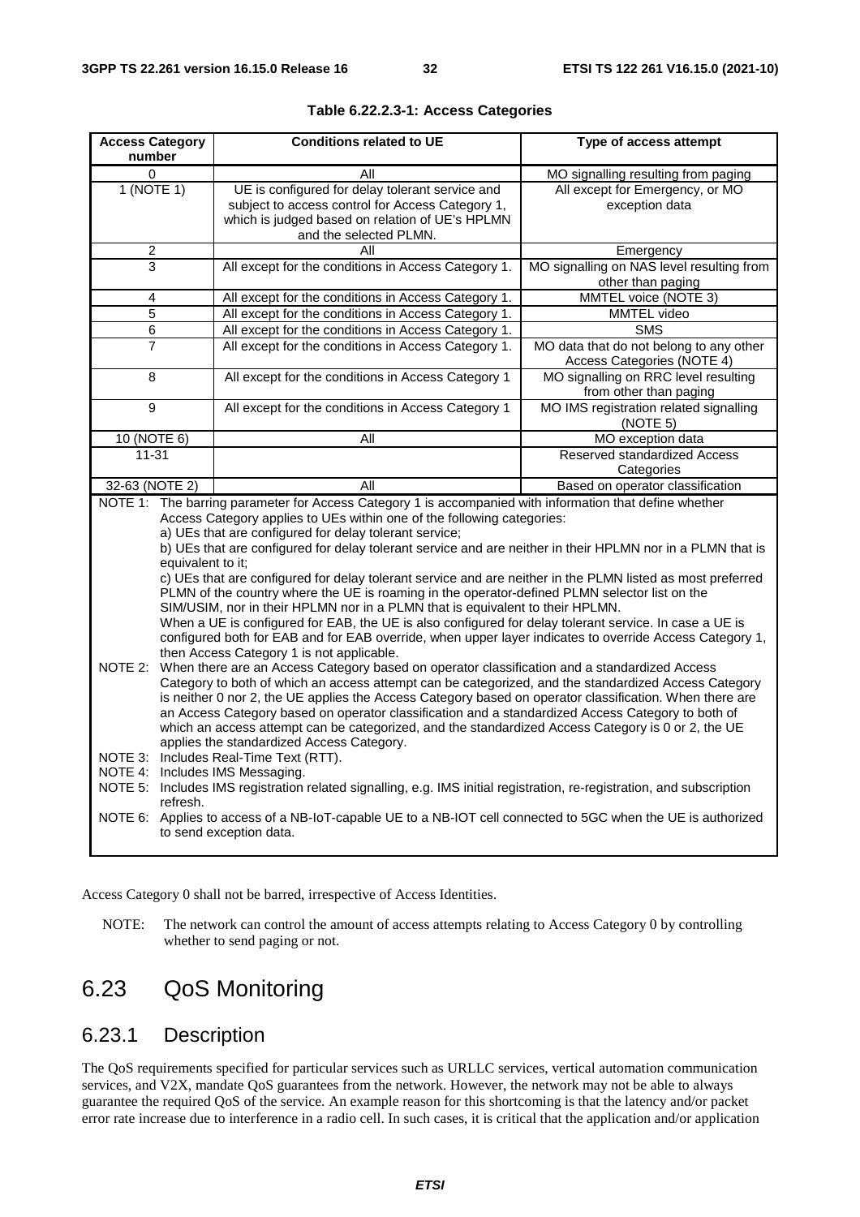**Table 6.22.2.3-1: Access Categories**

| Access Category number | Conditions related to UE | Type of access attempt |
|---|---|---|
| 0 | All | MO signalling resulting from paging |
| 1 (NOTE 1) | UE is configured for delay tolerant service and subject to access control for Access Category 1, which is judged based on relation of UE's HPLMN and the selected PLMN. | All except for Emergency, or MO exception data |
| 2 | All | Emergency |
| 3 | All except for the conditions in Access Category 1. | MO signalling on NAS level resulting from other than paging |
| 4 | All except for the conditions in Access Category 1. | MMTEL voice (NOTE 3) |
| 5 | All except for the conditions in Access Category 1. | MMTEL video |
| 6 | All except for the conditions in Access Category 1. | SMS |
| 7 | All except for the conditions in Access Category 1. | MO data that do not belong to any other Access Categories (NOTE 4) |
| 8 | All except for the conditions in Access Category 1 | MO signalling on RRC level resulting from other than paging |
| 9 | All except for the conditions in Access Category 1 | MO IMS registration related signalling (NOTE 5) |
| 10 (NOTE 6) | All | MO exception data |
| 11-31 | | Reserved standardized Access Categories |
| 32-63 (NOTE 2) | All | Based on operator classification |

NOTE 1: The barring parameter for Access Category 1 is accompanied with information that define whether Access Category applies to UEs within one of the following categories:
a) UEs that are configured for delay tolerant service;
b) UEs that are configured for delay tolerant service and are neither in their HPLMN nor in a PLMN that is equivalent to it;
c) UEs that are configured for delay tolerant service and are neither in the PLMN listed as most preferred PLMN of the country where the UE is roaming in the operator-defined PLMN selector list on the SIM/USIM, nor in their HPLMN nor in a PLMN that is equivalent to their HPLMN.
When a UE is configured for EAB, the UE is also configured for delay tolerant service. In case a UE is configured both for EAB and for EAB override, when upper layer indicates to override Access Category 1, then Access Category 1 is not applicable.

NOTE 2: When there are an Access Category based on operator classification and a standardized Access Category to both of which an access attempt can be categorized, and the standardized Access Category is neither 0 nor 2, the UE applies the Access Category based on operator classification. When there are an Access Category based on operator classification and a standardized Access Category to both of which an access attempt can be categorized, and the standardized Access Category is 0 or 2, the UE applies the standardized Access Category.

NOTE 3: Includes Real-Time Text (RTT).

NOTE 4: Includes IMS Messaging.

NOTE 5: Includes IMS registration related signalling, e.g. IMS initial registration, re-registration, and subscription refresh.

NOTE 6: Applies to access of a NB-IoT-capable UE to a NB-IOT cell connected to 5GC when the UE is authorized to send exception data.

Access Category 0 shall not be barred, irrespective of Access Identities.

NOTE: The network can control the amount of access attempts relating to Access Category 0 by controlling whether to send paging or not.

# 6.23 QoS Monitoring

## 6.23.1 Description

The QoS requirements specified for particular services such as URLLC services, vertical automation communication services, and V2X, mandate QoS guarantees from the network. However, the network may not be able to always guarantee the required QoS of the service. An example reason for this shortcoming is that the latency and/or packet error rate increase due to interference in a radio cell. In such cases, it is critical that the application and/or application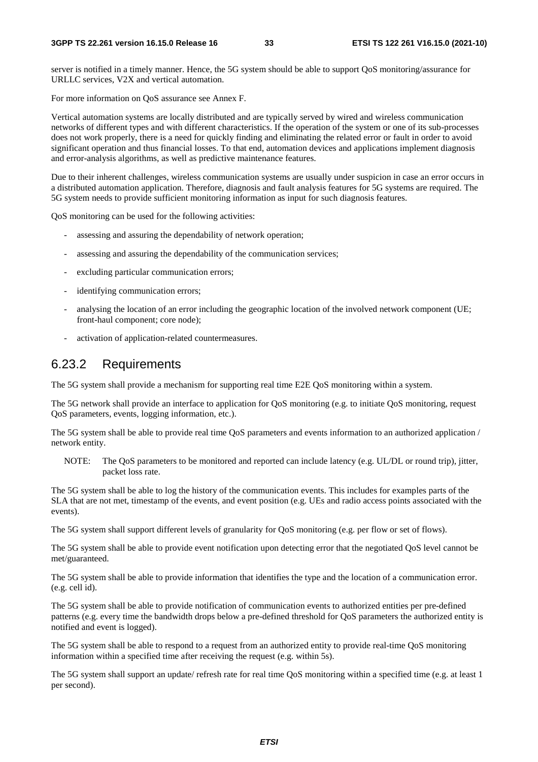server is notified in a timely manner. Hence, the 5G system should be able to support QoS monitoring/assurance for URLLC services, V2X and vertical automation.

For more information on QoS assurance see Annex F.

Vertical automation systems are locally distributed and are typically served by wired and wireless communication networks of different types and with different characteristics. If the operation of the system or one of its sub-processes does not work properly, there is a need for quickly finding and eliminating the related error or fault in order to avoid significant operation and thus financial losses. To that end, automation devices and applications implement diagnosis and error-analysis algorithms, as well as predictive maintenance features.

Due to their inherent challenges, wireless communication systems are usually under suspicion in case an error occurs in a distributed automation application. Therefore, diagnosis and fault analysis features for 5G systems are required. The 5G system needs to provide sufficient monitoring information as input for such diagnosis features.

QoS monitoring can be used for the following activities:

- assessing and assuring the dependability of network operation;
- assessing and assuring the dependability of the communication services;
- excluding particular communication errors;
- identifying communication errors;
- analysing the location of an error including the geographic location of the involved network component (UE; front-haul component; core node);
- activation of application-related countermeasures.

## 6.23.2 Requirements

The 5G system shall provide a mechanism for supporting real time E2E QoS monitoring within a system.

The 5G network shall provide an interface to application for QoS monitoring (e.g. to initiate QoS monitoring, request QoS parameters, events, logging information, etc.).

The 5G system shall be able to provide real time QoS parameters and events information to an authorized application / network entity.

NOTE: The QoS parameters to be monitored and reported can include latency (e.g. UL/DL or round trip), jitter, packet loss rate.

The 5G system shall be able to log the history of the communication events. This includes for examples parts of the SLA that are not met, timestamp of the events, and event position (e.g. UEs and radio access points associated with the events).

The 5G system shall support different levels of granularity for QoS monitoring (e.g. per flow or set of flows).

The 5G system shall be able to provide event notification upon detecting error that the negotiated QoS level cannot be met/guaranteed.

The 5G system shall be able to provide information that identifies the type and the location of a communication error. (e.g. cell id).

The 5G system shall be able to provide notification of communication events to authorized entities per pre-defined patterns (e.g. every time the bandwidth drops below a pre-defined threshold for QoS parameters the authorized entity is notified and event is logged).

The 5G system shall be able to respond to a request from an authorized entity to provide real-time QoS monitoring information within a specified time after receiving the request (e.g. within 5s).

The 5G system shall support an update/ refresh rate for real time QoS monitoring within a specified time (e.g. at least 1 per second).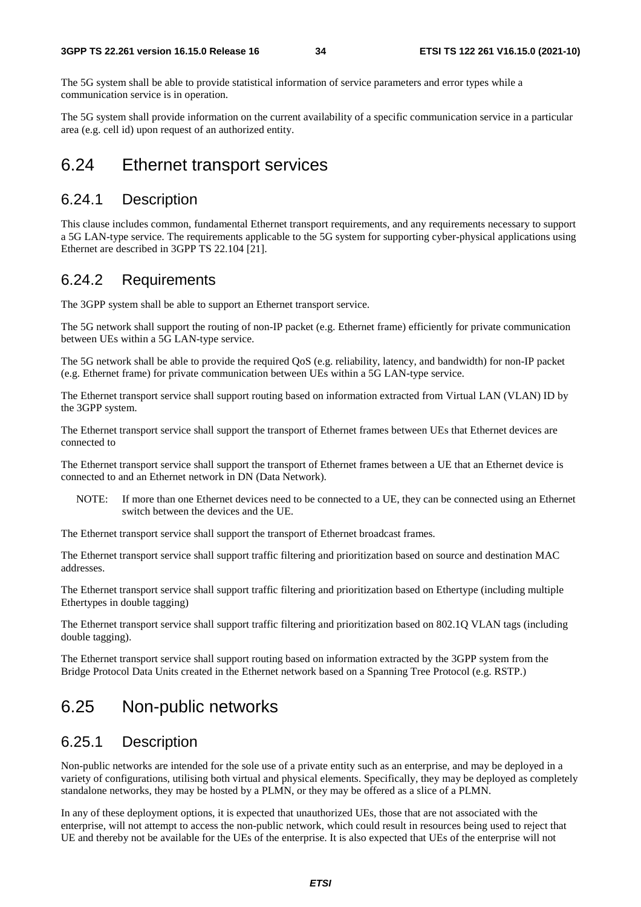The 5G system shall be able to provide statistical information of service parameters and error types while a communication service is in operation.

The 5G system shall provide information on the current availability of a specific communication service in a particular area (e.g. cell id) upon request of an authorized entity.

# 6.24 Ethernet transport services

## 6.24.1 Description

This clause includes common, fundamental Ethernet transport requirements, and any requirements necessary to support a 5G LAN-type service. The requirements applicable to the 5G system for supporting cyber-physical applications using Ethernet are described in 3GPP TS 22.104 [21].

## 6.24.2 Requirements

The 3GPP system shall be able to support an Ethernet transport service.

The 5G network shall support the routing of non-IP packet (e.g. Ethernet frame) efficiently for private communication between UEs within a 5G LAN-type service.

The 5G network shall be able to provide the required QoS (e.g. reliability, latency, and bandwidth) for non-IP packet (e.g. Ethernet frame) for private communication between UEs within a 5G LAN-type service.

The Ethernet transport service shall support routing based on information extracted from Virtual LAN (VLAN) ID by the 3GPP system.

The Ethernet transport service shall support the transport of Ethernet frames between UEs that Ethernet devices are connected to

The Ethernet transport service shall support the transport of Ethernet frames between a UE that an Ethernet device is connected to and an Ethernet network in DN (Data Network).

NOTE: If more than one Ethernet devices need to be connected to a UE, they can be connected using an Ethernet switch between the devices and the UE.

The Ethernet transport service shall support the transport of Ethernet broadcast frames.

The Ethernet transport service shall support traffic filtering and prioritization based on source and destination MAC addresses.

The Ethernet transport service shall support traffic filtering and prioritization based on Ethertype (including multiple Ethertypes in double tagging)

The Ethernet transport service shall support traffic filtering and prioritization based on 802.1Q VLAN tags (including double tagging).

The Ethernet transport service shall support routing based on information extracted by the 3GPP system from the Bridge Protocol Data Units created in the Ethernet network based on a Spanning Tree Protocol (e.g. RSTP.)

# 6.25 Non-public networks

## 6.25.1 Description

Non-public networks are intended for the sole use of a private entity such as an enterprise, and may be deployed in a variety of configurations, utilising both virtual and physical elements. Specifically, they may be deployed as completely standalone networks, they may be hosted by a PLMN, or they may be offered as a slice of a PLMN.

In any of these deployment options, it is expected that unauthorized UEs, those that are not associated with the enterprise, will not attempt to access the non-public network, which could result in resources being used to reject that UE and thereby not be available for the UEs of the enterprise. It is also expected that UEs of the enterprise will not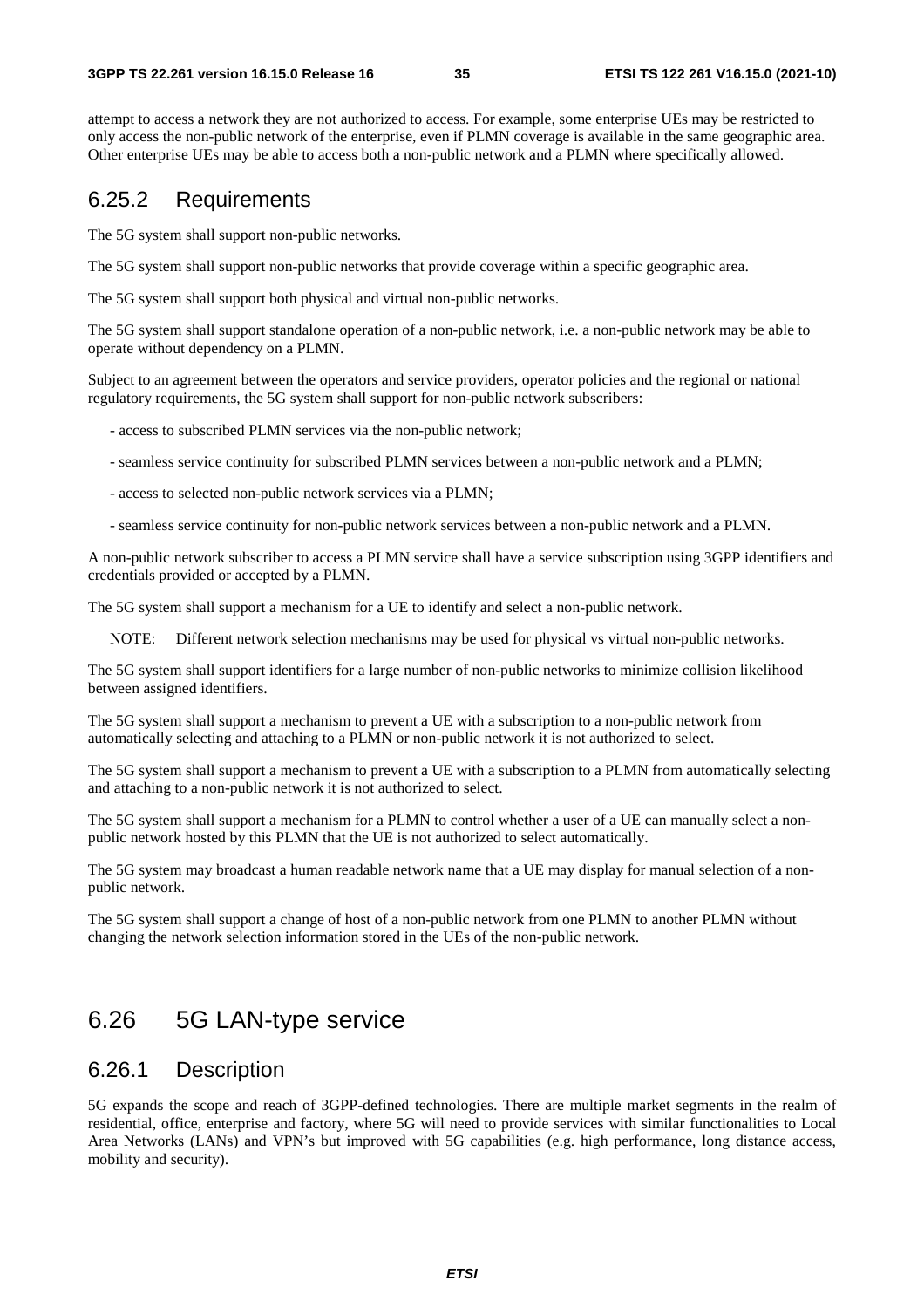attempt to access a network they are not authorized to access. For example, some enterprise UEs may be restricted to only access the non-public network of the enterprise, even if PLMN coverage is available in the same geographic area. Other enterprise UEs may be able to access both a non-public network and a PLMN where specifically allowed.

### 6.25.2 Requirements

The 5G system shall support non-public networks.

The 5G system shall support non-public networks that provide coverage within a specific geographic area.

The 5G system shall support both physical and virtual non-public networks.

The 5G system shall support standalone operation of a non-public network, i.e. a non-public network may be able to operate without dependency on a PLMN.

Subject to an agreement between the operators and service providers, operator policies and the regional or national regulatory requirements, the 5G system shall support for non-public network subscribers:

- access to subscribed PLMN services via the non-public network;
- seamless service continuity for subscribed PLMN services between a non-public network and a PLMN;
- access to selected non-public network services via a PLMN;
- seamless service continuity for non-public network services between a non-public network and a PLMN.

A non-public network subscriber to access a PLMN service shall have a service subscription using 3GPP identifiers and credentials provided or accepted by a PLMN.

The 5G system shall support a mechanism for a UE to identify and select a non-public network.

NOTE: Different network selection mechanisms may be used for physical vs virtual non-public networks.

The 5G system shall support identifiers for a large number of non-public networks to minimize collision likelihood between assigned identifiers.

The 5G system shall support a mechanism to prevent a UE with a subscription to a non-public network from automatically selecting and attaching to a PLMN or non-public network it is not authorized to select.

The 5G system shall support a mechanism to prevent a UE with a subscription to a PLMN from automatically selecting and attaching to a non-public network it is not authorized to select.

The 5G system shall support a mechanism for a PLMN to control whether a user of a UE can manually select a non-public network hosted by this PLMN that the UE is not authorized to select automatically.

The 5G system may broadcast a human readable network name that a UE may display for manual selection of a non-public network.

The 5G system shall support a change of host of a non-public network from one PLMN to another PLMN without changing the network selection information stored in the UEs of the non-public network.

## 6.26 5G LAN-type service

### 6.26.1 Description

5G expands the scope and reach of 3GPP-defined technologies. There are multiple market segments in the realm of residential, office, enterprise and factory, where 5G will need to provide services with similar functionalities to Local Area Networks (LANs) and VPN's but improved with 5G capabilities (e.g. high performance, long distance access, mobility and security).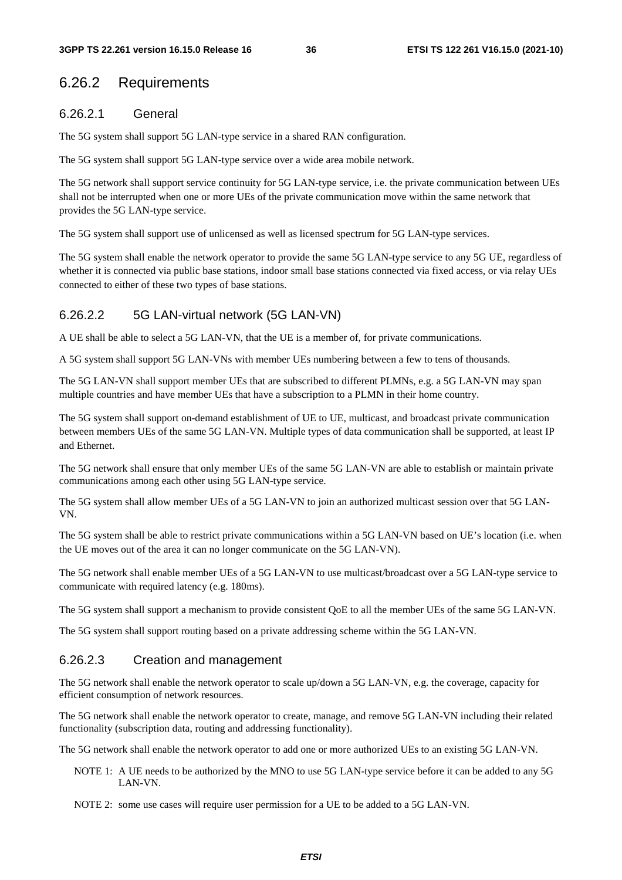### 6.26.2 Requirements

#### 6.26.2.1 General

The 5G system shall support 5G LAN-type service in a shared RAN configuration.

The 5G system shall support 5G LAN-type service over a wide area mobile network.

The 5G network shall support service continuity for 5G LAN-type service, i.e. the private communication between UEs shall not be interrupted when one or more UEs of the private communication move within the same network that provides the 5G LAN-type service.

The 5G system shall support use of unlicensed as well as licensed spectrum for 5G LAN-type services.

The 5G system shall enable the network operator to provide the same 5G LAN-type service to any 5G UE, regardless of whether it is connected via public base stations, indoor small base stations connected via fixed access, or via relay UEs connected to either of these two types of base stations.

#### 6.26.2.2 5G LAN-virtual network (5G LAN-VN)

A UE shall be able to select a 5G LAN-VN, that the UE is a member of, for private communications.

A 5G system shall support 5G LAN-VNs with member UEs numbering between a few to tens of thousands.

The 5G LAN-VN shall support member UEs that are subscribed to different PLMNs, e.g. a 5G LAN-VN may span multiple countries and have member UEs that have a subscription to a PLMN in their home country.

The 5G system shall support on-demand establishment of UE to UE, multicast, and broadcast private communication between members UEs of the same 5G LAN-VN. Multiple types of data communication shall be supported, at least IP and Ethernet.

The 5G network shall ensure that only member UEs of the same 5G LAN-VN are able to establish or maintain private communications among each other using 5G LAN-type service.

The 5G system shall allow member UEs of a 5G LAN-VN to join an authorized multicast session over that 5G LAN-VN.

The 5G system shall be able to restrict private communications within a 5G LAN-VN based on UE's location (i.e. when the UE moves out of the area it can no longer communicate on the 5G LAN-VN).

The 5G network shall enable member UEs of a 5G LAN-VN to use multicast/broadcast over a 5G LAN-type service to communicate with required latency (e.g. 180ms).

The 5G system shall support a mechanism to provide consistent QoE to all the member UEs of the same 5G LAN-VN.

The 5G system shall support routing based on a private addressing scheme within the 5G LAN-VN.

#### 6.26.2.3 Creation and management

The 5G network shall enable the network operator to scale up/down a 5G LAN-VN, e.g. the coverage, capacity for efficient consumption of network resources.

The 5G network shall enable the network operator to create, manage, and remove 5G LAN-VN including their related functionality (subscription data, routing and addressing functionality).

The 5G network shall enable the network operator to add one or more authorized UEs to an existing 5G LAN-VN.

NOTE 1: A UE needs to be authorized by the MNO to use 5G LAN-type service before it can be added to any 5G LAN-VN.

NOTE 2: some use cases will require user permission for a UE to be added to a 5G LAN-VN.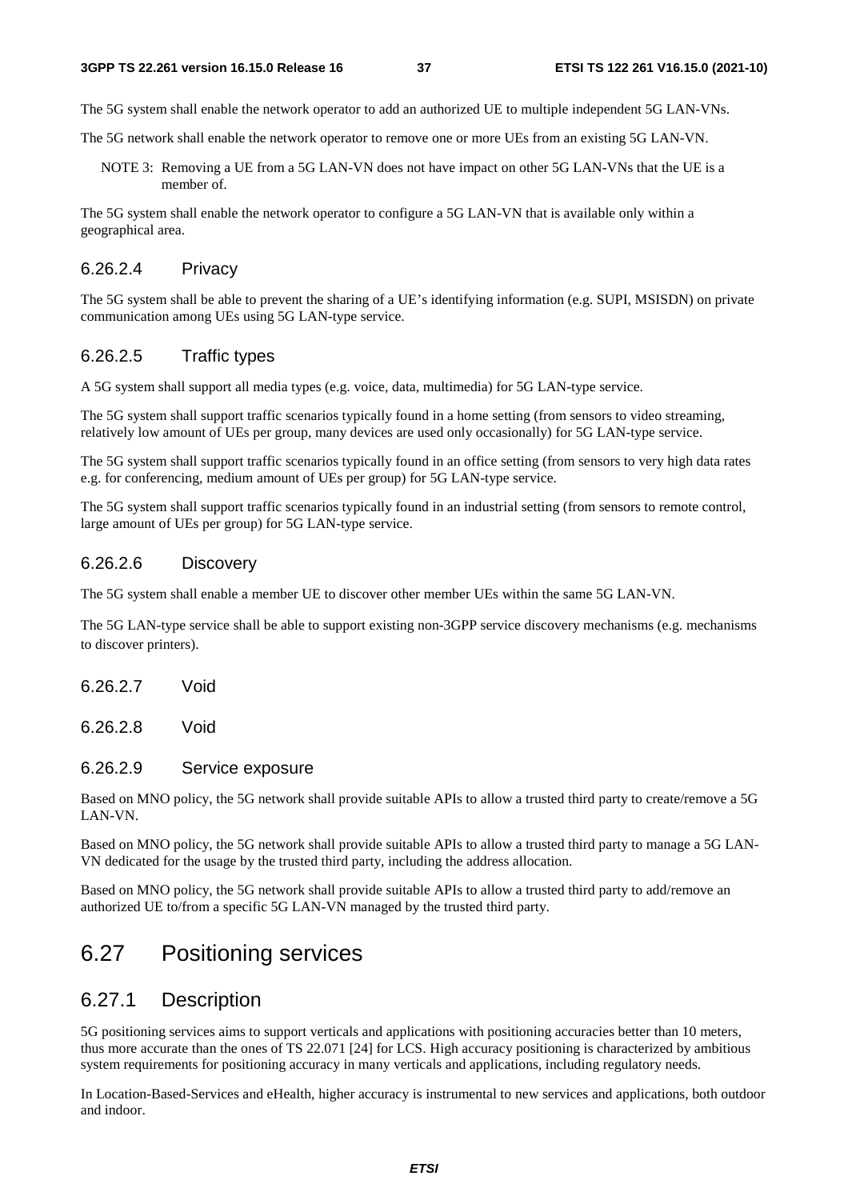The 5G system shall enable the network operator to add an authorized UE to multiple independent 5G LAN-VNs.

The 5G network shall enable the network operator to remove one or more UEs from an existing 5G LAN-VN.

NOTE 3: Removing a UE from a 5G LAN-VN does not have impact on other 5G LAN-VNs that the UE is a member of.

The 5G system shall enable the network operator to configure a 5G LAN-VN that is available only within a geographical area.

#### 6.26.2.4 Privacy

The 5G system shall be able to prevent the sharing of a UE's identifying information (e.g. SUPI, MSISDN) on private communication among UEs using 5G LAN-type service.

#### 6.26.2.5 Traffic types

A 5G system shall support all media types (e.g. voice, data, multimedia) for 5G LAN-type service.

The 5G system shall support traffic scenarios typically found in a home setting (from sensors to video streaming, relatively low amount of UEs per group, many devices are used only occasionally) for 5G LAN-type service.

The 5G system shall support traffic scenarios typically found in an office setting (from sensors to very high data rates e.g. for conferencing, medium amount of UEs per group) for 5G LAN-type service.

The 5G system shall support traffic scenarios typically found in an industrial setting (from sensors to remote control, large amount of UEs per group) for 5G LAN-type service.

#### 6.26.2.6 Discovery

The 5G system shall enable a member UE to discover other member UEs within the same 5G LAN-VN.

The 5G LAN-type service shall be able to support existing non-3GPP service discovery mechanisms (e.g. mechanisms to discover printers).

#### 6.26.2.7 Void

#### 6.26.2.8 Void

#### 6.26.2.9 Service exposure

Based on MNO policy, the 5G network shall provide suitable APIs to allow a trusted third party to create/remove a 5G LAN-VN.

Based on MNO policy, the 5G network shall provide suitable APIs to allow a trusted third party to manage a 5G LAN-VN dedicated for the usage by the trusted third party, including the address allocation.

Based on MNO policy, the 5G network shall provide suitable APIs to allow a trusted third party to add/remove an authorized UE to/from a specific 5G LAN-VN managed by the trusted third party.

## 6.27 Positioning services

### 6.27.1 Description

5G positioning services aims to support verticals and applications with positioning accuracies better than 10 meters, thus more accurate than the ones of TS 22.071 [24] for LCS. High accuracy positioning is characterized by ambitious system requirements for positioning accuracy in many verticals and applications, including regulatory needs.

In Location-Based-Services and eHealth, higher accuracy is instrumental to new services and applications, both outdoor and indoor.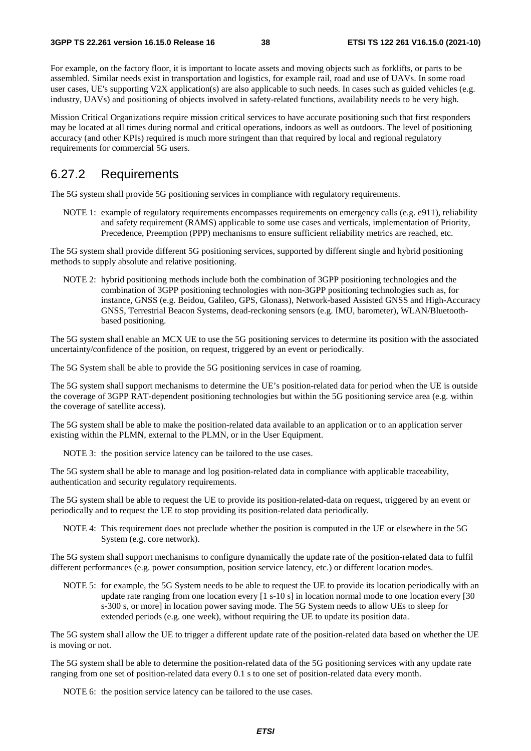For example, on the factory floor, it is important to locate assets and moving objects such as forklifts, or parts to be assembled. Similar needs exist in transportation and logistics, for example rail, road and use of UAVs. In some road user cases, UE's supporting V2X application(s) are also applicable to such needs. In cases such as guided vehicles (e.g. industry, UAVs) and positioning of objects involved in safety-related functions, availability needs to be very high.

Mission Critical Organizations require mission critical services to have accurate positioning such that first responders may be located at all times during normal and critical operations, indoors as well as outdoors. The level of positioning accuracy (and other KPIs) required is much more stringent than that required by local and regional regulatory requirements for commercial 5G users.

## 6.27.2 Requirements

The 5G system shall provide 5G positioning services in compliance with regulatory requirements.

NOTE 1: example of regulatory requirements encompasses requirements on emergency calls (e.g. e911), reliability and safety requirement (RAMS) applicable to some use cases and verticals, implementation of Priority, Precedence, Preemption (PPP) mechanisms to ensure sufficient reliability metrics are reached, etc.

The 5G system shall provide different 5G positioning services, supported by different single and hybrid positioning methods to supply absolute and relative positioning.

NOTE 2: hybrid positioning methods include both the combination of 3GPP positioning technologies and the combination of 3GPP positioning technologies with non-3GPP positioning technologies such as, for instance, GNSS (e.g. Beidou, Galileo, GPS, Glonass), Network-based Assisted GNSS and High-Accuracy GNSS, Terrestrial Beacon Systems, dead-reckoning sensors (e.g. IMU, barometer), WLAN/Bluetooth-based positioning.

The 5G system shall enable an MCX UE to use the 5G positioning services to determine its position with the associated uncertainty/confidence of the position, on request, triggered by an event or periodically.

The 5G System shall be able to provide the 5G positioning services in case of roaming.

The 5G system shall support mechanisms to determine the UE's position-related data for period when the UE is outside the coverage of 3GPP RAT-dependent positioning technologies but within the 5G positioning service area (e.g. within the coverage of satellite access).

The 5G system shall be able to make the position-related data available to an application or to an application server existing within the PLMN, external to the PLMN, or in the User Equipment.

NOTE 3: the position service latency can be tailored to the use cases.

The 5G system shall be able to manage and log position-related data in compliance with applicable traceability, authentication and security regulatory requirements.

The 5G system shall be able to request the UE to provide its position-related-data on request, triggered by an event or periodically and to request the UE to stop providing its position-related data periodically.

NOTE 4: This requirement does not preclude whether the position is computed in the UE or elsewhere in the 5G System (e.g. core network).

The 5G system shall support mechanisms to configure dynamically the update rate of the position-related data to fulfil different performances (e.g. power consumption, position service latency, etc.) or different location modes.

NOTE 5: for example, the 5G System needs to be able to request the UE to provide its location periodically with an update rate ranging from one location every [1 s-10 s] in location normal mode to one location every [30 s-300 s, or more] in location power saving mode. The 5G System needs to allow UEs to sleep for extended periods (e.g. one week), without requiring the UE to update its position data.

The 5G system shall allow the UE to trigger a different update rate of the position-related data based on whether the UE is moving or not.

The 5G system shall be able to determine the position-related data of the 5G positioning services with any update rate ranging from one set of position-related data every 0.1 s to one set of position-related data every month.

NOTE 6: the position service latency can be tailored to the use cases.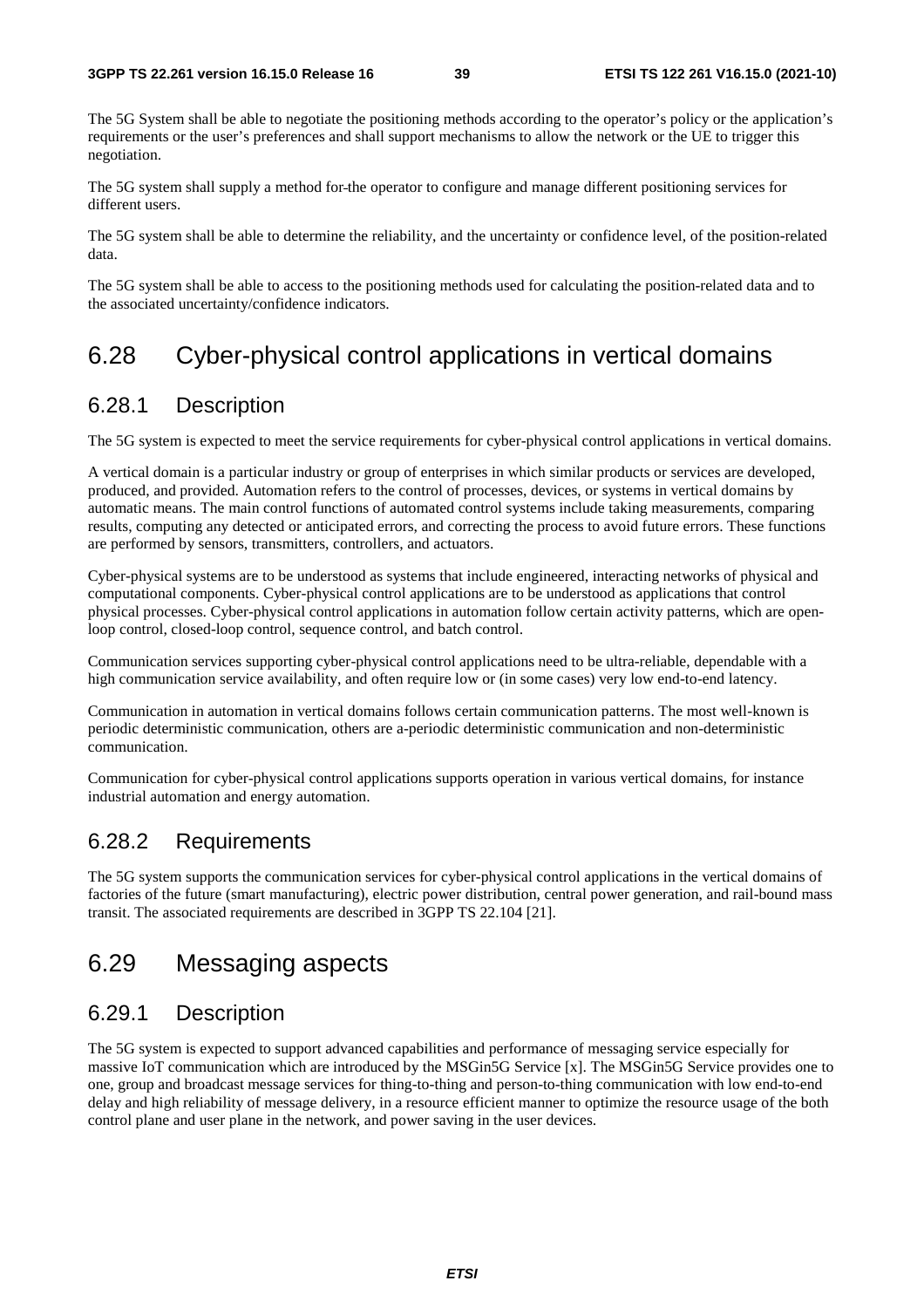The 5G System shall be able to negotiate the positioning methods according to the operator's policy or the application's requirements or the user's preferences and shall support mechanisms to allow the network or the UE to trigger this negotiation.

The 5G system shall supply a method for the operator to configure and manage different positioning services for different users.

The 5G system shall be able to determine the reliability, and the uncertainty or confidence level, of the position-related data.

The 5G system shall be able to access to the positioning methods used for calculating the position-related data and to the associated uncertainty/confidence indicators.

# 6.28 Cyber-physical control applications in vertical domains

## 6.28.1 Description

The 5G system is expected to meet the service requirements for cyber-physical control applications in vertical domains.

A vertical domain is a particular industry or group of enterprises in which similar products or services are developed, produced, and provided. Automation refers to the control of processes, devices, or systems in vertical domains by automatic means. The main control functions of automated control systems include taking measurements, comparing results, computing any detected or anticipated errors, and correcting the process to avoid future errors. These functions are performed by sensors, transmitters, controllers, and actuators.

Cyber-physical systems are to be understood as systems that include engineered, interacting networks of physical and computational components. Cyber-physical control applications are to be understood as applications that control physical processes. Cyber-physical control applications in automation follow certain activity patterns, which are open-loop control, closed-loop control, sequence control, and batch control.

Communication services supporting cyber-physical control applications need to be ultra-reliable, dependable with a high communication service availability, and often require low or (in some cases) very low end-to-end latency.

Communication in automation in vertical domains follows certain communication patterns. The most well-known is periodic deterministic communication, others are a-periodic deterministic communication and non-deterministic communication.

Communication for cyber-physical control applications supports operation in various vertical domains, for instance industrial automation and energy automation.

## 6.28.2 Requirements

The 5G system supports the communication services for cyber-physical control applications in the vertical domains of factories of the future (smart manufacturing), electric power distribution, central power generation, and rail-bound mass transit. The associated requirements are described in 3GPP TS 22.104 [21].

# 6.29 Messaging aspects

## 6.29.1 Description

The 5G system is expected to support advanced capabilities and performance of messaging service especially for massive IoT communication which are introduced by the MSGin5G Service [x]. The MSGin5G Service provides one to one, group and broadcast message services for thing-to-thing and person-to-thing communication with low end-to-end delay and high reliability of message delivery, in a resource efficient manner to optimize the resource usage of the both control plane and user plane in the network, and power saving in the user devices.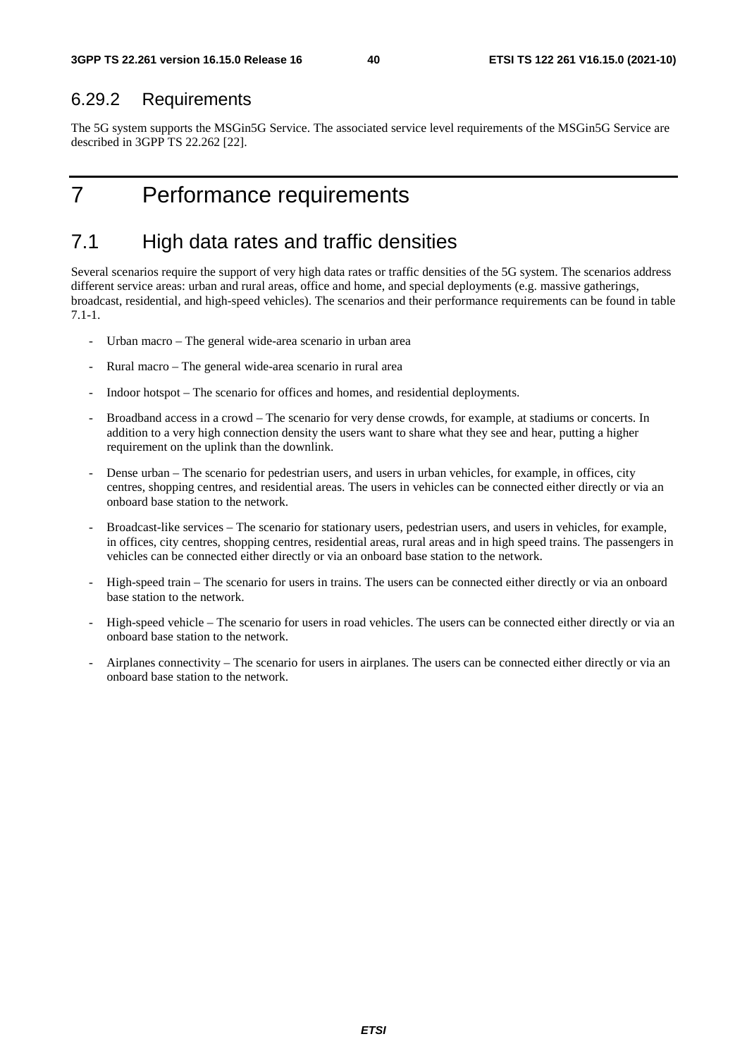### 6.29.2 Requirements

The 5G system supports the MSGin5G Service. The associated service level requirements of the MSGin5G Service are described in 3GPP TS 22.262 [22].

# 7 Performance requirements

## 7.1 High data rates and traffic densities

Several scenarios require the support of very high data rates or traffic densities of the 5G system. The scenarios address different service areas: urban and rural areas, office and home, and special deployments (e.g. massive gatherings, broadcast, residential, and high-speed vehicles). The scenarios and their performance requirements can be found in table 7.1-1.

- Urban macro – The general wide-area scenario in urban area
- Rural macro – The general wide-area scenario in rural area
- Indoor hotspot – The scenario for offices and homes, and residential deployments.
- Broadband access in a crowd – The scenario for very dense crowds, for example, at stadiums or concerts. In addition to a very high connection density the users want to share what they see and hear, putting a higher requirement on the uplink than the downlink.
- Dense urban – The scenario for pedestrian users, and users in urban vehicles, for example, in offices, city centres, shopping centres, and residential areas. The users in vehicles can be connected either directly or via an onboard base station to the network.
- Broadcast-like services – The scenario for stationary users, pedestrian users, and users in vehicles, for example, in offices, city centres, shopping centres, residential areas, rural areas and in high speed trains. The passengers in vehicles can be connected either directly or via an onboard base station to the network.
- High-speed train – The scenario for users in trains. The users can be connected either directly or via an onboard base station to the network.
- High-speed vehicle – The scenario for users in road vehicles. The users can be connected either directly or via an onboard base station to the network.
- Airplanes connectivity – The scenario for users in airplanes. The users can be connected either directly or via an onboard base station to the network.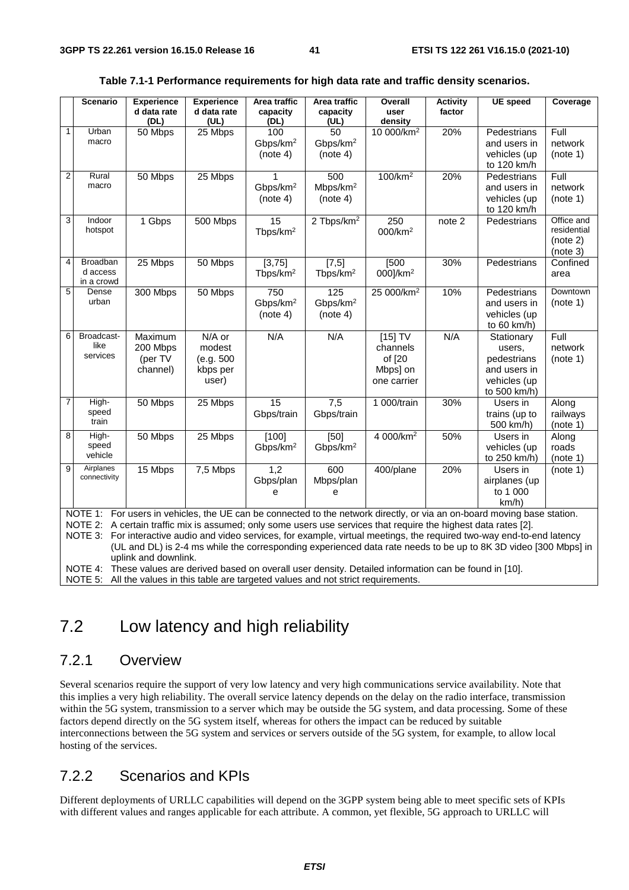**Table 7.1-1 Performance requirements for high data rate and traffic density scenarios.**

| | Scenario | Experienced data rate (DL) | Experienced data rate (UL) | Area traffic capacity (DL) | Area traffic capacity (UL) | Overall user density | Activity factor | UE speed | Coverage |
|---|---|---|---|---|---|---|---|---|---|
| 1 | Urban macro | 50 Mbps | 25 Mbps | 100 Gbps/km$^2$ (note 4) | 50 Gbps/km$^2$ (note 4) | 10 000/km$^2$ | 20% | Pedestrians and users in vehicles (up to 120 km/h | Full network (note 1) |
| 2 | Rural macro | 50 Mbps | 25 Mbps | 1 Gbps/km$^2$ (note 4) | 500 Mbps/km$^2$ (note 4) | 100/km$^2$ | 20% | Pedestrians and users in vehicles (up to 120 km/h | Full network (note 1) |
| 3 | Indoor hotspot | 1 Gbps | 500 Mbps | 15 Tbps/km$^2$ | 2 Tbps/km$^2$ | 250 000/km$^2$ | note 2 | Pedestrians | Office and residential (note 2) (note 3) |
| 4 | Broadband access in a crowd | 25 Mbps | 50 Mbps | [3,75] Tbps/km$^2$ | [7,5] Tbps/km$^2$ | [500 000]/km$^2$ | 30% | Pedestrians | Confined area |
| 5 | Dense urban | 300 Mbps | 50 Mbps | 750 Gbps/km$^2$ (note 4) | 125 Gbps/km$^2$ (note 4) | 25 000/km$^2$ | 10% | Pedestrians and users in vehicles (up to 60 km/h) | Downtown (note 1) |
| 6 | Broadcast-like services | Maximum 200 Mbps (per TV channel) | N/A or modest (e.g. 500 kbps per user) | N/A | N/A | [15] TV channels of [20 Mbps] on one carrier | N/A | Stationary users, pedestrians and users in vehicles (up to 500 km/h) | Full network (note 1) |
| 7 | High-speed train | 50 Mbps | 25 Mbps | 15 Gbps/train | 7,5 Gbps/train | 1 000/train | 30% | Users in trains (up to 500 km/h) | Along railways (note 1) |
| 8 | High-speed vehicle | 50 Mbps | 25 Mbps | [100] Gbps/km$^2$ | [50] Gbps/km$^2$ | 4 000/km$^2$ | 50% | Users in vehicles (up to 250 km/h) | Along roads (note 1) |
| 9 | Airplanes connectivity | 15 Mbps | 7,5 Mbps | 1,2 Gbps/plane | 600 Mbps/plane | 400/plane | 20% | Users in airplanes (up to 1 000 km/h) | (note 1) |

NOTE 1: For users in vehicles, the UE can be connected to the network directly, or via an on-board moving base station.
NOTE 2: A certain traffic mix is assumed; only some users use services that require the highest data rates [2].
NOTE 3: For interactive audio and video services, for example, virtual meetings, the required two-way end-to-end latency (UL and DL) is 2-4 ms while the corresponding experienced data rate needs to be up to 8K 3D video [300 Mbps] in uplink and downlink.
NOTE 4: These values are derived based on overall user density. Detailed information can be found in [10].
NOTE 5: All the values in this table are targeted values and not strict requirements.

# 7.2 Low latency and high reliability

## 7.2.1 Overview

Several scenarios require the support of very low latency and very high communications service availability. Note that this implies a very high reliability. The overall service latency depends on the delay on the radio interface, transmission within the 5G system, transmission to a server which may be outside the 5G system, and data processing. Some of these factors depend directly on the 5G system itself, whereas for others the impact can be reduced by suitable interconnections between the 5G system and services or servers outside of the 5G system, for example, to allow local hosting of the services.

## 7.2.2 Scenarios and KPIs

Different deployments of URLLC capabilities will depend on the 3GPP system being able to meet specific sets of KPIs with different values and ranges applicable for each attribute. A common, yet flexible, 5G approach to URLLC will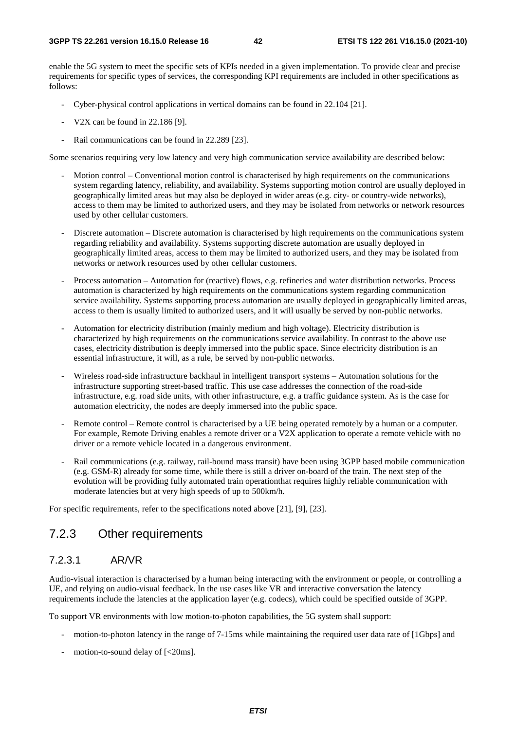enable the 5G system to meet the specific sets of KPIs needed in a given implementation. To provide clear and precise requirements for specific types of services, the corresponding KPI requirements are included in other specifications as follows:

- Cyber-physical control applications in vertical domains can be found in 22.104 [21].
- V2X can be found in 22.186 [9].
- Rail communications can be found in 22.289 [23].

Some scenarios requiring very low latency and very high communication service availability are described below:

- Motion control – Conventional motion control is characterised by high requirements on the communications system regarding latency, reliability, and availability. Systems supporting motion control are usually deployed in geographically limited areas but may also be deployed in wider areas (e.g. city- or country-wide networks), access to them may be limited to authorized users, and they may be isolated from networks or network resources used by other cellular customers.
- Discrete automation – Discrete automation is characterised by high requirements on the communications system regarding reliability and availability. Systems supporting discrete automation are usually deployed in geographically limited areas, access to them may be limited to authorized users, and they may be isolated from networks or network resources used by other cellular customers.
- Process automation – Automation for (reactive) flows, e.g. refineries and water distribution networks. Process automation is characterized by high requirements on the communications system regarding communication service availability. Systems supporting process automation are usually deployed in geographically limited areas, access to them is usually limited to authorized users, and it will usually be served by non-public networks.
- Automation for electricity distribution (mainly medium and high voltage). Electricity distribution is characterized by high requirements on the communications service availability. In contrast to the above use cases, electricity distribution is deeply immersed into the public space. Since electricity distribution is an essential infrastructure, it will, as a rule, be served by non-public networks.
- Wireless road-side infrastructure backhaul in intelligent transport systems – Automation solutions for the infrastructure supporting street-based traffic. This use case addresses the connection of the road-side infrastructure, e.g. road side units, with other infrastructure, e.g. a traffic guidance system. As is the case for automation electricity, the nodes are deeply immersed into the public space.
- Remote control – Remote control is characterised by a UE being operated remotely by a human or a computer. For example, Remote Driving enables a remote driver or a V2X application to operate a remote vehicle with no driver or a remote vehicle located in a dangerous environment.
- Rail communications (e.g. railway, rail-bound mass transit) have been using 3GPP based mobile communication (e.g. GSM-R) already for some time, while there is still a driver on-board of the train. The next step of the evolution will be providing fully automated train operationthat requires highly reliable communication with moderate latencies but at very high speeds of up to 500km/h.

For specific requirements, refer to the specifications noted above [21], [9], [23].

## 7.2.3 Other requirements

### 7.2.3.1 AR/VR

Audio-visual interaction is characterised by a human being interacting with the environment or people, or controlling a UE, and relying on audio-visual feedback. In the use cases like VR and interactive conversation the latency requirements include the latencies at the application layer (e.g. codecs), which could be specified outside of 3GPP.

To support VR environments with low motion-to-photon capabilities, the 5G system shall support:

- motion-to-photon latency in the range of 7-15ms while maintaining the required user data rate of [1Gbps] and
- motion-to-sound delay of [<20ms].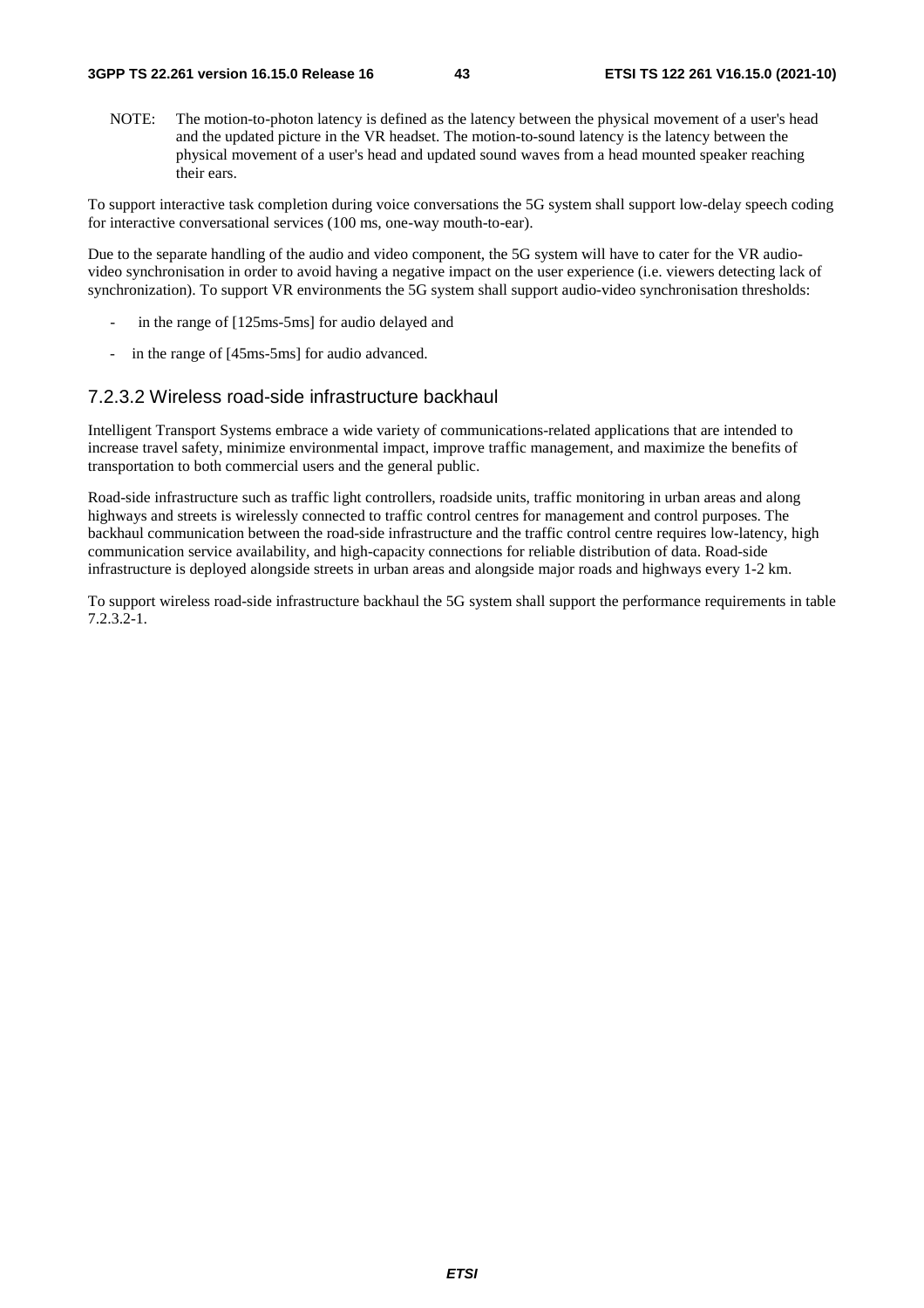NOTE: The motion-to-photon latency is defined as the latency between the physical movement of a user's head and the updated picture in the VR headset. The motion-to-sound latency is the latency between the physical movement of a user's head and updated sound waves from a head mounted speaker reaching their ears.

To support interactive task completion during voice conversations the 5G system shall support low-delay speech coding for interactive conversational services (100 ms, one-way mouth-to-ear).

Due to the separate handling of the audio and video component, the 5G system will have to cater for the VR audio-video synchronisation in order to avoid having a negative impact on the user experience (i.e. viewers detecting lack of synchronization). To support VR environments the 5G system shall support audio-video synchronisation thresholds:

- in the range of [125ms-5ms] for audio delayed and
- in the range of [45ms-5ms] for audio advanced.

### 7.2.3.2 Wireless road-side infrastructure backhaul

Intelligent Transport Systems embrace a wide variety of communications-related applications that are intended to increase travel safety, minimize environmental impact, improve traffic management, and maximize the benefits of transportation to both commercial users and the general public.

Road-side infrastructure such as traffic light controllers, roadside units, traffic monitoring in urban areas and along highways and streets is wirelessly connected to traffic control centres for management and control purposes. The backhaul communication between the road-side infrastructure and the traffic control centre requires low-latency, high communication service availability, and high-capacity connections for reliable distribution of data. Road-side infrastructure is deployed alongside streets in urban areas and alongside major roads and highways every 1-2 km.

To support wireless road-side infrastructure backhaul the 5G system shall support the performance requirements in table 7.2.3.2-1.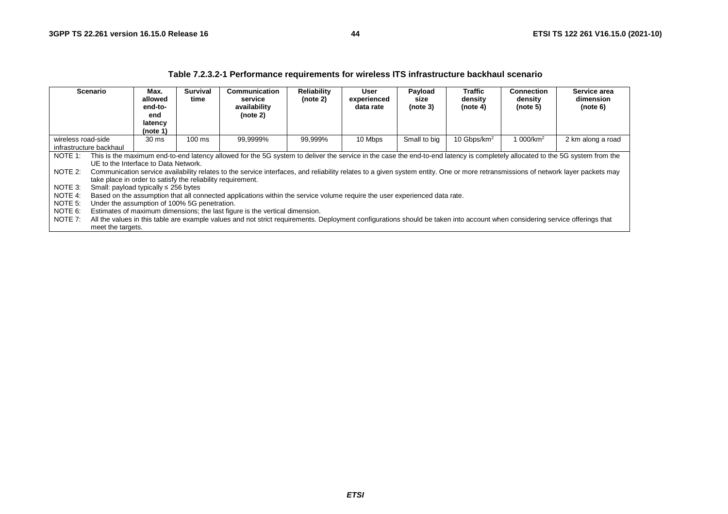**Table 7.2.3.2-1 Performance requirements for wireless ITS infrastructure backhaul scenario**

| Scenario | Max. allowed end-to-end latency (note 1) | Survival time | Communication service availability (note 2) | Reliability (note 2) | User experienced data rate | Payload size (note 3) | Traffic density (note 4) | Connection density (note 5) | Service area dimension (note 6) |
|---|---|---|---|---|---|---|---|---|---|
| wireless road-side infrastructure backhaul | 30 ms | 100 ms | 99,9999% | 99,999% | 10 Mbps | Small to big | 10 Gbps/km$^2$ | 1 000/km$^2$ | 2 km along a road |

NOTE 1: This is the maximum end-to-end latency allowed for the 5G system to deliver the service in the case the end-to-end latency is completely allocated to the 5G system from the UE to the Interface to Data Network.

NOTE 2: Communication service availability relates to the service interfaces, and reliability relates to a given system entity. One or more retransmissions of network layer packets may take place in order to satisfy the reliability requirement.

NOTE 3: Small: payload typically ≤ 256 bytes

NOTE 4: Based on the assumption that all connected applications within the service volume require the user experienced data rate.

NOTE 5: Under the assumption of 100% 5G penetration.

NOTE 6: Estimates of maximum dimensions; the last figure is the vertical dimension.

NOTE 7: All the values in this table are example values and not strict requirements. Deployment configurations should be taken into account when considering service offerings that meet the targets.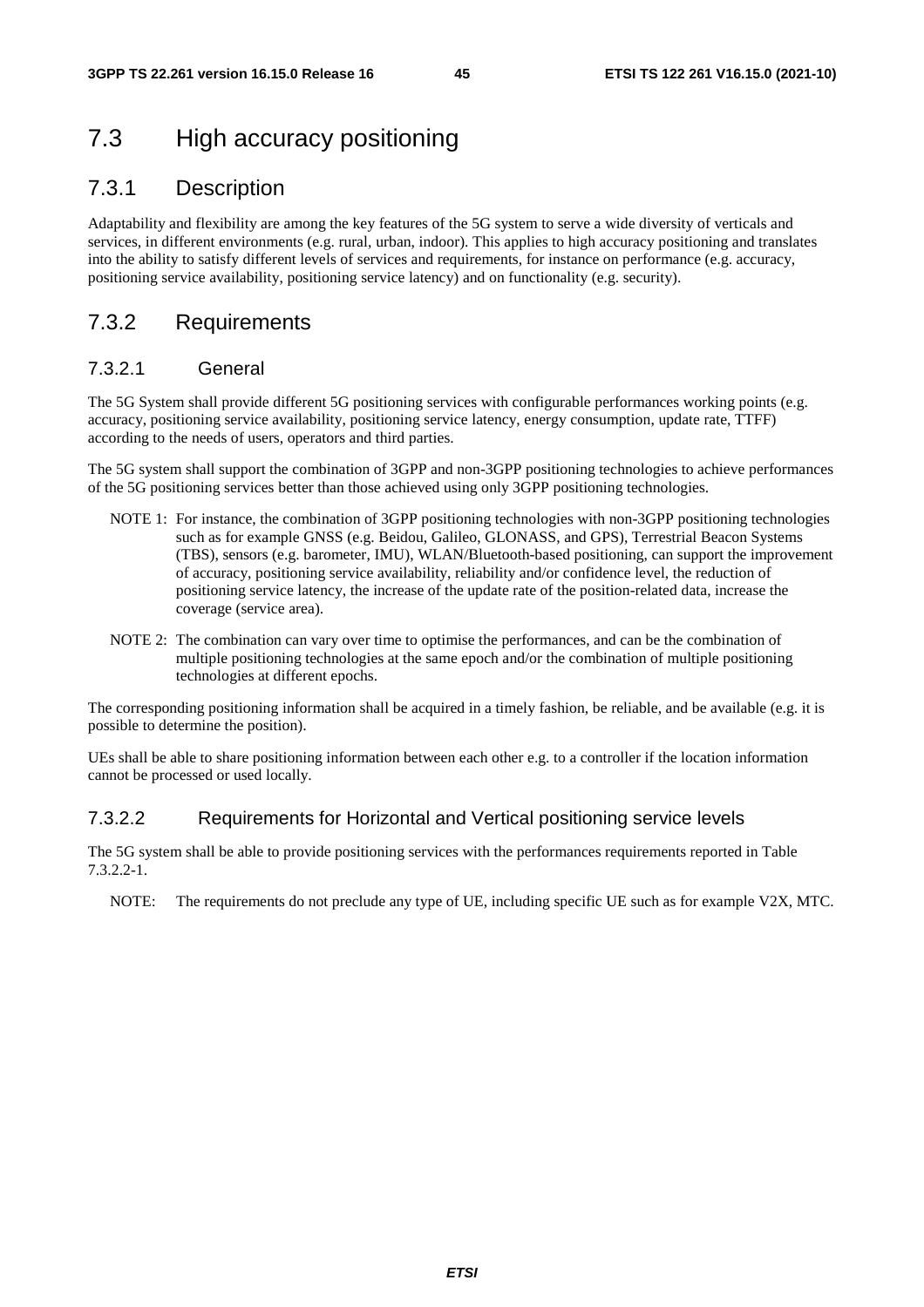## 7.3 High accuracy positioning

### 7.3.1 Description

Adaptability and flexibility are among the key features of the 5G system to serve a wide diversity of verticals and services, in different environments (e.g. rural, urban, indoor). This applies to high accuracy positioning and translates into the ability to satisfy different levels of services and requirements, for instance on performance (e.g. accuracy, positioning service availability, positioning service latency) and on functionality (e.g. security).

### 7.3.2 Requirements

#### 7.3.2.1 General

The 5G System shall provide different 5G positioning services with configurable performances working points (e.g. accuracy, positioning service availability, positioning service latency, energy consumption, update rate, TTFF) according to the needs of users, operators and third parties.

The 5G system shall support the combination of 3GPP and non-3GPP positioning technologies to achieve performances of the 5G positioning services better than those achieved using only 3GPP positioning technologies.

NOTE 1: For instance, the combination of 3GPP positioning technologies with non-3GPP positioning technologies such as for example GNSS (e.g. Beidou, Galileo, GLONASS, and GPS), Terrestrial Beacon Systems (TBS), sensors (e.g. barometer, IMU), WLAN/Bluetooth-based positioning, can support the improvement of accuracy, positioning service availability, reliability and/or confidence level, the reduction of positioning service latency, the increase of the update rate of the position-related data, increase the coverage (service area).

NOTE 2: The combination can vary over time to optimise the performances, and can be the combination of multiple positioning technologies at the same epoch and/or the combination of multiple positioning technologies at different epochs.

The corresponding positioning information shall be acquired in a timely fashion, be reliable, and be available (e.g. it is possible to determine the position).

UEs shall be able to share positioning information between each other e.g. to a controller if the location information cannot be processed or used locally.

#### 7.3.2.2 Requirements for Horizontal and Vertical positioning service levels

The 5G system shall be able to provide positioning services with the performances requirements reported in Table 7.3.2.2-1.

NOTE: The requirements do not preclude any type of UE, including specific UE such as for example V2X, MTC.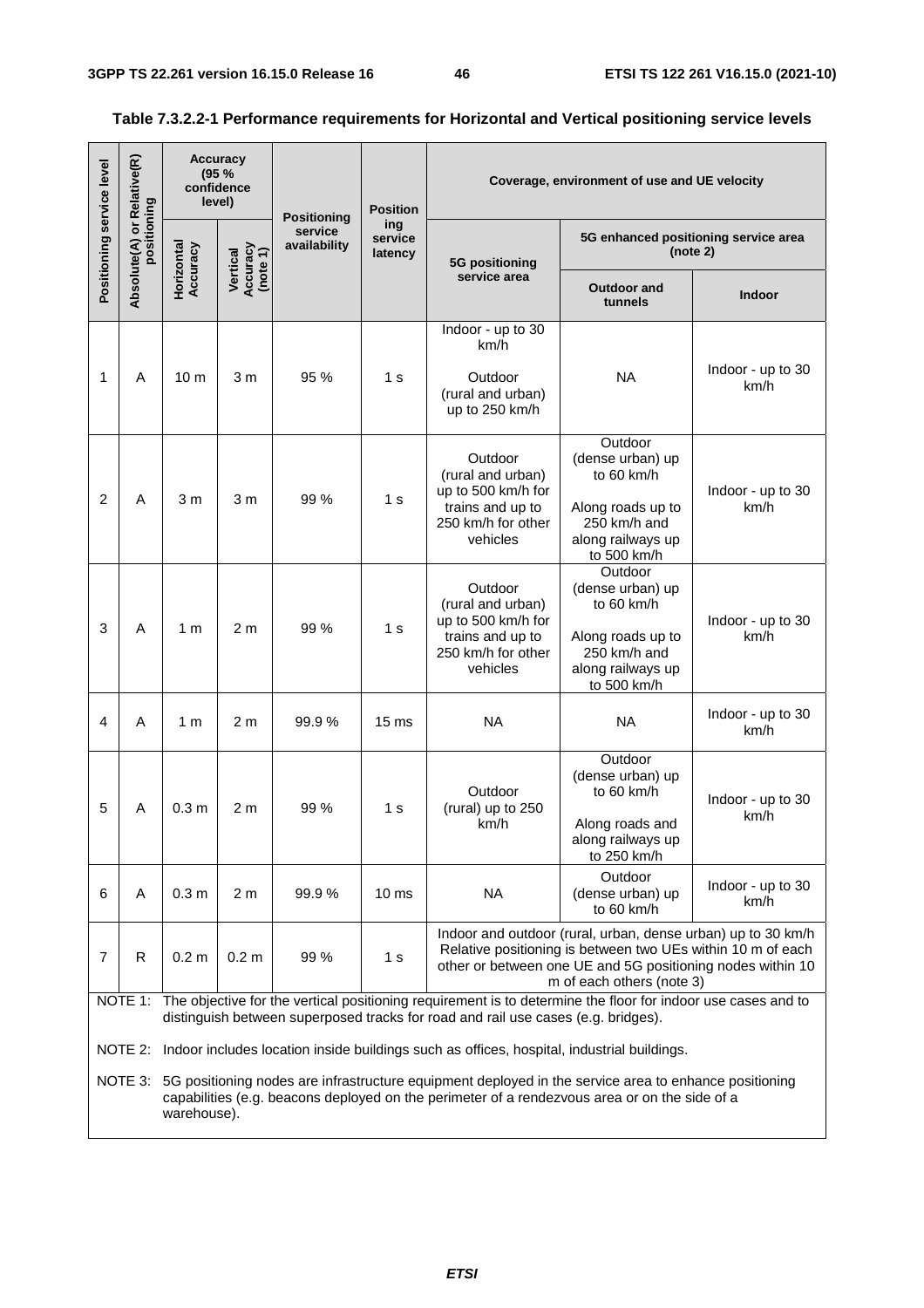**Table 7.3.2.2-1 Performance requirements for Horizontal and Vertical positioning service levels**

| Positioning service level | Absolute(A) or Relative(R) positioning | Accuracy (95 % confidence level) | | Positioning service availability | Positioning service latency | Coverage, environment of use and UE velocity | | |
|---|---|---|---|---|---|---|---|---|
| | | Horizontal Accuracy | Vertical Accuracy (note 1) | | | 5G positioning service area | 5G enhanced positioning service area (note 2) | |
| | | | | | | | Outdoor and tunnels | Indoor |
| 1 | A | 10 m | 3 m | 95 % | 1 s | Indoor - up to 30 km/h<br><br>Outdoor (rural and urban) up to 250 km/h | NA | Indoor - up to 30 km/h |
| 2 | A | 3 m | 3 m | 99 % | 1 s | Outdoor (rural and urban) up to 500 km/h for trains and up to 250 km/h for other vehicles | Outdoor (dense urban) up to 60 km/h<br><br>Along roads up to 250 km/h and along railways up to 500 km/h | Indoor - up to 30 km/h |
| 3 | A | 1 m | 2 m | 99 % | 1 s | Outdoor (rural and urban) up to 500 km/h for trains and up to 250 km/h for other vehicles | Outdoor (dense urban) up to 60 km/h<br><br>Along roads up to 250 km/h and along railways up to 500 km/h | Indoor - up to 30 km/h |
| 4 | A | 1 m | 2 m | 99.9 % | 15 ms | NA | NA | Indoor - up to 30 km/h |
| 5 | A | 0.3 m | 2 m | 99 % | 1 s | Outdoor (rural) up to 250 km/h | Outdoor (dense urban) up to 60 km/h<br><br>Along roads and along railways up to 250 km/h | Indoor - up to 30 km/h |
| 6 | A | 0.3 m | 2 m | 99.9 % | 10 ms | NA | Outdoor (dense urban) up to 60 km/h | Indoor - up to 30 km/h |
| 7 | R | 0.2 m | 0.2 m | 99 % | 1 s | Indoor and outdoor (rural, urban, dense urban) up to 30 km/h Relative positioning is between two UEs within 10 m of each other or between one UE and 5G positioning nodes within 10 m of each others (note 3) | | |

NOTE 1: The objective for the vertical positioning requirement is to determine the floor for indoor use cases and to distinguish between superposed tracks for road and rail use cases (e.g. bridges).

NOTE 2: Indoor includes location inside buildings such as offices, hospital, industrial buildings.

NOTE 3: 5G positioning nodes are infrastructure equipment deployed in the service area to enhance positioning capabilities (e.g. beacons deployed on the perimeter of a rendezvous area or on the side of a warehouse).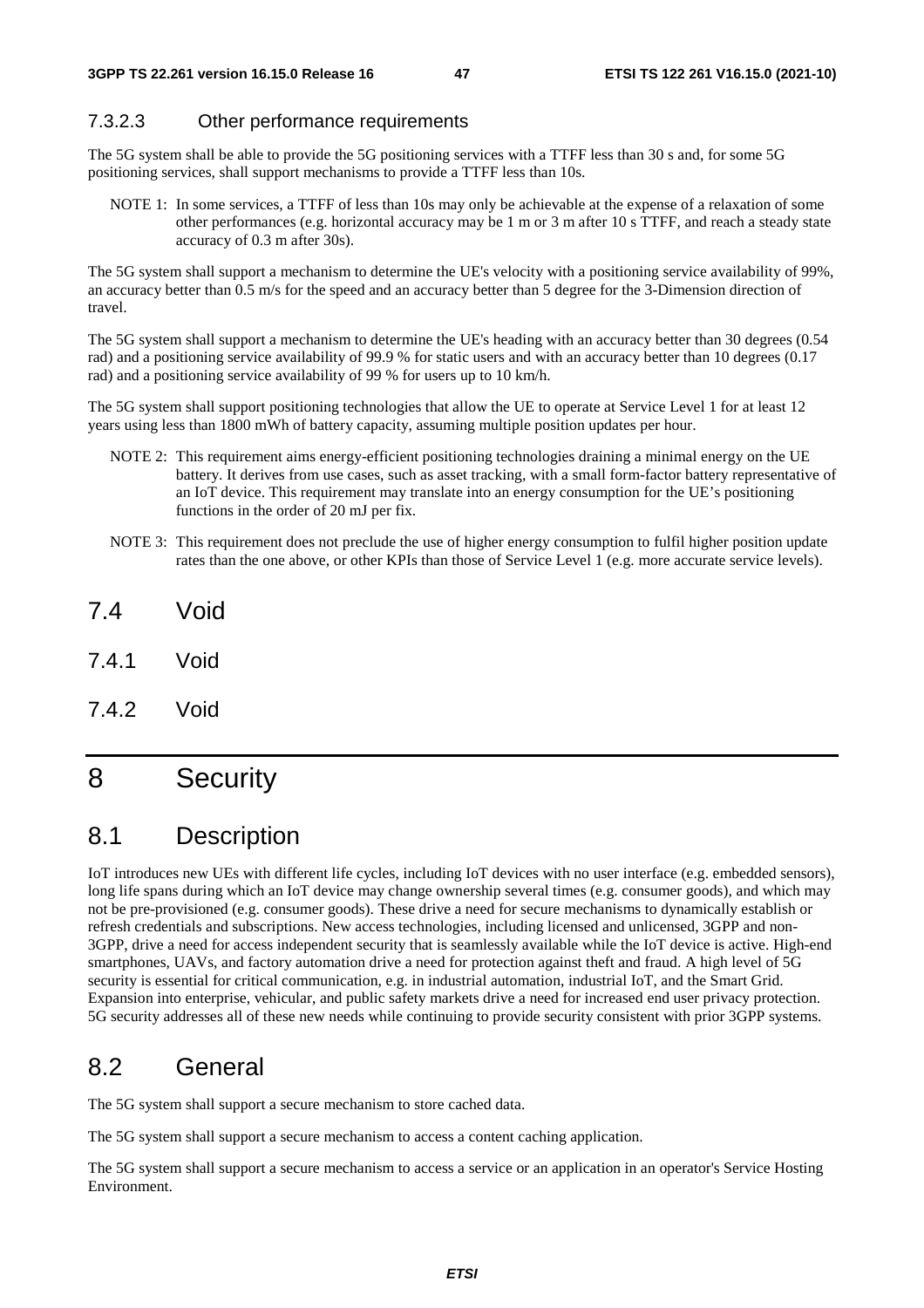#### 7.3.2.3 Other performance requirements

The 5G system shall be able to provide the 5G positioning services with a TTFF less than 30 s and, for some 5G positioning services, shall support mechanisms to provide a TTFF less than 10s.

NOTE 1: In some services, a TTFF of less than 10s may only be achievable at the expense of a relaxation of some other performances (e.g. horizontal accuracy may be 1 m or 3 m after 10 s TTFF, and reach a steady state accuracy of 0.3 m after 30s).

The 5G system shall support a mechanism to determine the UE's velocity with a positioning service availability of 99%, an accuracy better than 0.5 m/s for the speed and an accuracy better than 5 degree for the 3-Dimension direction of travel.

The 5G system shall support a mechanism to determine the UE's heading with an accuracy better than 30 degrees (0.54 rad) and a positioning service availability of 99.9 % for static users and with an accuracy better than 10 degrees (0.17 rad) and a positioning service availability of 99 % for users up to 10 km/h.

The 5G system shall support positioning technologies that allow the UE to operate at Service Level 1 for at least 12 years using less than 1800 mWh of battery capacity, assuming multiple position updates per hour.

NOTE 2: This requirement aims energy-efficient positioning technologies draining a minimal energy on the UE battery. It derives from use cases, such as asset tracking, with a small form-factor battery representative of an IoT device. This requirement may translate into an energy consumption for the UE's positioning functions in the order of 20 mJ per fix.

NOTE 3: This requirement does not preclude the use of higher energy consumption to fulfil higher position update rates than the one above, or other KPIs than those of Service Level 1 (e.g. more accurate service levels).

## 7.4 Void

### 7.4.1 Void

### 7.4.2 Void

# 8 Security

## 8.1 Description

IoT introduces new UEs with different life cycles, including IoT devices with no user interface (e.g. embedded sensors), long life spans during which an IoT device may change ownership several times (e.g. consumer goods), and which may not be pre-provisioned (e.g. consumer goods). These drive a need for secure mechanisms to dynamically establish or refresh credentials and subscriptions. New access technologies, including licensed and unlicensed, 3GPP and non-3GPP, drive a need for access independent security that is seamlessly available while the IoT device is active. High-end smartphones, UAVs, and factory automation drive a need for protection against theft and fraud. A high level of 5G security is essential for critical communication, e.g. in industrial automation, industrial IoT, and the Smart Grid. Expansion into enterprise, vehicular, and public safety markets drive a need for increased end user privacy protection. 5G security addresses all of these new needs while continuing to provide security consistent with prior 3GPP systems.

## 8.2 General

The 5G system shall support a secure mechanism to store cached data.

The 5G system shall support a secure mechanism to access a content caching application.

The 5G system shall support a secure mechanism to access a service or an application in an operator's Service Hosting Environment.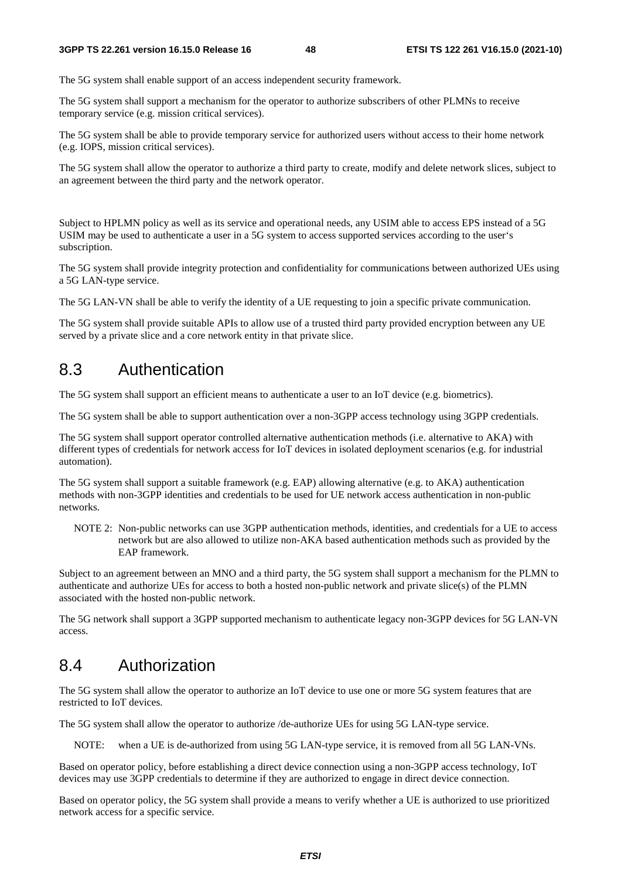The 5G system shall enable support of an access independent security framework.

The 5G system shall support a mechanism for the operator to authorize subscribers of other PLMNs to receive temporary service (e.g. mission critical services).

The 5G system shall be able to provide temporary service for authorized users without access to their home network (e.g. IOPS, mission critical services).

The 5G system shall allow the operator to authorize a third party to create, modify and delete network slices, subject to an agreement between the third party and the network operator.

Subject to HPLMN policy as well as its service and operational needs, any USIM able to access EPS instead of a 5G USIM may be used to authenticate a user in a 5G system to access supported services according to the user's subscription.

The 5G system shall provide integrity protection and confidentiality for communications between authorized UEs using a 5G LAN-type service.

The 5G LAN-VN shall be able to verify the identity of a UE requesting to join a specific private communication.

The 5G system shall provide suitable APIs to allow use of a trusted third party provided encryption between any UE served by a private slice and a core network entity in that private slice.

## 8.3 Authentication

The 5G system shall support an efficient means to authenticate a user to an IoT device (e.g. biometrics).

The 5G system shall be able to support authentication over a non-3GPP access technology using 3GPP credentials.

The 5G system shall support operator controlled alternative authentication methods (i.e. alternative to AKA) with different types of credentials for network access for IoT devices in isolated deployment scenarios (e.g. for industrial automation).

The 5G system shall support a suitable framework (e.g. EAP) allowing alternative (e.g. to AKA) authentication methods with non-3GPP identities and credentials to be used for UE network access authentication in non-public networks.

> NOTE 2: Non-public networks can use 3GPP authentication methods, identities, and credentials for a UE to access network but are also allowed to utilize non-AKA based authentication methods such as provided by the EAP framework.

Subject to an agreement between an MNO and a third party, the 5G system shall support a mechanism for the PLMN to authenticate and authorize UEs for access to both a hosted non-public network and private slice(s) of the PLMN associated with the hosted non-public network.

The 5G network shall support a 3GPP supported mechanism to authenticate legacy non-3GPP devices for 5G LAN-VN access.

## 8.4 Authorization

The 5G system shall allow the operator to authorize an IoT device to use one or more 5G system features that are restricted to IoT devices.

The 5G system shall allow the operator to authorize /de-authorize UEs for using 5G LAN-type service.

> NOTE: when a UE is de-authorized from using 5G LAN-type service, it is removed from all 5G LAN-VNs.

Based on operator policy, before establishing a direct device connection using a non-3GPP access technology, IoT devices may use 3GPP credentials to determine if they are authorized to engage in direct device connection.

Based on operator policy, the 5G system shall provide a means to verify whether a UE is authorized to use prioritized network access for a specific service.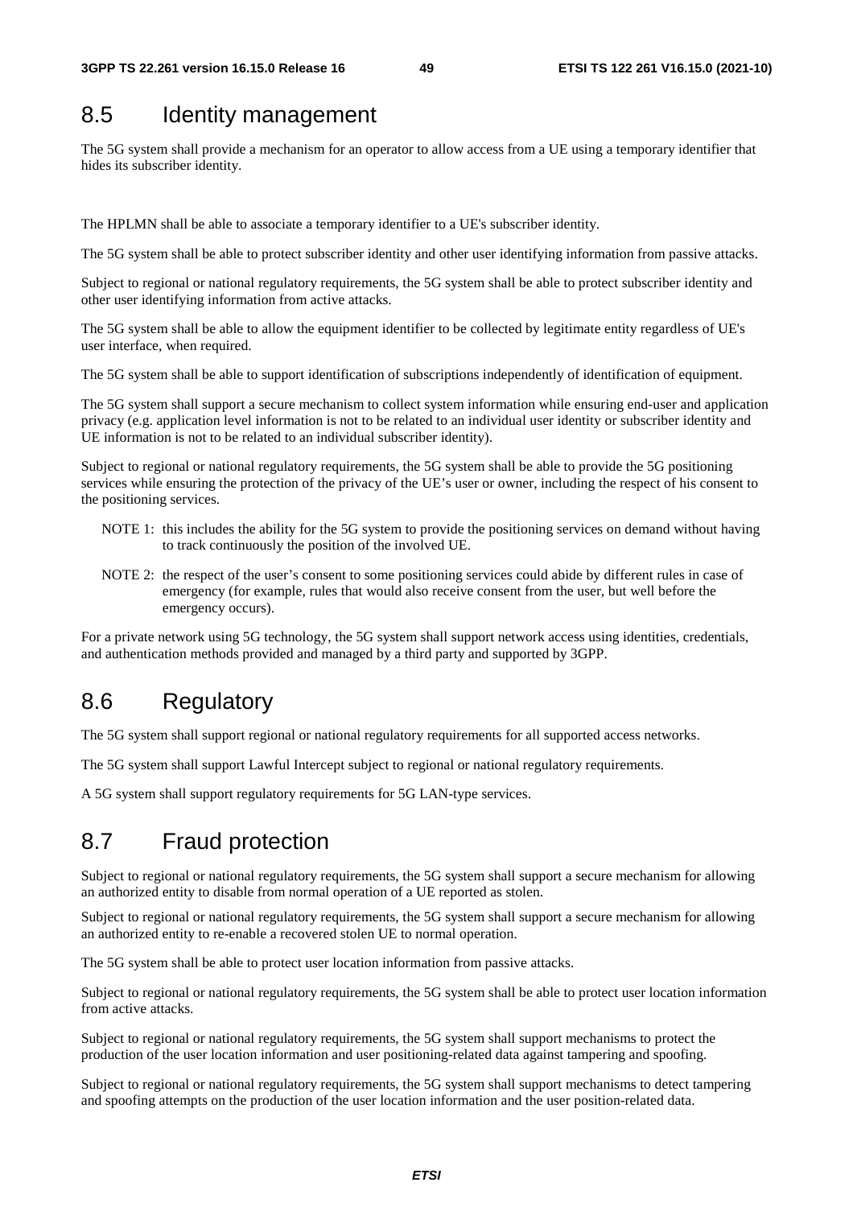## 8.5 Identity management

The 5G system shall provide a mechanism for an operator to allow access from a UE using a temporary identifier that hides its subscriber identity.

The HPLMN shall be able to associate a temporary identifier to a UE's subscriber identity.

The 5G system shall be able to protect subscriber identity and other user identifying information from passive attacks.

Subject to regional or national regulatory requirements, the 5G system shall be able to protect subscriber identity and other user identifying information from active attacks.

The 5G system shall be able to allow the equipment identifier to be collected by legitimate entity regardless of UE's user interface, when required.

The 5G system shall be able to support identification of subscriptions independently of identification of equipment.

The 5G system shall support a secure mechanism to collect system information while ensuring end-user and application privacy (e.g. application level information is not to be related to an individual user identity or subscriber identity and UE information is not to be related to an individual subscriber identity).

Subject to regional or national regulatory requirements, the 5G system shall be able to provide the 5G positioning services while ensuring the protection of the privacy of the UE's user or owner, including the respect of his consent to the positioning services.

NOTE 1: this includes the ability for the 5G system to provide the positioning services on demand without having to track continuously the position of the involved UE.

NOTE 2: the respect of the user's consent to some positioning services could abide by different rules in case of emergency (for example, rules that would also receive consent from the user, but well before the emergency occurs).

For a private network using 5G technology, the 5G system shall support network access using identities, credentials, and authentication methods provided and managed by a third party and supported by 3GPP.

## 8.6 Regulatory

The 5G system shall support regional or national regulatory requirements for all supported access networks.

The 5G system shall support Lawful Intercept subject to regional or national regulatory requirements.

A 5G system shall support regulatory requirements for 5G LAN-type services.

## 8.7 Fraud protection

Subject to regional or national regulatory requirements, the 5G system shall support a secure mechanism for allowing an authorized entity to disable from normal operation of a UE reported as stolen.

Subject to regional or national regulatory requirements, the 5G system shall support a secure mechanism for allowing an authorized entity to re-enable a recovered stolen UE to normal operation.

The 5G system shall be able to protect user location information from passive attacks.

Subject to regional or national regulatory requirements, the 5G system shall be able to protect user location information from active attacks.

Subject to regional or national regulatory requirements, the 5G system shall support mechanisms to protect the production of the user location information and user positioning-related data against tampering and spoofing.

Subject to regional or national regulatory requirements, the 5G system shall support mechanisms to detect tampering and spoofing attempts on the production of the user location information and the user position-related data.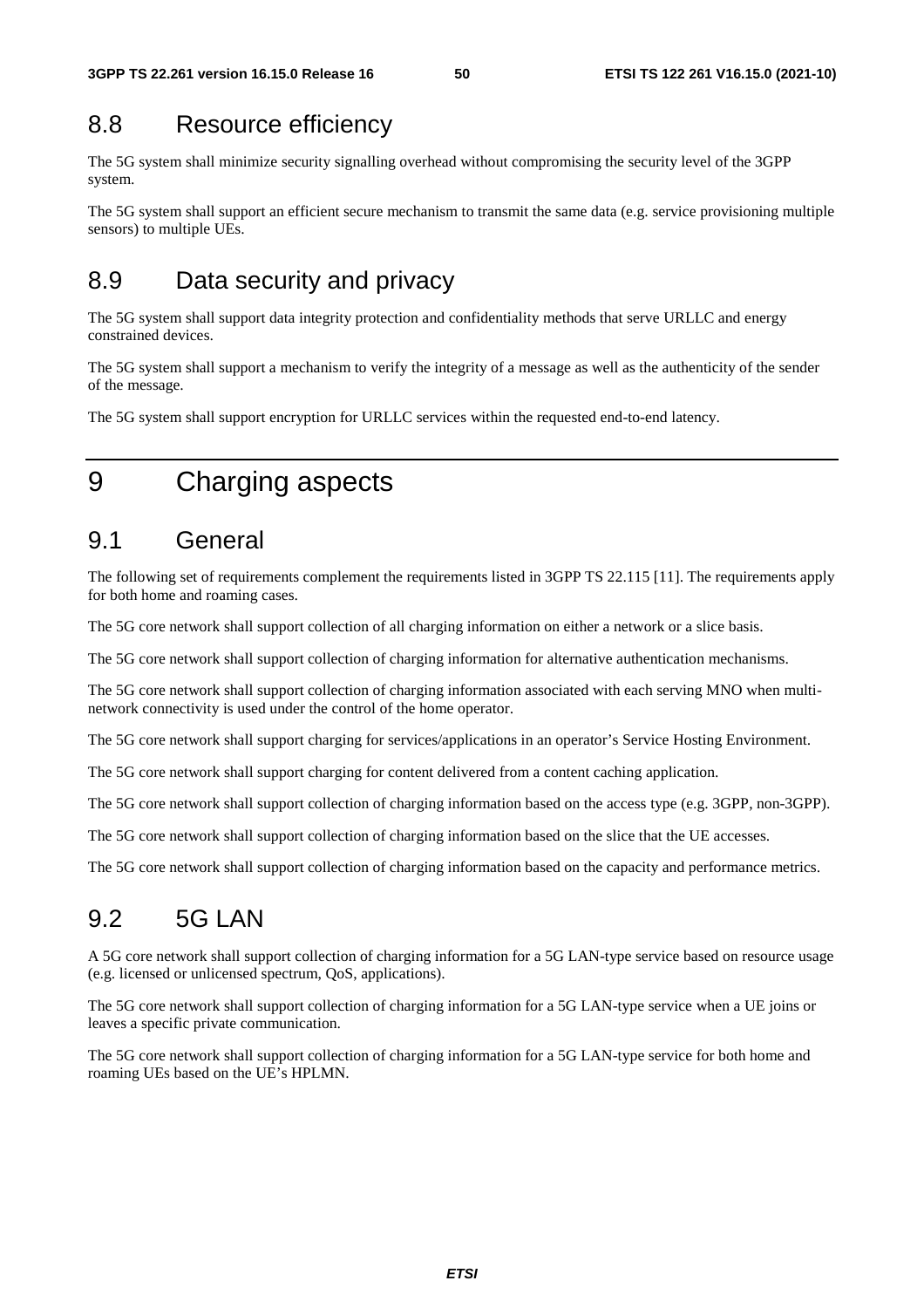## 8.8 Resource efficiency

The 5G system shall minimize security signalling overhead without compromising the security level of the 3GPP system.

The 5G system shall support an efficient secure mechanism to transmit the same data (e.g. service provisioning multiple sensors) to multiple UEs.

## 8.9 Data security and privacy

The 5G system shall support data integrity protection and confidentiality methods that serve URLLC and energy constrained devices.

The 5G system shall support a mechanism to verify the integrity of a message as well as the authenticity of the sender of the message.

The 5G system shall support encryption for URLLC services within the requested end-to-end latency.

# 9 Charging aspects

## 9.1 General

The following set of requirements complement the requirements listed in 3GPP TS 22.115 [11]. The requirements apply for both home and roaming cases.

The 5G core network shall support collection of all charging information on either a network or a slice basis.

The 5G core network shall support collection of charging information for alternative authentication mechanisms.

The 5G core network shall support collection of charging information associated with each serving MNO when multi-network connectivity is used under the control of the home operator.

The 5G core network shall support charging for services/applications in an operator's Service Hosting Environment.

The 5G core network shall support charging for content delivered from a content caching application.

The 5G core network shall support collection of charging information based on the access type (e.g. 3GPP, non-3GPP).

The 5G core network shall support collection of charging information based on the slice that the UE accesses.

The 5G core network shall support collection of charging information based on the capacity and performance metrics.

## 9.2 5G LAN

A 5G core network shall support collection of charging information for a 5G LAN-type service based on resource usage (e.g. licensed or unlicensed spectrum, QoS, applications).

The 5G core network shall support collection of charging information for a 5G LAN-type service when a UE joins or leaves a specific private communication.

The 5G core network shall support collection of charging information for a 5G LAN-type service for both home and roaming UEs based on the UE's HPLMN.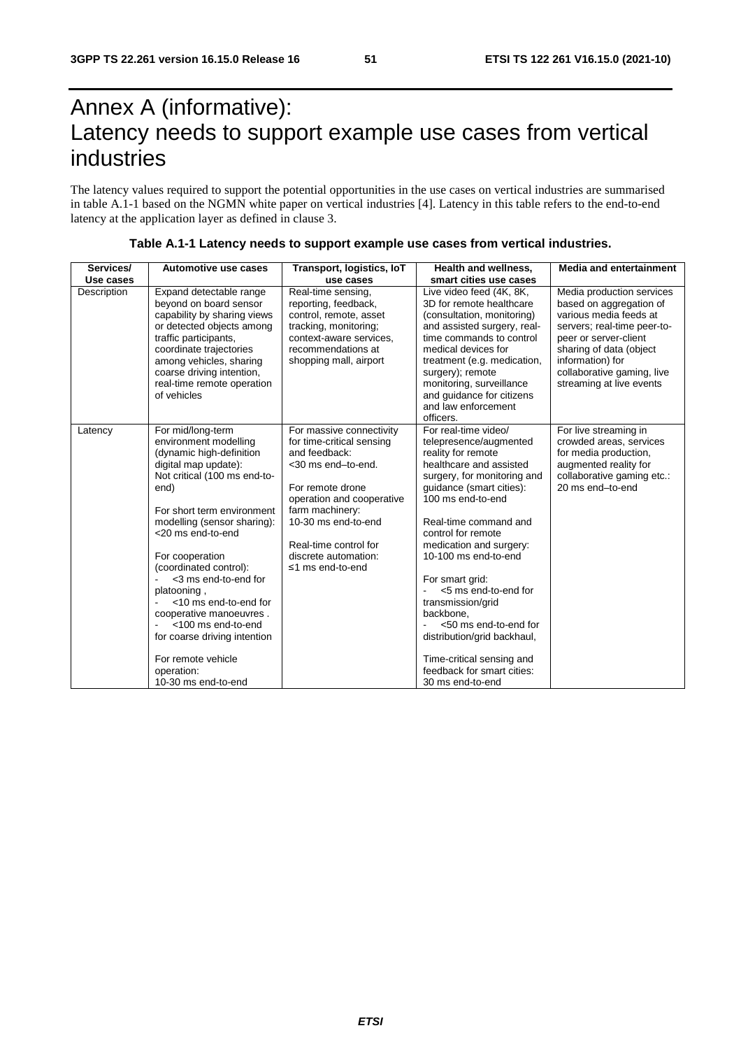# Annex A (informative): Latency needs to support example use cases from vertical industries

The latency values required to support the potential opportunities in the use cases on vertical industries are summarised in table A.1-1 based on the NGMN white paper on vertical industries [4]. Latency in this table refers to the end-to-end latency at the application layer as defined in clause 3.

**Table A.1-1 Latency needs to support example use cases from vertical industries.**

| Services/ Use cases | Automotive use cases | Transport, logistics, IoT use cases | Health and wellness, smart cities use cases | Media and entertainment |
|---|---|---|---|---|
| Description | Expand detectable range beyond on board sensor capability by sharing views or detected objects among traffic participants, coordinate trajectories among vehicles, sharing coarse driving intention, real-time remote operation of vehicles | Real-time sensing, reporting, feedback, control, remote, asset tracking, monitoring; context-aware services, recommendations at shopping mall, airport | Live video feed (4K, 8K, 3D for remote healthcare (consultation, monitoring) and assisted surgery, real-time commands to control medical devices for treatment (e.g. medication, surgery); remote monitoring, surveillance and guidance for citizens and law enforcement officers. | Media production services based on aggregation of various media feeds at servers; real-time peer-to-peer or server-client sharing of data (object information) for collaborative gaming, live streaming at live events |
| Latency | For mid/long-term environment modelling (dynamic high-definition digital map update): Not critical (100 ms end-to-end)<br><br>For short term environment modelling (sensor sharing): <20 ms end-to-end<br><br>For cooperation (coordinated control):<br>- <3 ms end-to-end for platooning ,<br>- <10 ms end-to-end for cooperative manoeuvres .<br>- <100 ms end-to-end for coarse driving intention<br><br>For remote vehicle operation:<br>10-30 ms end-to-end | For massive connectivity for time-critical sensing and feedback:<br><30 ms end–to-end.<br><br>For remote drone operation and cooperative farm machinery:<br>10-30 ms end-to-end<br><br>Real-time control for discrete automation:<br>≤1 ms end-to-end | For real-time video/ telepresence/augmented reality for remote healthcare and assisted surgery, for monitoring and guidance (smart cities): 100 ms end-to-end<br><br>Real-time command and control for remote medication and surgery: 10-100 ms end-to-end<br><br>For smart grid:<br>- <5 ms end-to-end for transmission/grid backbone,<br>- <50 ms end-to-end for distribution/grid backhaul,<br><br>Time-critical sensing and feedback for smart cities: 30 ms end-to-end | For live streaming in crowded areas, services for media production, augmented reality for collaborative gaming etc.: 20 ms end–to-end |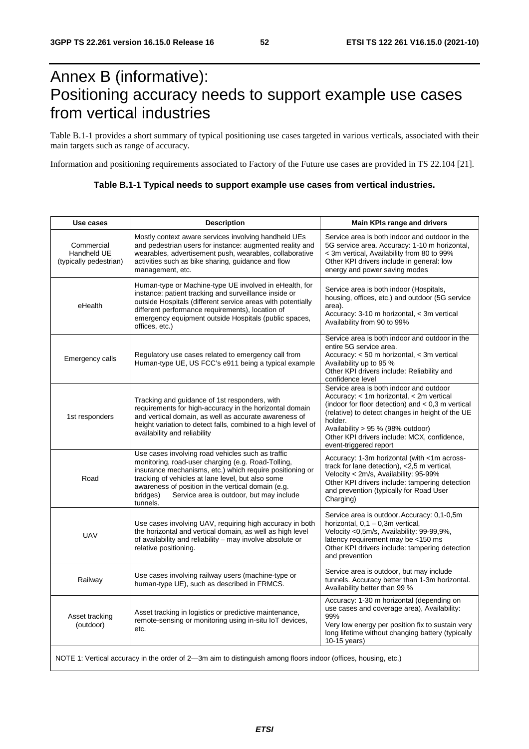# Annex B (informative): Positioning accuracy needs to support example use cases from vertical industries

Table B.1-1 provides a short summary of typical positioning use cases targeted in various verticals, associated with their main targets such as range of accuracy.

Information and positioning requirements associated to Factory of the Future use cases are provided in TS 22.104 [21].

**Table B.1-1 Typical needs to support example use cases from vertical industries.**

| Use cases | Description | Main KPIs range and drivers |
|---|---|---|
| Commercial Handheld UE (typically pedestrian) | Mostly context aware services involving handheld UEs and pedestrian users for instance: augmented reality and wearables, advertisement push, wearables, collaborative activities such as bike sharing, guidance and flow management, etc. | Service area is both indoor and outdoor in the 5G service area. Accuracy: 1-10 m horizontal, < 3m vertical, Availability from 80 to 99% Other KPI drivers include in general: low energy and power saving modes |
| eHealth | Human-type or Machine-type UE involved in eHealth, for instance: patient tracking and surveillance inside or outside Hospitals (different service areas with potentially different performance requirements), location of emergency equipment outside Hospitals (public spaces, offices, etc.) | Service area is both indoor (Hospitals, housing, offices, etc.) and outdoor (5G service area). Accuracy: 3-10 m horizontal, < 3m vertical Availability from 90 to 99% |
| Emergency calls | Regulatory use cases related to emergency call from Human-type UE, US FCC's e911 being a typical example | Service area is both indoor and outdoor in the entire 5G service area. Accuracy: < 50 m horizontal, < 3m vertical Availability up to 95 % Other KPI drivers include: Reliability and confidence level |
| 1st responders | Tracking and guidance of 1st responders, with requirements for high-accuracy in the horizontal domain and vertical domain, as well as accurate awareness of height variation to detect falls, combined to a high level of availability and reliability | Service area is both indoor and outdoor Accuracy: < 1m horizontal, < 2m vertical (indoor for floor detection) and < 0,3 m vertical (relative) to detect changes in height of the UE holder. Availability > 95 % (98% outdoor) Other KPI drivers include: MCX, confidence, event-triggered report |
| Road | Use cases involving road vehicles such as traffic monitoring, road-user charging (e.g. Road-Tolling, insurance mechanisms, etc.) which require positioning or tracking of vehicles at lane level, but also some awareness of position in the vertical domain (e.g. bridges) Service area is outdoor, but may include tunnels. | Accuracy: 1-3m horizontal (with <1m across-track for lane detection), <2,5 m vertical, Velocity < 2m/s, Availability: 95-99% Other KPI drivers include: tampering detection and prevention (typically for Road User Charging) |
| UAV | Use cases involving UAV, requiring high accuracy in both the horizontal and vertical domain, as well as high level of availability and reliability – may involve absolute or relative positioning. | Service area is outdoor. Accuracy: 0,1-0,5m horizontal, 0,1 – 0,3m vertical, Velocity <0,5m/s, Availability: 99-99,9%, latency requirement may be <150 ms Other KPI drivers include: tampering detection and prevention |
| Railway | Use cases involving railway users (machine-type or human-type UE), such as described in FRMCS. | Service area is outdoor, but may include tunnels. Accuracy better than 1-3m horizontal. Availability better than 99 % |
| Asset tracking (outdoor) | Asset tracking in logistics or predictive maintenance, remote-sensing or monitoring using in-situ IoT devices, etc. | Accuracy: 1-30 m horizontal (depending on use cases and coverage area), Availability: 99% Very low energy per position fix to sustain very long lifetime without changing battery (typically 10-15 years) |
| NOTE 1: Vertical accuracy in the order of 2—3m aim to distinguish among floors indoor (offices, housing, etc.) | | |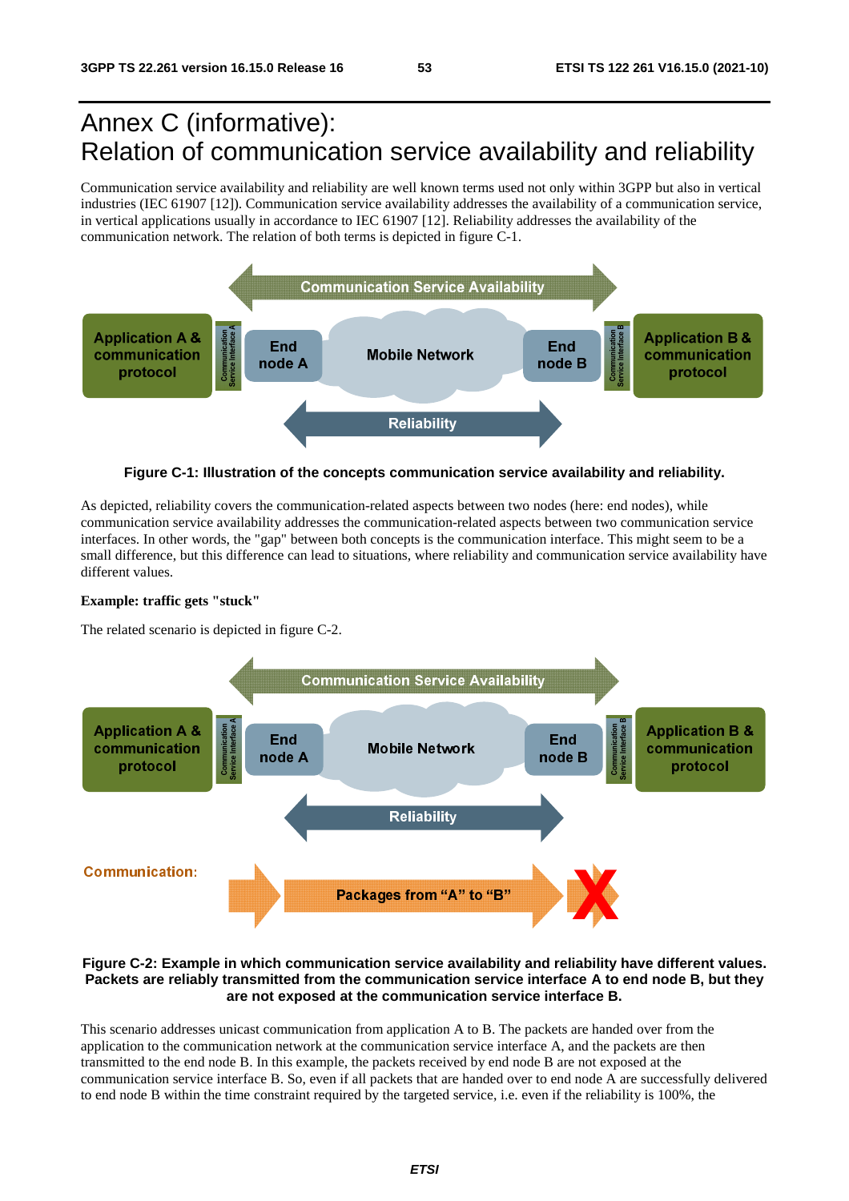# Annex C (informative): Relation of communication service availability and reliability

Communication service availability and reliability are well known terms used not only within 3GPP but also in vertical industries (IEC 61907 [12]). Communication service availability addresses the availability of a communication service, in vertical applications usually in accordance to IEC 61907 [12]. Reliability addresses the availability of the communication network. The relation of both terms is depicted in figure C-1.

**Figure C-1: Illustration of the concepts communication service availability and reliability.**

As depicted, reliability covers the communication-related aspects between two nodes (here: end nodes), while communication service availability addresses the communication-related aspects between two communication service interfaces. In other words, the "gap" between both concepts is the communication interface. This might seem to be a small difference, but this difference can lead to situations, where reliability and communication service availability have different values.

**Example: traffic gets "stuck"**

The related scenario is depicted in figure C-2.

**Figure C-2: Example in which communication service availability and reliability have different values. Packets are reliably transmitted from the communication service interface A to end node B, but they are not exposed at the communication service interface B.**

This scenario addresses unicast communication from application A to B. The packets are handed over from the application to the communication network at the communication service interface A, and the packets are then transmitted to the end node B. In this example, the packets received by end node B are not exposed at the communication service interface B. So, even if all packets that are handed over to end node A are successfully delivered to end node B within the time constraint required by the targeted service, i.e. even if the reliability is 100%, the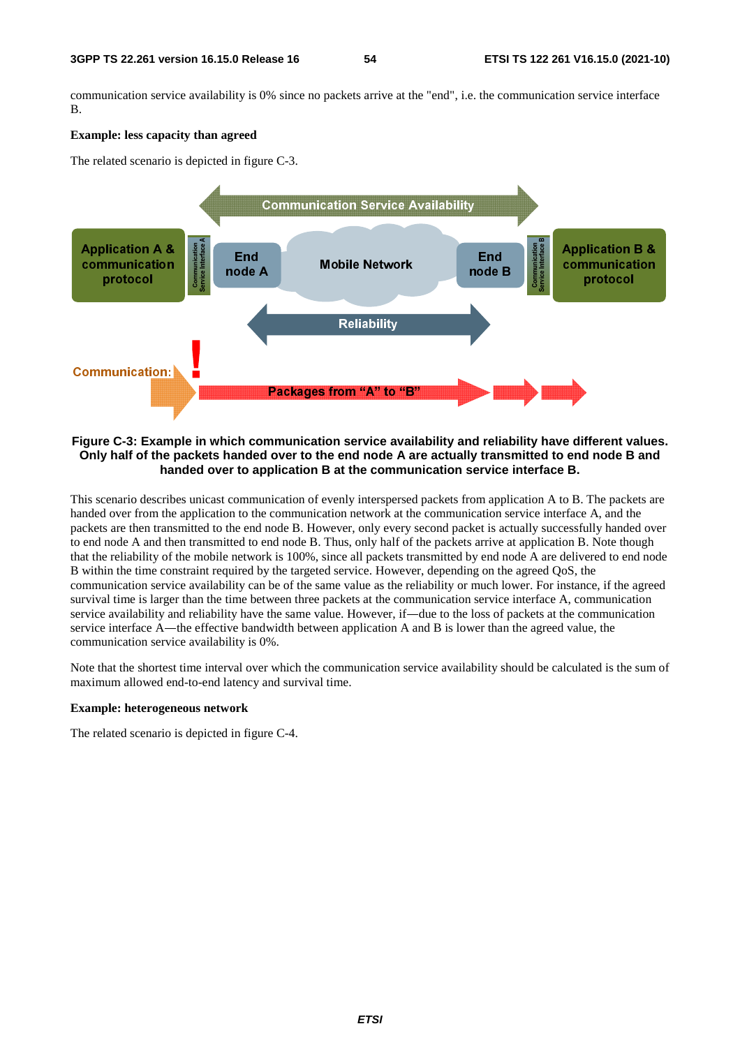communication service availability is 0% since no packets arrive at the "end", i.e. the communication service interface B.

**Example: less capacity than agreed**

The related scenario is depicted in figure C-3.

**Figure C-3: Example in which communication service availability and reliability have different values. Only half of the packets handed over to the end node A are actually transmitted to end node B and handed over to application B at the communication service interface B.**

This scenario describes unicast communication of evenly interspersed packets from application A to B. The packets are handed over from the application to the communication network at the communication service interface A, and the packets are then transmitted to the end node B. However, only every second packet is actually successfully handed over to end node A and then transmitted to end node B. Thus, only half of the packets arrive at application B. Note though that the reliability of the mobile network is 100%, since all packets transmitted by end node A are delivered to end node B within the time constraint required by the targeted service. However, depending on the agreed QoS, the communication service availability can be of the same value as the reliability or much lower. For instance, if the agreed survival time is larger than the time between three packets at the communication service interface A, communication service availability and reliability have the same value. However, if—due to the loss of packets at the communication service interface A—the effective bandwidth between application A and B is lower than the agreed value, the communication service availability is 0%.

Note that the shortest time interval over which the communication service availability should be calculated is the sum of maximum allowed end-to-end latency and survival time.

**Example: heterogeneous network**

The related scenario is depicted in figure C-4.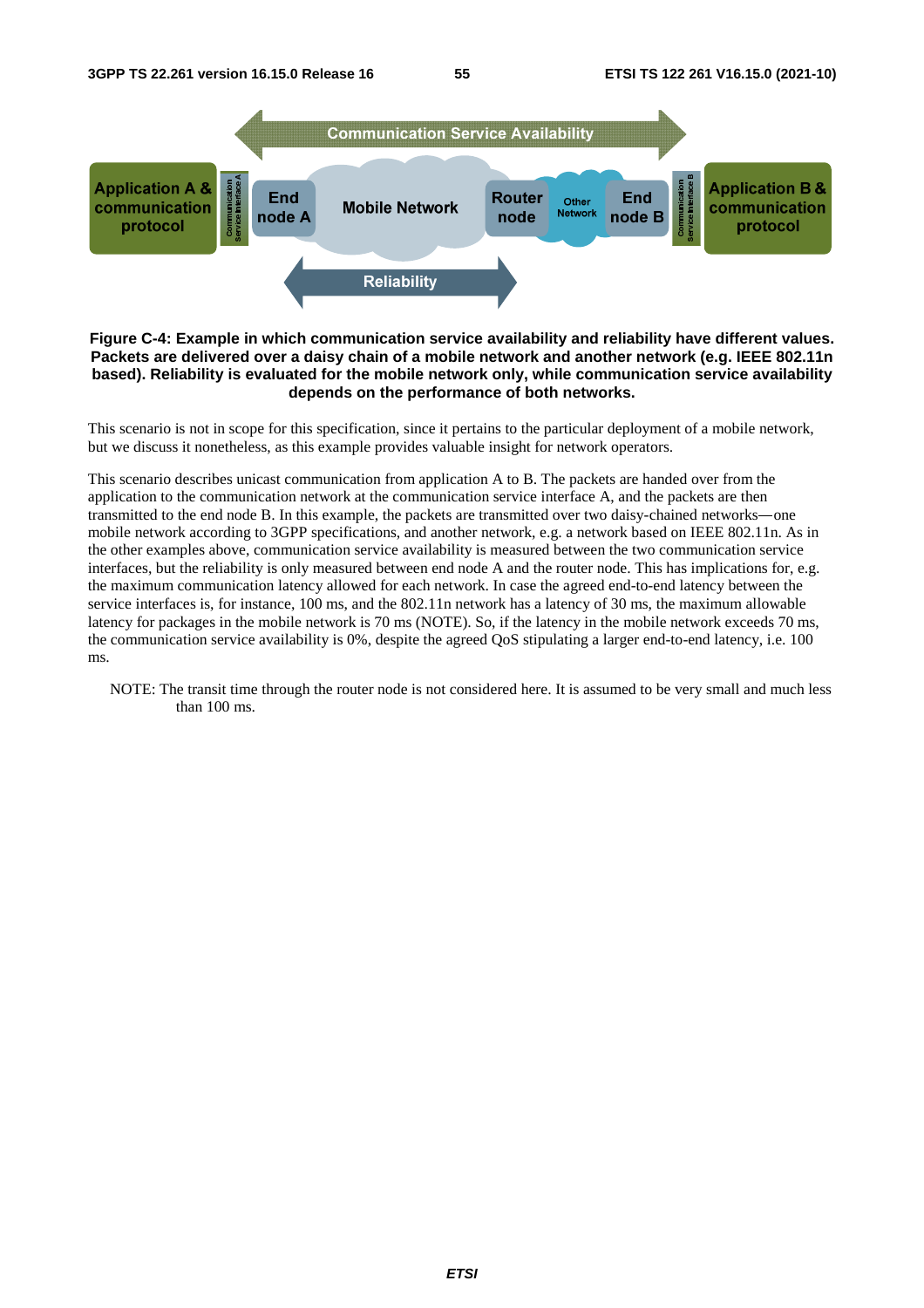**Figure C-4: Example in which communication service availability and reliability have different values. Packets are delivered over a daisy chain of a mobile network and another network (e.g. IEEE 802.11n based). Reliability is evaluated for the mobile network only, while communication service availability depends on the performance of both networks.**

This scenario is not in scope for this specification, since it pertains to the particular deployment of a mobile network, but we discuss it nonetheless, as this example provides valuable insight for network operators.

This scenario describes unicast communication from application A to B. The packets are handed over from the application to the communication network at the communication service interface A, and the packets are then transmitted to the end node B. In this example, the packets are transmitted over two daisy-chained networks—one mobile network according to 3GPP specifications, and another network, e.g. a network based on IEEE 802.11n. As in the other examples above, communication service availability is measured between the two communication service interfaces, but the reliability is only measured between end node A and the router node. This has implications for, e.g. the maximum communication latency allowed for each network. In case the agreed end-to-end latency between the service interfaces is, for instance, 100 ms, and the 802.11n network has a latency of 30 ms, the maximum allowable latency for packages in the mobile network is 70 ms (NOTE). So, if the latency in the mobile network exceeds 70 ms, the communication service availability is 0%, despite the agreed QoS stipulating a larger end-to-end latency, i.e. 100 ms.

NOTE: The transit time through the router node is not considered here. It is assumed to be very small and much less than 100 ms.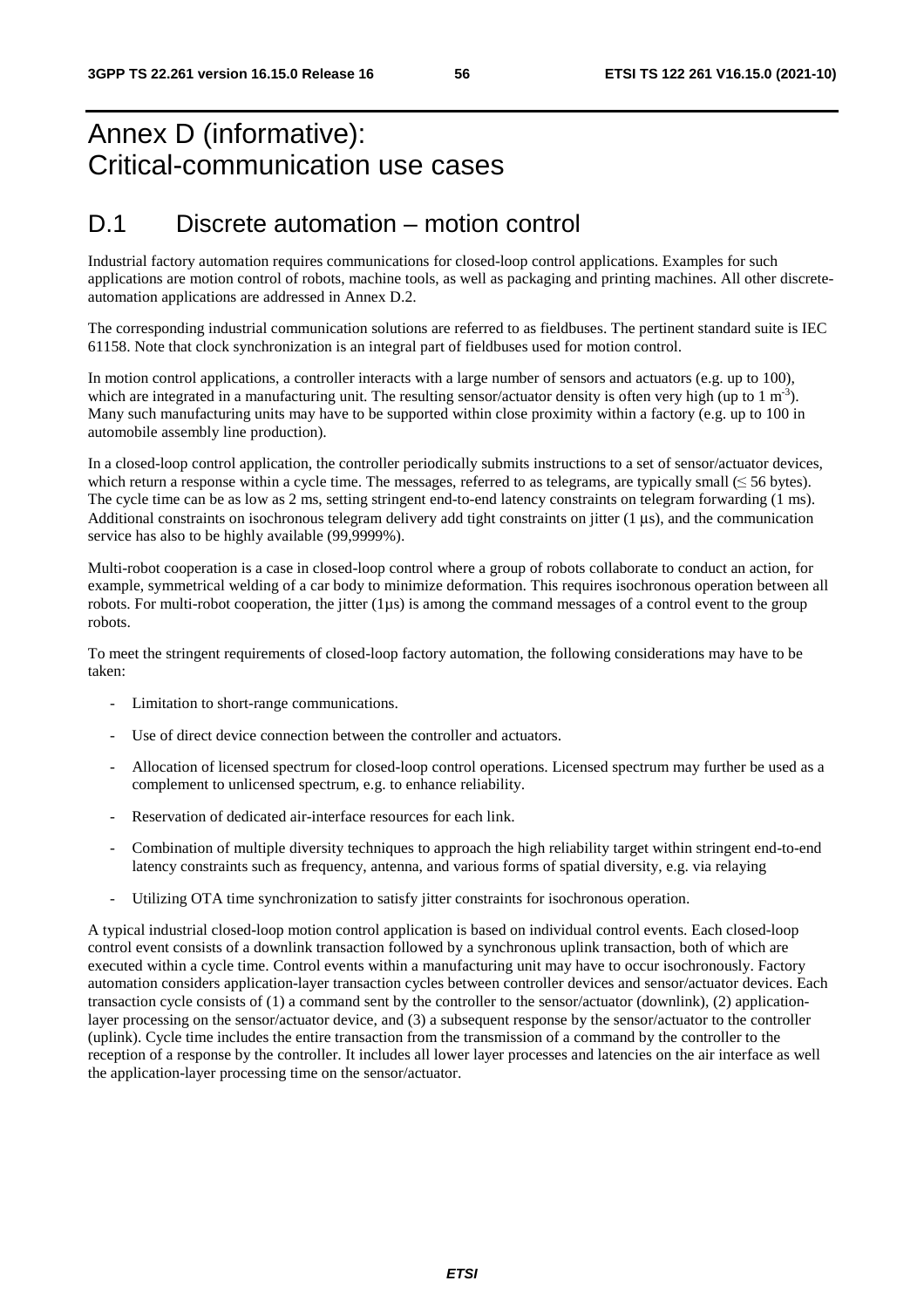# Annex D (informative): Critical-communication use cases

## D.1 Discrete automation – motion control

Industrial factory automation requires communications for closed-loop control applications. Examples for such applications are motion control of robots, machine tools, as well as packaging and printing machines. All other discrete-automation applications are addressed in Annex D.2.

The corresponding industrial communication solutions are referred to as fieldbuses. The pertinent standard suite is IEC 61158. Note that clock synchronization is an integral part of fieldbuses used for motion control.

In motion control applications, a controller interacts with a large number of sensors and actuators (e.g. up to 100), which are integrated in a manufacturing unit. The resulting sensor/actuator density is often very high (up to 1 $m^{-3}$). Many such manufacturing units may have to be supported within close proximity within a factory (e.g. up to 100 in automobile assembly line production).

In a closed-loop control application, the controller periodically submits instructions to a set of sensor/actuator devices, which return a response within a cycle time. The messages, referred to as telegrams, are typically small (≤ 56 bytes). The cycle time can be as low as 2 ms, setting stringent end-to-end latency constraints on telegram forwarding (1 ms). Additional constraints on isochronous telegram delivery add tight constraints on jitter (1 µs), and the communication service has also to be highly available (99,9999%).

Multi-robot cooperation is a case in closed-loop control where a group of robots collaborate to conduct an action, for example, symmetrical welding of a car body to minimize deformation. This requires isochronous operation between all robots. For multi-robot cooperation, the jitter (1µs) is among the command messages of a control event to the group robots.

To meet the stringent requirements of closed-loop factory automation, the following considerations may have to be taken:

- Limitation to short-range communications.
- Use of direct device connection between the controller and actuators.
- Allocation of licensed spectrum for closed-loop control operations. Licensed spectrum may further be used as a complement to unlicensed spectrum, e.g. to enhance reliability.
- Reservation of dedicated air-interface resources for each link.
- Combination of multiple diversity techniques to approach the high reliability target within stringent end-to-end latency constraints such as frequency, antenna, and various forms of spatial diversity, e.g. via relaying
- Utilizing OTA time synchronization to satisfy jitter constraints for isochronous operation.

A typical industrial closed-loop motion control application is based on individual control events. Each closed-loop control event consists of a downlink transaction followed by a synchronous uplink transaction, both of which are executed within a cycle time. Control events within a manufacturing unit may have to occur isochronously. Factory automation considers application-layer transaction cycles between controller devices and sensor/actuator devices. Each transaction cycle consists of (1) a command sent by the controller to the sensor/actuator (downlink), (2) application-layer processing on the sensor/actuator device, and (3) a subsequent response by the sensor/actuator to the controller (uplink). Cycle time includes the entire transaction from the transmission of a command by the controller to the reception of a response by the controller. It includes all lower layer processes and latencies on the air interface as well the application-layer processing time on the sensor/actuator.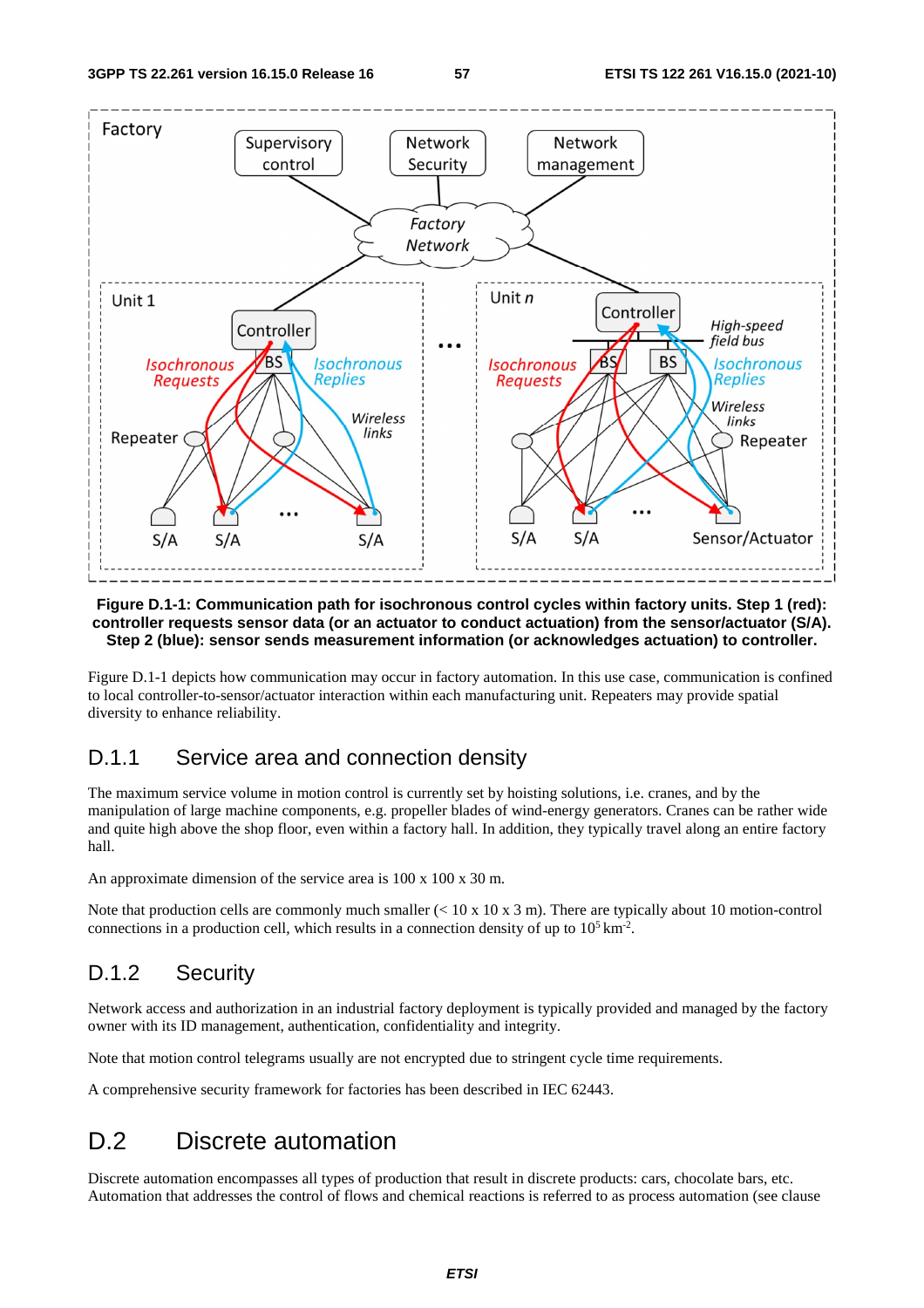**Figure D.1-1: Communication path for isochronous control cycles within factory units. Step 1 (red): controller requests sensor data (or an actuator to conduct actuation) from the sensor/actuator (S/A). Step 2 (blue): sensor sends measurement information (or acknowledges actuation) to controller.**

Figure D.1-1 depicts how communication may occur in factory automation. In this use case, communication is confined to local controller-to-sensor/actuator interaction within each manufacturing unit. Repeaters may provide spatial diversity to enhance reliability.

## D.1.1 Service area and connection density

The maximum service volume in motion control is currently set by hoisting solutions, i.e. cranes, and by the manipulation of large machine components, e.g. propeller blades of wind-energy generators. Cranes can be rather wide and quite high above the shop floor, even within a factory hall. In addition, they typically travel along an entire factory hall.

An approximate dimension of the service area is 100 x 100 x 30 m.

Note that production cells are commonly much smaller (< 10 x 10 x 3 m). There are typically about 10 motion-control connections in a production cell, which results in a connection density of up to $10^5$ km$^{-2}$.

## D.1.2 Security

Network access and authorization in an industrial factory deployment is typically provided and managed by the factory owner with its ID management, authentication, confidentiality and integrity.

Note that motion control telegrams usually are not encrypted due to stringent cycle time requirements.

A comprehensive security framework for factories has been described in IEC 62443.

# D.2 Discrete automation

Discrete automation encompasses all types of production that result in discrete products: cars, chocolate bars, etc. Automation that addresses the control of flows and chemical reactions is referred to as process automation (see clause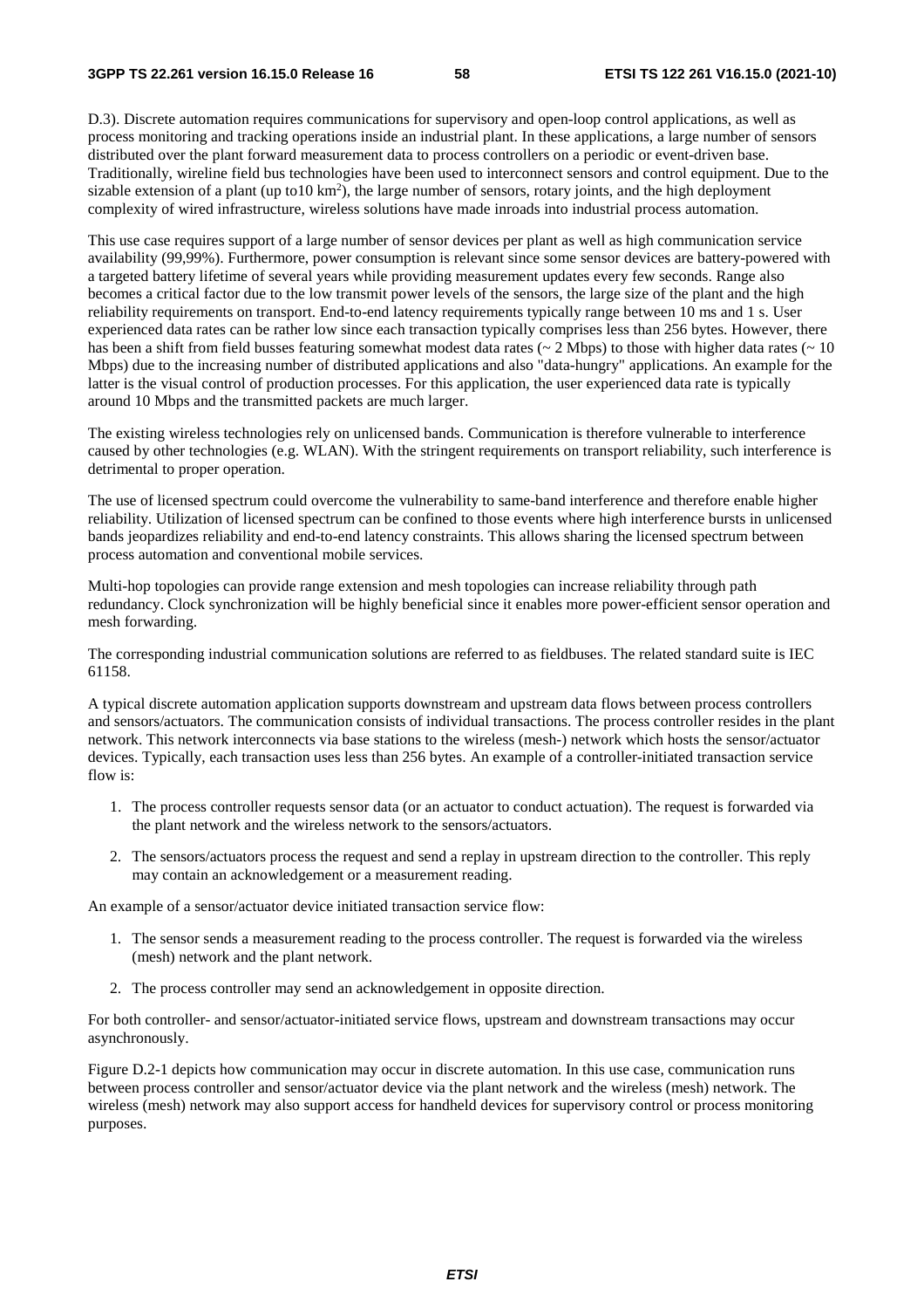D.3). Discrete automation requires communications for supervisory and open-loop control applications, as well as process monitoring and tracking operations inside an industrial plant. In these applications, a large number of sensors distributed over the plant forward measurement data to process controllers on a periodic or event-driven base. Traditionally, wireline field bus technologies have been used to interconnect sensors and control equipment. Due to the sizable extension of a plant (up to10 km$^2$), the large number of sensors, rotary joints, and the high deployment complexity of wired infrastructure, wireless solutions have made inroads into industrial process automation.

This use case requires support of a large number of sensor devices per plant as well as high communication service availability (99,99%). Furthermore, power consumption is relevant since some sensor devices are battery-powered with a targeted battery lifetime of several years while providing measurement updates every few seconds. Range also becomes a critical factor due to the low transmit power levels of the sensors, the large size of the plant and the high reliability requirements on transport. End-to-end latency requirements typically range between 10 ms and 1 s. User experienced data rates can be rather low since each transaction typically comprises less than 256 bytes. However, there has been a shift from field busses featuring somewhat modest data rates (~ 2 Mbps) to those with higher data rates (~ 10 Mbps) due to the increasing number of distributed applications and also "data-hungry" applications. An example for the latter is the visual control of production processes. For this application, the user experienced data rate is typically around 10 Mbps and the transmitted packets are much larger.

The existing wireless technologies rely on unlicensed bands. Communication is therefore vulnerable to interference caused by other technologies (e.g. WLAN). With the stringent requirements on transport reliability, such interference is detrimental to proper operation.

The use of licensed spectrum could overcome the vulnerability to same-band interference and therefore enable higher reliability. Utilization of licensed spectrum can be confined to those events where high interference bursts in unlicensed bands jeopardizes reliability and end-to-end latency constraints. This allows sharing the licensed spectrum between process automation and conventional mobile services.

Multi-hop topologies can provide range extension and mesh topologies can increase reliability through path redundancy. Clock synchronization will be highly beneficial since it enables more power-efficient sensor operation and mesh forwarding.

The corresponding industrial communication solutions are referred to as fieldbuses. The related standard suite is IEC 61158.

A typical discrete automation application supports downstream and upstream data flows between process controllers and sensors/actuators. The communication consists of individual transactions. The process controller resides in the plant network. This network interconnects via base stations to the wireless (mesh-) network which hosts the sensor/actuator devices. Typically, each transaction uses less than 256 bytes. An example of a controller-initiated transaction service flow is:

1. The process controller requests sensor data (or an actuator to conduct actuation). The request is forwarded via the plant network and the wireless network to the sensors/actuators.
2. The sensors/actuators process the request and send a replay in upstream direction to the controller. This reply may contain an acknowledgement or a measurement reading.

An example of a sensor/actuator device initiated transaction service flow:

1. The sensor sends a measurement reading to the process controller. The request is forwarded via the wireless (mesh) network and the plant network.
2. The process controller may send an acknowledgement in opposite direction.

For both controller- and sensor/actuator-initiated service flows, upstream and downstream transactions may occur asynchronously.

Figure D.2-1 depicts how communication may occur in discrete automation. In this use case, communication runs between process controller and sensor/actuator device via the plant network and the wireless (mesh) network. The wireless (mesh) network may also support access for handheld devices for supervisory control or process monitoring purposes.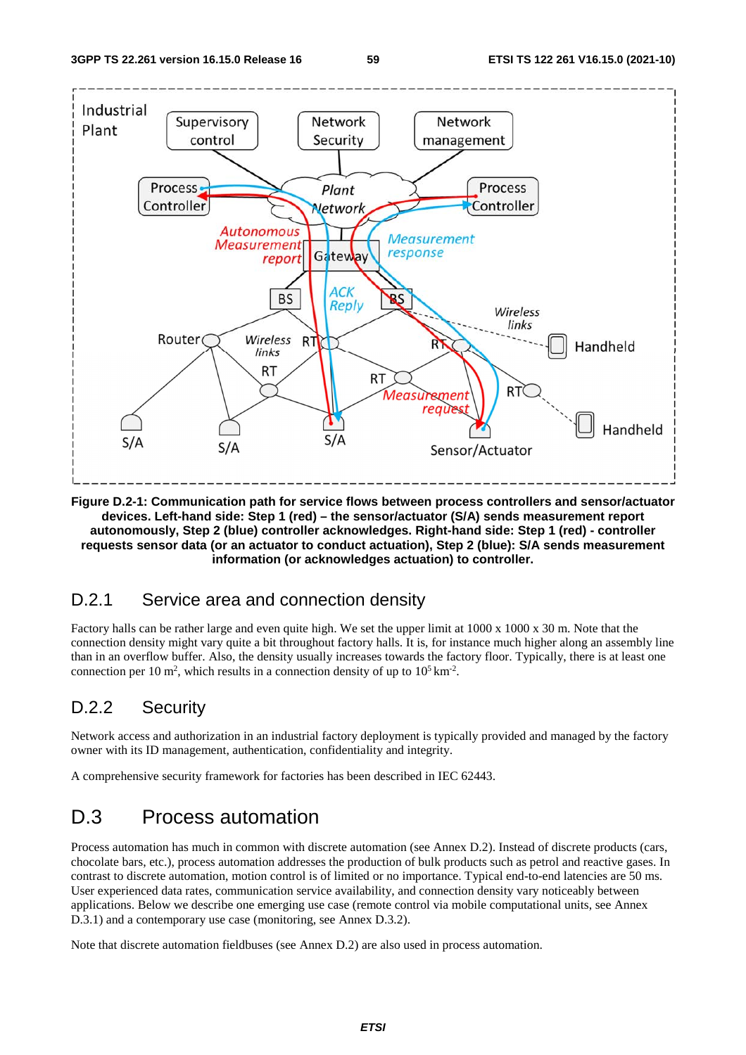**Figure D.2-1: Communication path for service flows between process controllers and sensor/actuator devices. Left-hand side: Step 1 (red) – the sensor/actuator (S/A) sends measurement report autonomously, Step 2 (blue) controller acknowledges. Right-hand side: Step 1 (red) - controller requests sensor data (or an actuator to conduct actuation), Step 2 (blue): S/A sends measurement information (or acknowledges actuation) to controller.**

## D.2.1 Service area and connection density

Factory halls can be rather large and even quite high. We set the upper limit at 1000 x 1000 x 30 m. Note that the connection density might vary quite a bit throughout factory halls. It is, for instance much higher along an assembly line than in an overflow buffer. Also, the density usually increases towards the factory floor. Typically, there is at least one connection per 10 $m^2$, which results in a connection density of up to $10^5$ $km^{-2}$.

## D.2.2 Security

Network access and authorization in an industrial factory deployment is typically provided and managed by the factory owner with its ID management, authentication, confidentiality and integrity.

A comprehensive security framework for factories has been described in IEC 62443.

# D.3 Process automation

Process automation has much in common with discrete automation (see Annex D.2). Instead of discrete products (cars, chocolate bars, etc.), process automation addresses the production of bulk products such as petrol and reactive gases. In contrast to discrete automation, motion control is of limited or no importance. Typical end-to-end latencies are 50 ms. User experienced data rates, communication service availability, and connection density vary noticeably between applications. Below we describe one emerging use case (remote control via mobile computational units, see Annex D.3.1) and a contemporary use case (monitoring, see Annex D.3.2).

Note that discrete automation fieldbuses (see Annex D.2) are also used in process automation.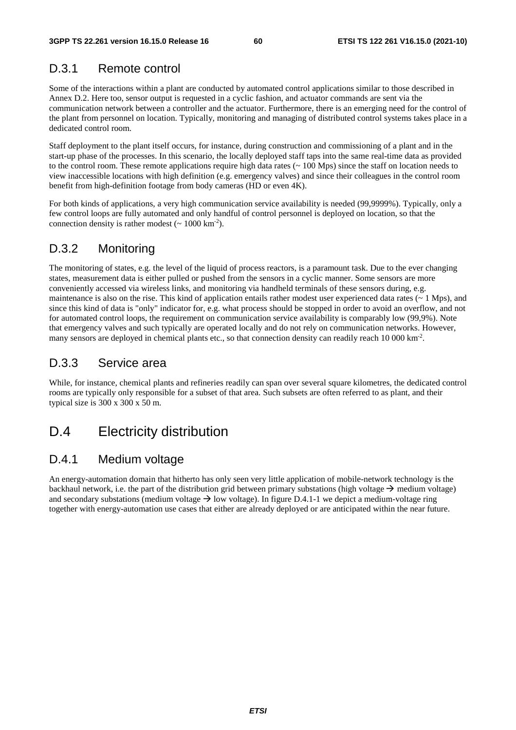### D.3.1 Remote control

Some of the interactions within a plant are conducted by automated control applications similar to those described in Annex D.2. Here too, sensor output is requested in a cyclic fashion, and actuator commands are sent via the communication network between a controller and the actuator. Furthermore, there is an emerging need for the control of the plant from personnel on location. Typically, monitoring and managing of distributed control systems takes place in a dedicated control room.

Staff deployment to the plant itself occurs, for instance, during construction and commissioning of a plant and in the start-up phase of the processes. In this scenario, the locally deployed staff taps into the same real-time data as provided to the control room. These remote applications require high data rates (~ 100 Mps) since the staff on location needs to view inaccessible locations with high definition (e.g. emergency valves) and since their colleagues in the control room benefit from high-definition footage from body cameras (HD or even 4K).

For both kinds of applications, a very high communication service availability is needed (99,9999%). Typically, only a few control loops are fully automated and only handful of control personnel is deployed on location, so that the connection density is rather modest (~ 1000 km$^{-2}$).

### D.3.2 Monitoring

The monitoring of states, e.g. the level of the liquid of process reactors, is a paramount task. Due to the ever changing states, measurement data is either pulled or pushed from the sensors in a cyclic manner. Some sensors are more conveniently accessed via wireless links, and monitoring via handheld terminals of these sensors during, e.g. maintenance is also on the rise. This kind of application entails rather modest user experienced data rates (~ 1 Mps), and since this kind of data is "only" indicator for, e.g. what process should be stopped in order to avoid an overflow, and not for automated control loops, the requirement on communication service availability is comparably low (99,9%). Note that emergency valves and such typically are operated locally and do not rely on communication networks. However, many sensors are deployed in chemical plants etc., so that connection density can readily reach 10 000 km$^{-2}$.

### D.3.3 Service area

While, for instance, chemical plants and refineries readily can span over several square kilometres, the dedicated control rooms are typically only responsible for a subset of that area. Such subsets are often referred to as plant, and their typical size is 300 x 300 x 50 m.

## D.4 Electricity distribution

### D.4.1 Medium voltage

An energy-automation domain that hitherto has only seen very little application of mobile-network technology is the backhaul network, i.e. the part of the distribution grid between primary substations (high voltage → medium voltage) and secondary substations (medium voltage → low voltage). In figure D.4.1-1 we depict a medium-voltage ring together with energy-automation use cases that either are already deployed or are anticipated within the near future.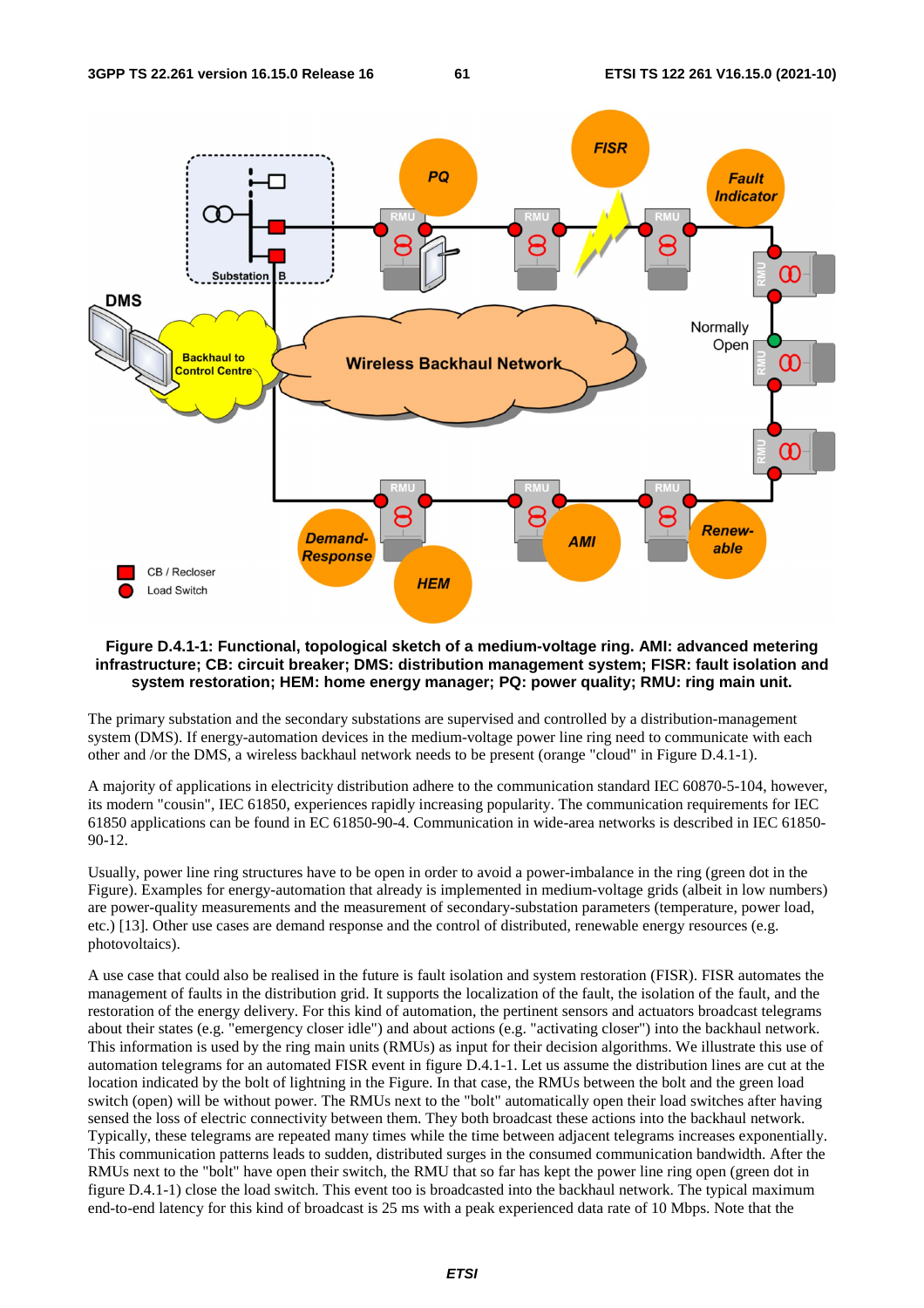**Figure D.4.1-1: Functional, topological sketch of a medium-voltage ring. AMI: advanced metering infrastructure; CB: circuit breaker; DMS: distribution management system; FISR: fault isolation and system restoration; HEM: home energy manager; PQ: power quality; RMU: ring main unit.**

The primary substation and the secondary substations are supervised and controlled by a distribution-management system (DMS). If energy-automation devices in the medium-voltage power line ring need to communicate with each other and /or the DMS, a wireless backhaul network needs to be present (orange "cloud" in Figure D.4.1-1).

A majority of applications in electricity distribution adhere to the communication standard IEC 60870-5-104, however, its modern "cousin", IEC 61850, experiences rapidly increasing popularity. The communication requirements for IEC 61850 applications can be found in EC 61850-90-4. Communication in wide-area networks is described in IEC 61850-90-12.

Usually, power line ring structures have to be open in order to avoid a power-imbalance in the ring (green dot in the Figure). Examples for energy-automation that already is implemented in medium-voltage grids (albeit in low numbers) are power-quality measurements and the measurement of secondary-substation parameters (temperature, power load, etc.) [13]. Other use cases are demand response and the control of distributed, renewable energy resources (e.g. photovoltaics).

A use case that could also be realised in the future is fault isolation and system restoration (FISR). FISR automates the management of faults in the distribution grid. It supports the localization of the fault, the isolation of the fault, and the restoration of the energy delivery. For this kind of automation, the pertinent sensors and actuators broadcast telegrams about their states (e.g. "emergency closer idle") and about actions (e.g. "activating closer") into the backhaul network. This information is used by the ring main units (RMUs) as input for their decision algorithms. We illustrate this use of automation telegrams for an automated FISR event in figure D.4.1-1. Let us assume the distribution lines are cut at the location indicated by the bolt of lightning in the Figure. In that case, the RMUs between the bolt and the green load switch (open) will be without power. The RMUs next to the "bolt" automatically open their load switches after having sensed the loss of electric connectivity between them. They both broadcast these actions into the backhaul network. Typically, these telegrams are repeated many times while the time between adjacent telegrams increases exponentially. This communication patterns leads to sudden, distributed surges in the consumed communication bandwidth. After the RMUs next to the "bolt" have open their switch, the RMU that so far has kept the power line ring open (green dot in figure D.4.1-1) close the load switch. This event too is broadcasted into the backhaul network. The typical maximum end-to-end latency for this kind of broadcast is 25 ms with a peak experienced data rate of 10 Mbps. Note that the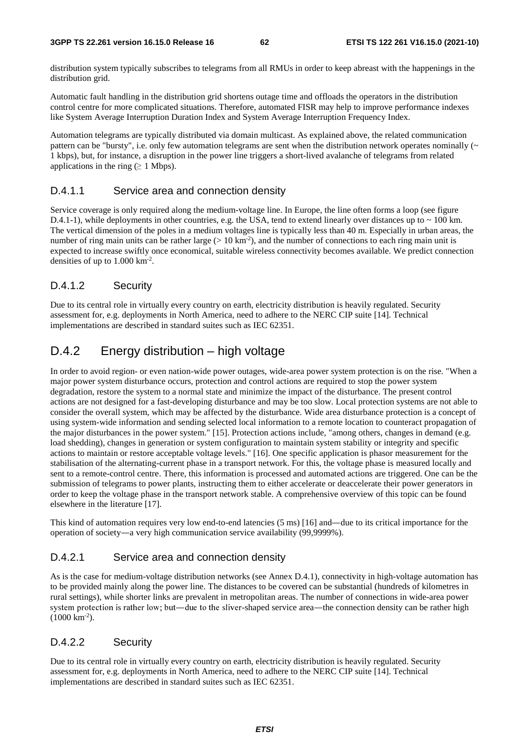distribution system typically subscribes to telegrams from all RMUs in order to keep abreast with the happenings in the distribution grid.

Automatic fault handling in the distribution grid shortens outage time and offloads the operators in the distribution control centre for more complicated situations. Therefore, automated FISR may help to improve performance indexes like System Average Interruption Duration Index and System Average Interruption Frequency Index.

Automation telegrams are typically distributed via domain multicast. As explained above, the related communication pattern can be "bursty", i.e. only few automation telegrams are sent when the distribution network operates nominally (~ 1 kbps), but, for instance, a disruption in the power line triggers a short-lived avalanche of telegrams from related applications in the ring (≥ 1 Mbps).

### D.4.1.1 Service area and connection density

Service coverage is only required along the medium-voltage line. In Europe, the line often forms a loop (see figure D.4.1-1), while deployments in other countries, e.g. the USA, tend to extend linearly over distances up to ~ 100 km. The vertical dimension of the poles in a medium voltages line is typically less than 40 m. Especially in urban areas, the number of ring main units can be rather large (> 10 km$^{-2}$), and the number of connections to each ring main unit is expected to increase swiftly once economical, suitable wireless connectivity becomes available. We predict connection densities of up to 1.000 km$^{-2}$.

### D.4.1.2 Security

Due to its central role in virtually every country on earth, electricity distribution is heavily regulated. Security assessment for, e.g. deployments in North America, need to adhere to the NERC CIP suite [14]. Technical implementations are described in standard suites such as IEC 62351.

## D.4.2 Energy distribution – high voltage

In order to avoid region- or even nation-wide power outages, wide-area power system protection is on the rise. "When a major power system disturbance occurs, protection and control actions are required to stop the power system degradation, restore the system to a normal state and minimize the impact of the disturbance. The present control actions are not designed for a fast-developing disturbance and may be too slow. Local protection systems are not able to consider the overall system, which may be affected by the disturbance. Wide area disturbance protection is a concept of using system-wide information and sending selected local information to a remote location to counteract propagation of the major disturbances in the power system." [15]. Protection actions include, "among others, changes in demand (e.g. load shedding), changes in generation or system configuration to maintain system stability or integrity and specific actions to maintain or restore acceptable voltage levels." [16]. One specific application is phasor measurement for the stabilisation of the alternating-current phase in a transport network. For this, the voltage phase is measured locally and sent to a remote-control centre. There, this information is processed and automated actions are triggered. One can be the submission of telegrams to power plants, instructing them to either accelerate or deaccelerate their power generators in order to keep the voltage phase in the transport network stable. A comprehensive overview of this topic can be found elsewhere in the literature [17].

This kind of automation requires very low end-to-end latencies (5 ms) [16] and—due to its critical importance for the operation of society—a very high communication service availability (99,9999%).

### D.4.2.1 Service area and connection density

As is the case for medium-voltage distribution networks (see Annex D.4.1), connectivity in high-voltage automation has to be provided mainly along the power line. The distances to be covered can be substantial (hundreds of kilometres in rural settings), while shorter links are prevalent in metropolitan areas. The number of connections in wide-area power system protection is rather low; but—due to the sliver-shaped service area—the connection density can be rather high (1000 km$^{-2}$).

### D.4.2.2 Security

Due to its central role in virtually every country on earth, electricity distribution is heavily regulated. Security assessment for, e.g. deployments in North America, need to adhere to the NERC CIP suite [14]. Technical implementations are described in standard suites such as IEC 62351.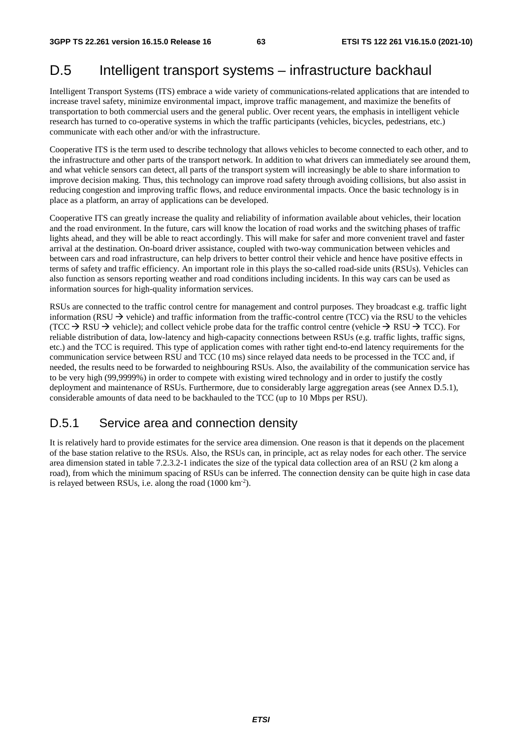# D.5 Intelligent transport systems – infrastructure backhaul

Intelligent Transport Systems (ITS) embrace a wide variety of communications-related applications that are intended to increase travel safety, minimize environmental impact, improve traffic management, and maximize the benefits of transportation to both commercial users and the general public. Over recent years, the emphasis in intelligent vehicle research has turned to co-operative systems in which the traffic participants (vehicles, bicycles, pedestrians, etc.) communicate with each other and/or with the infrastructure.

Cooperative ITS is the term used to describe technology that allows vehicles to become connected to each other, and to the infrastructure and other parts of the transport network. In addition to what drivers can immediately see around them, and what vehicle sensors can detect, all parts of the transport system will increasingly be able to share information to improve decision making. Thus, this technology can improve road safety through avoiding collisions, but also assist in reducing congestion and improving traffic flows, and reduce environmental impacts. Once the basic technology is in place as a platform, an array of applications can be developed.

Cooperative ITS can greatly increase the quality and reliability of information available about vehicles, their location and the road environment. In the future, cars will know the location of road works and the switching phases of traffic lights ahead, and they will be able to react accordingly. This will make for safer and more convenient travel and faster arrival at the destination. On-board driver assistance, coupled with two-way communication between vehicles and between cars and road infrastructure, can help drivers to better control their vehicle and hence have positive effects in terms of safety and traffic efficiency. An important role in this plays the so-called road-side units (RSUs). Vehicles can also function as sensors reporting weather and road conditions including incidents. In this way cars can be used as information sources for high-quality information services.

RSUs are connected to the traffic control centre for management and control purposes. They broadcast e.g. traffic light information (RSU → vehicle) and traffic information from the traffic-control centre (TCC) via the RSU to the vehicles (TCC → RSU → vehicle); and collect vehicle probe data for the traffic control centre (vehicle → RSU → TCC). For reliable distribution of data, low-latency and high-capacity connections between RSUs (e.g. traffic lights, traffic signs, etc.) and the TCC is required. This type of application comes with rather tight end-to-end latency requirements for the communication service between RSU and TCC (10 ms) since relayed data needs to be processed in the TCC and, if needed, the results need to be forwarded to neighbouring RSUs. Also, the availability of the communication service has to be very high (99,9999%) in order to compete with existing wired technology and in order to justify the costly deployment and maintenance of RSUs. Furthermore, due to considerably large aggregation areas (see Annex D.5.1), considerable amounts of data need to be backhauled to the TCC (up to 10 Mbps per RSU).

## D.5.1 Service area and connection density

It is relatively hard to provide estimates for the service area dimension. One reason is that it depends on the placement of the base station relative to the RSUs. Also, the RSUs can, in principle, act as relay nodes for each other. The service area dimension stated in table 7.2.3.2-1 indicates the size of the typical data collection area of an RSU (2 km along a road), from which the minimum spacing of RSUs can be inferred. The connection density can be quite high in case data is relayed between RSUs, i.e. along the road (1000 $km^{-2}$).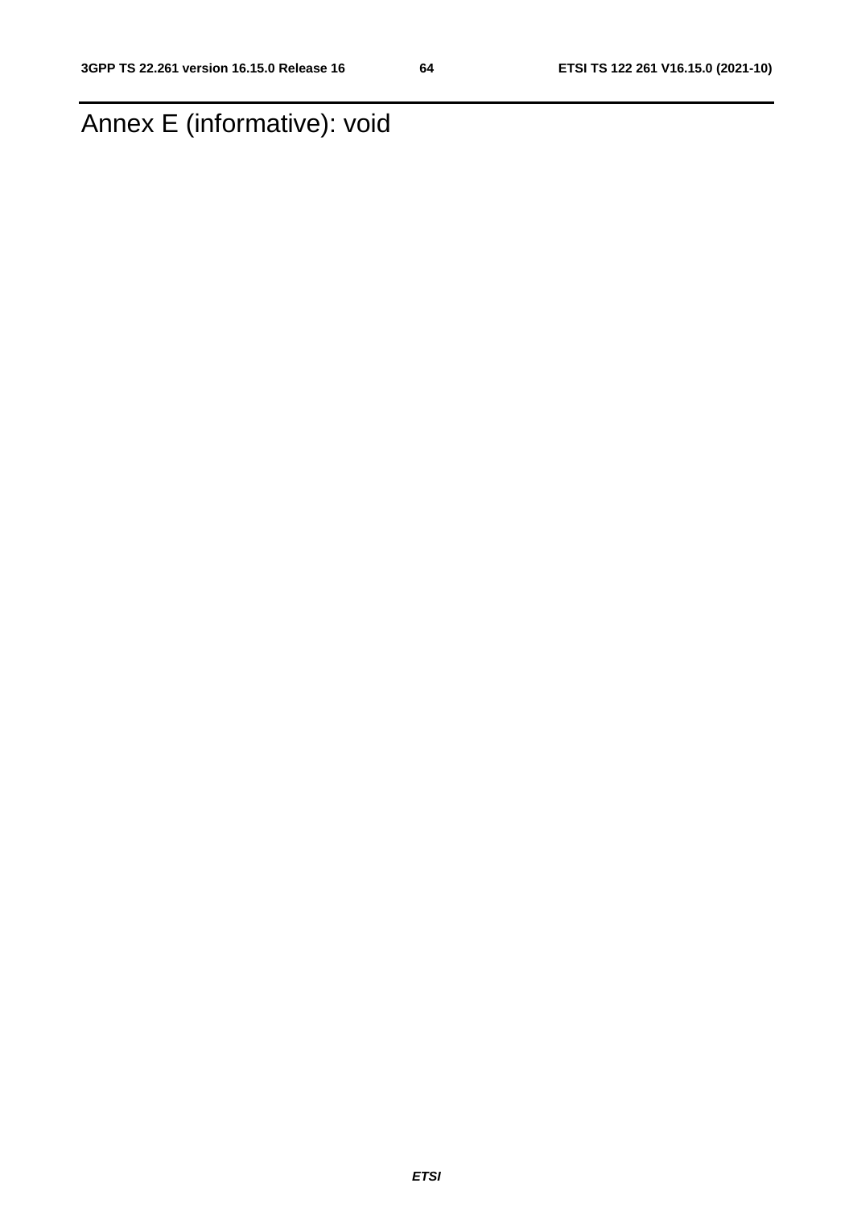# Annex E (informative): void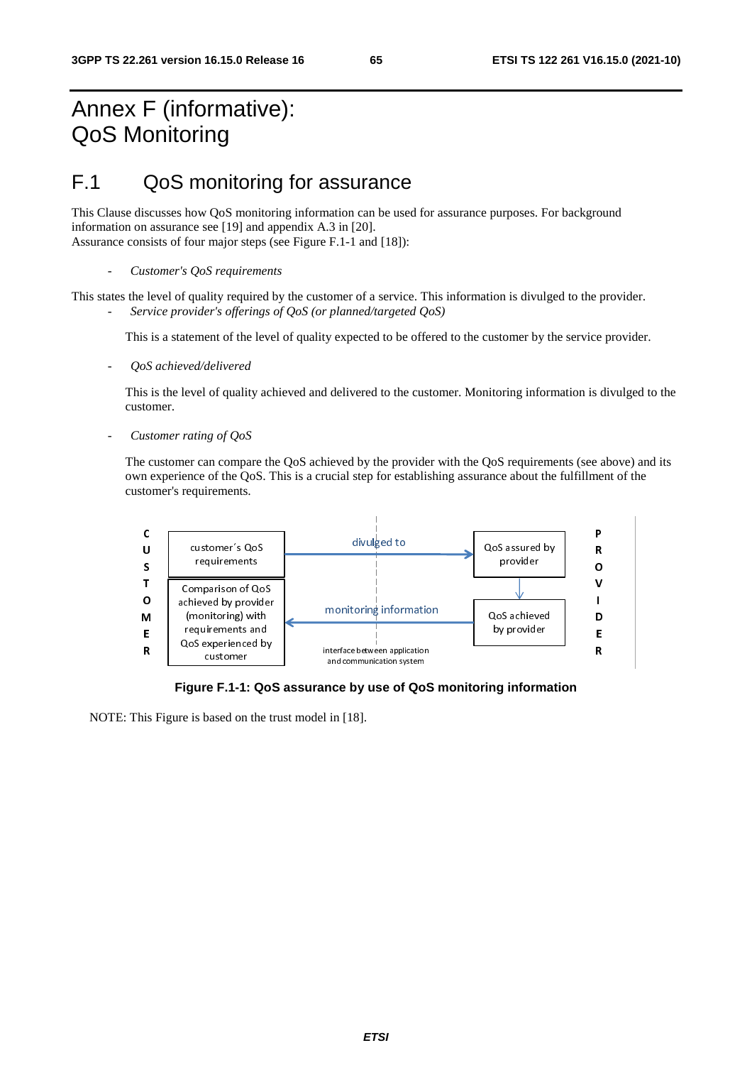# Annex F (informative): QoS Monitoring

## F.1 QoS monitoring for assurance

This Clause discusses how QoS monitoring information can be used for assurance purposes. For background information on assurance see [19] and appendix A.3 in [20].
Assurance consists of four major steps (see Figure F.1-1 and [18]):

- *Customer's QoS requirements*

This states the level of quality required by the customer of a service. This information is divulged to the provider.

- *Service provider's offerings of QoS (or planned/targeted QoS)*

  This is a statement of the level of quality expected to be offered to the customer by the service provider.

- *QoS achieved/delivered*

  This is the level of quality achieved and delivered to the customer. Monitoring information is divulged to the customer.

- *Customer rating of QoS*

  The customer can compare the QoS achieved by the provider with the QoS requirements (see above) and its own experience of the QoS. This is a crucial step for establishing assurance about the fulfillment of the customer's requirements.

CUSTOMER | PROVIDER

customer's QoS requirements → divulged to → QoS assured by provider

QoS assured by provider ↓ QoS achieved by provider

QoS achieved by provider → monitoring information → Comparison of QoS achieved by provider (monitoring) with requirements and QoS experienced by customer

interface between application and communication system

**Figure F.1-1: QoS assurance by use of QoS monitoring information**

NOTE: This Figure is based on the trust model in [18].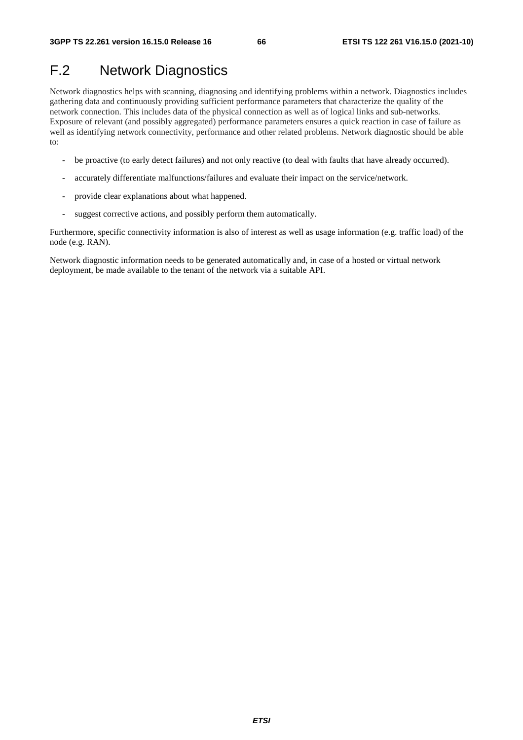# F.2 Network Diagnostics

Network diagnostics helps with scanning, diagnosing and identifying problems within a network. Diagnostics includes gathering data and continuously providing sufficient performance parameters that characterize the quality of the network connection. This includes data of the physical connection as well as of logical links and sub-networks. Exposure of relevant (and possibly aggregated) performance parameters ensures a quick reaction in case of failure as well as identifying network connectivity, performance and other related problems. Network diagnostic should be able to:

- be proactive (to early detect failures) and not only reactive (to deal with faults that have already occurred).
- accurately differentiate malfunctions/failures and evaluate their impact on the service/network.
- provide clear explanations about what happened.
- suggest corrective actions, and possibly perform them automatically.

Furthermore, specific connectivity information is also of interest as well as usage information (e.g. traffic load) of the node (e.g. RAN).

Network diagnostic information needs to be generated automatically and, in case of a hosted or virtual network deployment, be made available to the tenant of the network via a suitable API.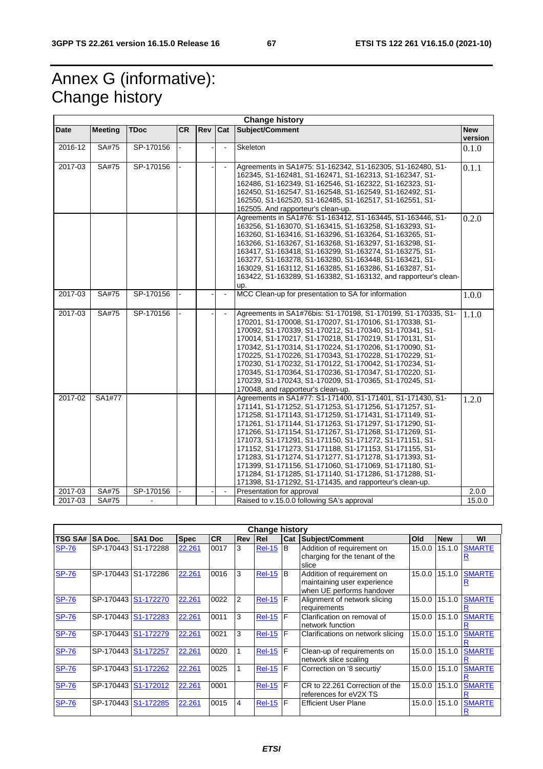# Annex G (informative): Change history

| Change history | | | | | | | |
|---|---|---|---|---|---|---|---|
| **Date** | **Meeting** | **TDoc** | **CR** | **Rev** | **Cat** | **Subject/Comment** | **New version** |
| 2016-12 | SA#75 | SP-170156 | - | - | - | Skeleton | 0.1.0 |
| 2017-03 | SA#75 | SP-170156 | - | - | - | Agreements in SA1#75: S1-162342, S1-162305, S1-162480, S1-162345, S1-162481, S1-162313, S1-162347, S1-162486, S1-162349, S1-162546, S1-162322, S1-162323, S1-162450, S1-162547, S1-162548, S1-162549, S1-162492, S1-162550, S1-162520, S1-162485, S1-162517, S1-162551, S1-162505. And rapporteur's clean-up. | 0.1.1 |
| | | | | | | Agreements in SA1#76: S1-163412, S1-163445, S1-163446, S1-163256, S1-163070, S1-163415, S1-163258, S1-163293, S1-163260, S1-163416, S1-163296, S1-163264, S1-163265, S1-163266, S1-163267, S1-163268, S1-163297, S1-163298, S1-163417, S1-163418, S1-163299, S1-163274, S1-163275, S1-163277, S1-163278, S1-163280, S1-163448, S1-163421, S1-163029, S1-163112, S1-163285, S1-163286, S1-163287, S1-163422, S1-163289, S1-163382, S1-163132, and rapporteur's clean-up. | 0.2.0 |
| 2017-03 | SA#75 | SP-170156 | - | - | - | MCC Clean-up for presentation to SA for information | 1.0.0 |
| 2017-03 | SA#75 | SP-170156 | - | - | - | Agreements in SA1#76bis: S1-170198, S1-170199, S1-170335, S1-170201, S1-170008, S1-170207, S1-170106, S1-170338, S1-170092, S1-170339, S1-170212, S1-170340, S1-170341, S1-170014, S1-170217, S1-170218, S1-170219, S1-170131, S1-170342, S1-170314, S1-170224, S1-170206, S1-170090, S1-170225, S1-170226, S1-170343, S1-170228, S1-170229, S1-170230, S1-170232, S1-170122, S1-170042, S1-170234, S1-170345, S1-170364, S1-170236, S1-170347, S1-170220, S1-170239, S1-170243, S1-170209, S1-170365, S1-170245, S1-170048, and rapporteur's clean-up. | 1.1.0 |
| 2017-02 | SA1#77 | | | | | Agreements in SA1#77: S1-171400, S1-171401, S1-171430, S1-171141, S1-171252, S1-171253, S1-171256, S1-171257, S1-171258, S1-171143, S1-171259, S1-171431, S1-171149, S1-171261, S1-171144, S1-171263, S1-171297, S1-171290, S1-171266, S1-171154, S1-171267, S1-171268, S1-171269, S1-171073, S1-171291, S1-171150, S1-171272, S1-171151, S1-171152, S1-171273, S1-171188, S1-171153, S1-171155, S1-171283, S1-171274, S1-171277, S1-171278, S1-171393, S1-171399, S1-171156, S1-171060, S1-171069, S1-171180, S1-171284, S1-171285, S1-171140, S1-171286, S1-171288, S1-171398, S1-171292, S1-171435, and rapporteur's clean-up. | 1.2.0 |
| 2017-03 | SA#75 | SP-170156 | - | - | - | Presentation for approval | 2.0.0 |
| 2017-03 | SA#75 | - | | | | Raised to v.15.0.0 following SA's approval | 15.0.0 |

| Change history | | | | | | | | | | | |
|---|---|---|---|---|---|---|---|---|---|---|---|
| **TSG SA#** | **SA Doc.** | **SA1 Doc** | **Spec** | **CR** | **Rev** | **Rel** | **Cat** | **Subject/Comment** | **Old** | **New** | **WI** |
| SP-76 | SP-170443 | S1-172288 | 22.261 | 0017 | 3 | Rel-15 | B | Addition of requirement on charging for the tenant of the slice | 15.0.0 | 15.1.0 | SMARTER |
| SP-76 | SP-170443 | S1-172286 | 22.261 | 0016 | 3 | Rel-15 | B | Addition of requirement on maintaining user experience when UE performs handover | 15.0.0 | 15.1.0 | SMARTER |
| SP-76 | SP-170443 | S1-172270 | 22.261 | 0022 | 2 | Rel-15 | F | Alignment of network slicing requirements | 15.0.0 | 15.1.0 | SMARTER |
| SP-76 | SP-170443 | S1-172283 | 22.261 | 0011 | 3 | Rel-15 | F | Clarification on removal of network function | 15.0.0 | 15.1.0 | SMARTER |
| SP-76 | SP-170443 | S1-172279 | 22.261 | 0021 | 3 | Rel-15 | F | Clarifications on network slicing | 15.0.0 | 15.1.0 | SMARTER |
| SP-76 | SP-170443 | S1-172257 | 22.261 | 0020 | 1 | Rel-15 | F | Clean-up of requirements on network slice scaling | 15.0.0 | 15.1.0 | SMARTER |
| SP-76 | SP-170443 | S1-172262 | 22.261 | 0025 | 1 | Rel-15 | F | Correction on '8 securtiy' | 15.0.0 | 15.1.0 | SMARTER |
| SP-76 | SP-170443 | S1-172012 | 22.261 | 0001 | | Rel-15 | F | CR to 22.261 Correction of the references for eV2X TS | 15.0.0 | 15.1.0 | SMARTER |
| SP-76 | SP-170443 | S1-172285 | 22.261 | 0015 | 4 | Rel-15 | F | Efficient User Plane | 15.0.0 | 15.1.0 | SMARTER |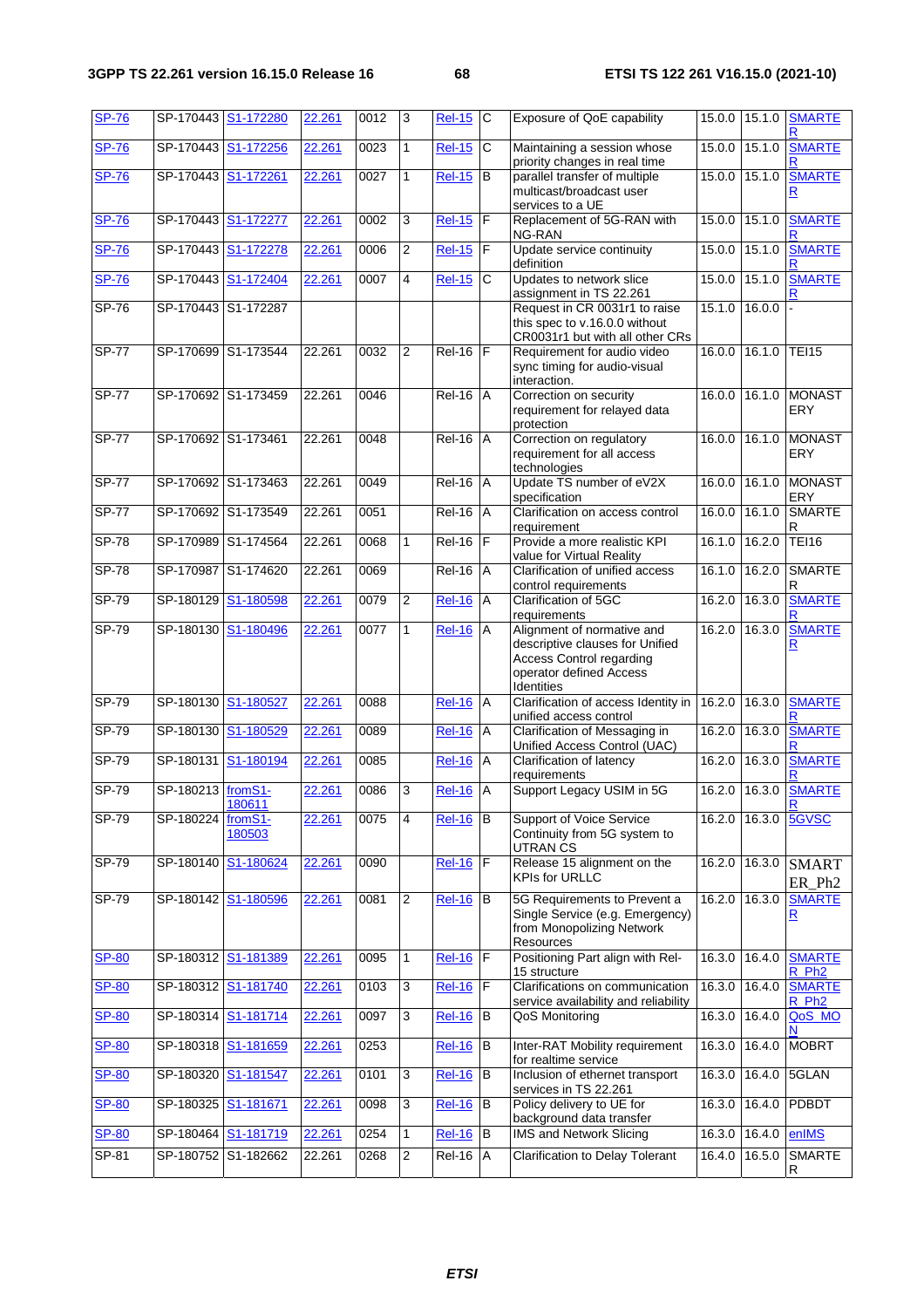| SP-76 | SP-170443 | S1-172280 | 22.261 | 0012 | 3 | Rel-15 | C | Exposure of QoE capability | 15.0.0 | 15.1.0 | SMARTER |
|---|---|---|---|---|---|---|---|---|---|---|---|
| SP-76 | SP-170443 | S1-172256 | 22.261 | 0023 | 1 | Rel-15 | C | Maintaining a session whose priority changes in real time | 15.0.0 | 15.1.0 | SMARTER |
| SP-76 | SP-170443 | S1-172261 | 22.261 | 0027 | 1 | Rel-15 | B | parallel transfer of multiple multicast/broadcast user services to a UE | 15.0.0 | 15.1.0 | SMARTER |
| SP-76 | SP-170443 | S1-172277 | 22.261 | 0002 | 3 | Rel-15 | F | Replacement of 5G-RAN with NG-RAN | 15.0.0 | 15.1.0 | SMARTER |
| SP-76 | SP-170443 | S1-172278 | 22.261 | 0006 | 2 | Rel-15 | F | Update service continuity definition | 15.0.0 | 15.1.0 | SMARTER |
| SP-76 | SP-170443 | S1-172404 | 22.261 | 0007 | 4 | Rel-15 | C | Updates to network slice assignment in TS 22.261 | 15.0.0 | 15.1.0 | SMARTER |
| SP-76 | SP-170443 | S1-172287 | | | | | | Request in CR 0031r1 to raise this spec to v.16.0.0 without CR0031r1 but with all other CRs | 15.1.0 | 16.0.0 | - |
| SP-77 | SP-170699 | S1-173544 | 22.261 | 0032 | 2 | Rel-16 | F | Requirement for audio video sync timing for audio-visual interaction. | 16.0.0 | 16.1.0 | TEI15 |
| SP-77 | SP-170692 | S1-173459 | 22.261 | 0046 | | Rel-16 | A | Correction on security requirement for relayed data protection | 16.0.0 | 16.1.0 | MONASTERY |
| SP-77 | SP-170692 | S1-173461 | 22.261 | 0048 | | Rel-16 | A | Correction on regulatory requirement for all access technologies | 16.0.0 | 16.1.0 | MONASTERY |
| SP-77 | SP-170692 | S1-173463 | 22.261 | 0049 | | Rel-16 | A | Update TS number of eV2X specification | 16.0.0 | 16.1.0 | MONASTERY |
| SP-77 | SP-170692 | S1-173549 | 22.261 | 0051 | | Rel-16 | A | Clarification on access control requirement | 16.0.0 | 16.1.0 | SMARTER |
| SP-78 | SP-170989 | S1-174564 | 22.261 | 0068 | 1 | Rel-16 | F | Provide a more realistic KPI value for Virtual Reality | 16.1.0 | 16.2.0 | TEI16 |
| SP-78 | SP-170987 | S1-174620 | 22.261 | 0069 | | Rel-16 | A | Clarification of unified access control requirements | 16.1.0 | 16.2.0 | SMARTER |
| SP-79 | SP-180129 | S1-180598 | 22.261 | 0079 | 2 | Rel-16 | A | Clarification of 5GC requirements | 16.2.0 | 16.3.0 | SMARTER |
| SP-79 | SP-180130 | S1-180496 | 22.261 | 0077 | 1 | Rel-16 | A | Alignment of normative and descriptive clauses for Unified Access Control regarding operator defined Access Identities | 16.2.0 | 16.3.0 | SMARTER |
| SP-79 | SP-180130 | S1-180527 | 22.261 | 0088 | | Rel-16 | A | Clarification of access Identity in unified access control | 16.2.0 | 16.3.0 | SMARTER |
| SP-79 | SP-180130 | S1-180529 | 22.261 | 0089 | | Rel-16 | A | Clarification of Messaging in Unified Access Control (UAC) | 16.2.0 | 16.3.0 | SMARTER |
| SP-79 | SP-180131 | S1-180194 | 22.261 | 0085 | | Rel-16 | A | Clarification of latency requirements | 16.2.0 | 16.3.0 | SMARTER |
| SP-79 | SP-180213 | fromS1-180611 | 22.261 | 0086 | 3 | Rel-16 | A | Support Legacy USIM in 5G | 16.2.0 | 16.3.0 | SMARTER |
| SP-79 | SP-180224 | fromS1-180503 | 22.261 | 0075 | 4 | Rel-16 | B | Support of Voice Service Continuity from 5G system to UTRAN CS | 16.2.0 | 16.3.0 | 5GVSC |
| SP-79 | SP-180140 | S1-180624 | 22.261 | 0090 | | Rel-16 | F | Release 15 alignment on the KPIs for URLLC | 16.2.0 | 16.3.0 | SMARTER_Ph2 |
| SP-79 | SP-180142 | S1-180596 | 22.261 | 0081 | 2 | Rel-16 | B | 5G Requirements to Prevent a Single Service (e.g. Emergency) from Monopolizing Network Resources | 16.2.0 | 16.3.0 | SMARTER |
| SP-80 | SP-180312 | S1-181389 | 22.261 | 0095 | 1 | Rel-16 | F | Positioning Part align with Rel-15 structure | 16.3.0 | 16.4.0 | SMARTER_Ph2 |
| SP-80 | SP-180312 | S1-181740 | 22.261 | 0103 | 3 | Rel-16 | F | Clarifications on communication service availability and reliability | 16.3.0 | 16.4.0 | SMARTER_Ph2 |
| SP-80 | SP-180314 | S1-181714 | 22.261 | 0097 | 3 | Rel-16 | B | QoS Monitoring | 16.3.0 | 16.4.0 | QoS_MON |
| SP-80 | SP-180318 | S1-181659 | 22.261 | 0253 | | Rel-16 | B | Inter-RAT Mobility requirement for realtime service | 16.3.0 | 16.4.0 | MOBRT |
| SP-80 | SP-180320 | S1-181547 | 22.261 | 0101 | 3 | Rel-16 | B | Inclusion of ethernet transport services in TS 22.261 | 16.3.0 | 16.4.0 | 5GLAN |
| SP-80 | SP-180325 | S1-181671 | 22.261 | 0098 | 3 | Rel-16 | B | Policy delivery to UE for background data transfer | 16.3.0 | 16.4.0 | PDBDT |
| SP-80 | SP-180464 | S1-181719 | 22.261 | 0254 | 1 | Rel-16 | B | IMS and Network Slicing | 16.3.0 | 16.4.0 | enIMS |
| SP-81 | SP-180752 | S1-182662 | 22.261 | 0268 | 2 | Rel-16 | A | Clarification to Delay Tolerant | 16.4.0 | 16.5.0 | SMARTER |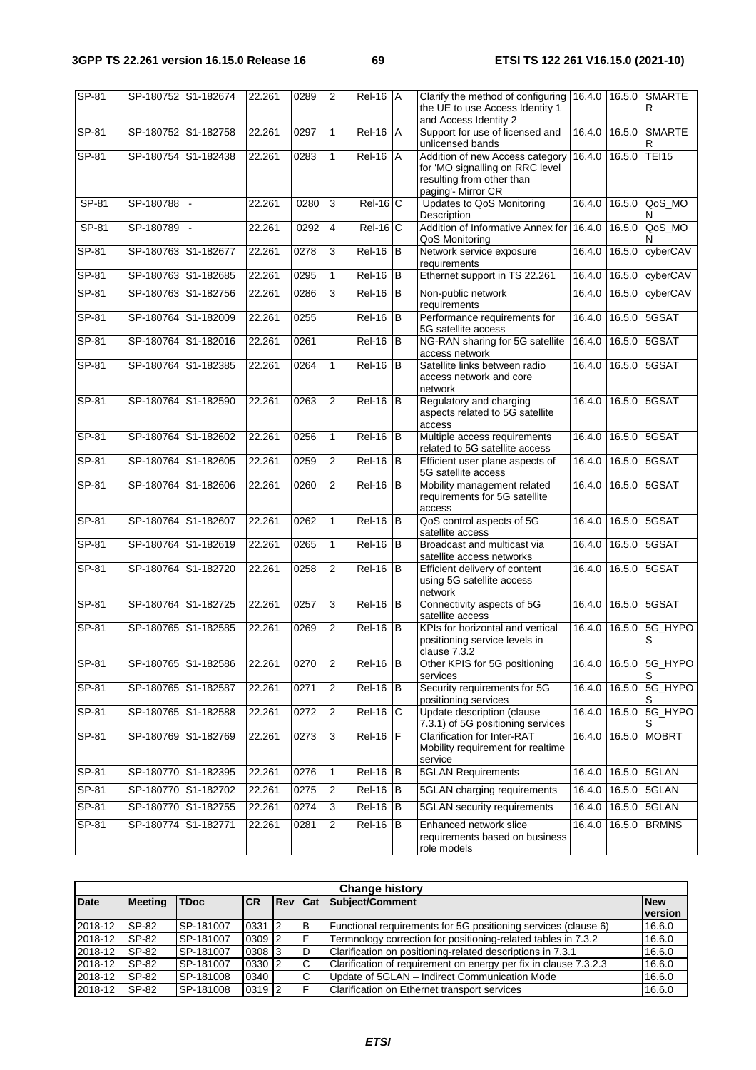| SP-81 | SP-180752 | S1-182674 | 22.261 | 0289 | 2 | Rel-16 | A | Clarify the method of configuring the UE to use Access Identity 1 and Access Identity 2 | 16.4.0 | 16.5.0 | SMARTER |
|---|---|---|---|---|---|---|---|---|---|---|---|
| SP-81 | SP-180752 | S1-182758 | 22.261 | 0297 | 1 | Rel-16 | A | Support for use of licensed and unlicensed bands | 16.4.0 | 16.5.0 | SMARTER |
| SP-81 | SP-180754 | S1-182438 | 22.261 | 0283 | 1 | Rel-16 | A | Addition of new Access category for 'MO signalling on RRC level resulting from other than paging'- Mirror CR | 16.4.0 | 16.5.0 | TEI15 |
| SP-81 | SP-180788 | - | 22.261 | 0280 | 3 | Rel-16 | C | Updates to QoS Monitoring Description | 16.4.0 | 16.5.0 | QoS_MON |
| SP-81 | SP-180789 | - | 22.261 | 0292 | 4 | Rel-16 | C | Addition of Informative Annex for QoS Monitoring | 16.4.0 | 16.5.0 | QoS_MON |
| SP-81 | SP-180763 | S1-182677 | 22.261 | 0278 | 3 | Rel-16 | B | Network service exposure requirements | 16.4.0 | 16.5.0 | cyberCAV |
| SP-81 | SP-180763 | S1-182685 | 22.261 | 0295 | 1 | Rel-16 | B | Ethernet support in TS 22.261 | 16.4.0 | 16.5.0 | cyberCAV |
| SP-81 | SP-180763 | S1-182756 | 22.261 | 0286 | 3 | Rel-16 | B | Non-public network requirements | 16.4.0 | 16.5.0 | cyberCAV |
| SP-81 | SP-180764 | S1-182009 | 22.261 | 0255 | | Rel-16 | B | Performance requirements for 5G satellite access | 16.4.0 | 16.5.0 | 5GSAT |
| SP-81 | SP-180764 | S1-182016 | 22.261 | 0261 | | Rel-16 | B | NG-RAN sharing for 5G satellite access network | 16.4.0 | 16.5.0 | 5GSAT |
| SP-81 | SP-180764 | S1-182385 | 22.261 | 0264 | 1 | Rel-16 | B | Satellite links between radio access network and core network | 16.4.0 | 16.5.0 | 5GSAT |
| SP-81 | SP-180764 | S1-182590 | 22.261 | 0263 | 2 | Rel-16 | B | Regulatory and charging aspects related to 5G satellite access | 16.4.0 | 16.5.0 | 5GSAT |
| SP-81 | SP-180764 | S1-182602 | 22.261 | 0256 | 1 | Rel-16 | B | Multiple access requirements related to 5G satellite access | 16.4.0 | 16.5.0 | 5GSAT |
| SP-81 | SP-180764 | S1-182605 | 22.261 | 0259 | 2 | Rel-16 | B | Efficient user plane aspects of 5G satellite access | 16.4.0 | 16.5.0 | 5GSAT |
| SP-81 | SP-180764 | S1-182606 | 22.261 | 0260 | 2 | Rel-16 | B | Mobility management related requirements for 5G satellite access | 16.4.0 | 16.5.0 | 5GSAT |
| SP-81 | SP-180764 | S1-182607 | 22.261 | 0262 | 1 | Rel-16 | B | QoS control aspects of 5G satellite access | 16.4.0 | 16.5.0 | 5GSAT |
| SP-81 | SP-180764 | S1-182619 | 22.261 | 0265 | 1 | Rel-16 | B | Broadcast and multicast via satellite access networks | 16.4.0 | 16.5.0 | 5GSAT |
| SP-81 | SP-180764 | S1-182720 | 22.261 | 0258 | 2 | Rel-16 | B | Efficient delivery of content using 5G satellite access network | 16.4.0 | 16.5.0 | 5GSAT |
| SP-81 | SP-180764 | S1-182725 | 22.261 | 0257 | 3 | Rel-16 | B | Connectivity aspects of 5G satellite access | 16.4.0 | 16.5.0 | 5GSAT |
| SP-81 | SP-180765 | S1-182585 | 22.261 | 0269 | 2 | Rel-16 | B | KPIs for horizontal and vertical positioning service levels in clause 7.3.2 | 16.4.0 | 16.5.0 | 5G_HYPOS |
| SP-81 | SP-180765 | S1-182586 | 22.261 | 0270 | 2 | Rel-16 | B | Other KPIS for 5G positioning services | 16.4.0 | 16.5.0 | 5G_HYPOS |
| SP-81 | SP-180765 | S1-182587 | 22.261 | 0271 | 2 | Rel-16 | B | Security requirements for 5G positioning services | 16.4.0 | 16.5.0 | 5G_HYPOS |
| SP-81 | SP-180765 | S1-182588 | 22.261 | 0272 | 2 | Rel-16 | C | Update description (clause 7.3.1) of 5G positioning services | 16.4.0 | 16.5.0 | 5G_HYPOS |
| SP-81 | SP-180769 | S1-182769 | 22.261 | 0273 | 3 | Rel-16 | F | Clarification for Inter-RAT Mobility requirement for realtime service | 16.4.0 | 16.5.0 | MOBRT |
| SP-81 | SP-180770 | S1-182395 | 22.261 | 0276 | 1 | Rel-16 | B | 5GLAN Requirements | 16.4.0 | 16.5.0 | 5GLAN |
| SP-81 | SP-180770 | S1-182702 | 22.261 | 0275 | 2 | Rel-16 | B | 5GLAN charging requirements | 16.4.0 | 16.5.0 | 5GLAN |
| SP-81 | SP-180770 | S1-182755 | 22.261 | 0274 | 3 | Rel-16 | B | 5GLAN security requirements | 16.4.0 | 16.5.0 | 5GLAN |
| SP-81 | SP-180774 | S1-182771 | 22.261 | 0281 | 2 | Rel-16 | B | Enhanced network slice requirements based on business role models | 16.4.0 | 16.5.0 | BRMNS |

| Change history | | | | | | | |
|---|---|---|---|---|---|---|---|
| **Date** | **Meeting** | **TDoc** | **CR** | **Rev** | **Cat** | **Subject/Comment** | **New version** |
| 2018-12 | SP-82 | SP-181007 | 0331 | 2 | B | Functional requirements for 5G positioning services (clause 6) | 16.6.0 |
| 2018-12 | SP-82 | SP-181007 | 0309 | 2 | F | Termnology correction for positioning-related tables in 7.3.2 | 16.6.0 |
| 2018-12 | SP-82 | SP-181007 | 0308 | 3 | D | Clarification on positioning-related descriptions in 7.3.1 | 16.6.0 |
| 2018-12 | SP-82 | SP-181007 | 0330 | 2 | C | Clarification of requirement on energy per fix in clause 7.3.2.3 | 16.6.0 |
| 2018-12 | SP-82 | SP-181008 | 0340 | | C | Update of 5GLAN – Indirect Communication Mode | 16.6.0 |
| 2018-12 | SP-82 | SP-181008 | 0319 | 2 | F | Clarification on Ethernet transport services | 16.6.0 |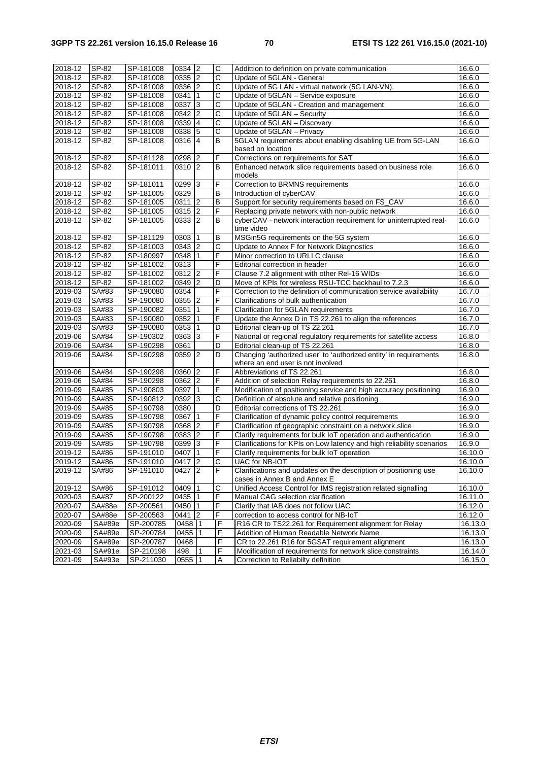| 2018-12 | SP-82 | SP-181008 | 0334 | 2 | C | Addittion to definition on private communication | 16.6.0 |
|---|---|---|---|---|---|---|---|
| 2018-12 | SP-82 | SP-181008 | 0335 | 2 | C | Update of 5GLAN - General | 16.6.0 |
| 2018-12 | SP-82 | SP-181008 | 0336 | 2 | C | Update of 5G LAN - virtual network (5G LAN-VN). | 16.6.0 |
| 2018-12 | SP-82 | SP-181008 | 0341 | 1 | C | Update of 5GLAN – Service exposure | 16.6.0 |
| 2018-12 | SP-82 | SP-181008 | 0337 | 3 | C | Update of 5GLAN - Creation and management | 16.6.0 |
| 2018-12 | SP-82 | SP-181008 | 0342 | 2 | C | Update of 5GLAN – Security | 16.6.0 |
| 2018-12 | SP-82 | SP-181008 | 0339 | 4 | C | Update of 5GLAN – Discovery | 16.6.0 |
| 2018-12 | SP-82 | SP-181008 | 0338 | 5 | C | Update of 5GLAN – Privacy | 16.6.0 |
| 2018-12 | SP-82 | SP-181008 | 0316 | 4 | B | 5GLAN requirements about enabling disabling UE from 5G-LAN based on location | 16.6.0 |
| 2018-12 | SP-82 | SP-181128 | 0298 | 2 | F | Corrections on requirements for SAT | 16.6.0 |
| 2018-12 | SP-82 | SP-181011 | 0310 | 2 | B | Enhanced network slice requirements based on business role models | 16.6.0 |
| 2018-12 | SP-82 | SP-181011 | 0299 | 3 | F | Correction to BRMNS requirements | 16.6.0 |
| 2018-12 | SP-82 | SP-181005 | 0329 | | B | Introduction of cyberCAV | 16.6.0 |
| 2018-12 | SP-82 | SP-181005 | 0311 | 2 | B | Support for security requirements based on FS_CAV | 16.6.0 |
| 2018-12 | SP-82 | SP-181005 | 0315 | 2 | F | Replacing private network with non-public network | 16.6.0 |
| 2018-12 | SP-82 | SP-181005 | 0333 | 2 | B | cyberCAV - network interaction requirement for uninterrupted real-time video | 16.6.0 |
| 2018-12 | SP-82 | SP-181129 | 0303 | 1 | B | MSGin5G requirements on the 5G system | 16.6.0 |
| 2018-12 | SP-82 | SP-181003 | 0343 | 2 | C | Update to Annex F for Network Diagnostics | 16.6.0 |
| 2018-12 | SP-82 | SP-180997 | 0348 | 1 | F | Minor correction to URLLC clause | 16.6.0 |
| 2018-12 | SP-82 | SP-181002 | 0313 | | F | Editorial correction in header | 16.6.0 |
| 2018-12 | SP-82 | SP-181002 | 0312 | 2 | F | Clause 7.2 alignment with other Rel-16 WIDs | 16.6.0 |
| 2018-12 | SP-82 | SP-181002 | 0349 | 2 | D | Move of KPIs for wireless RSU-TCC backhaul to 7.2.3 | 16.6.0 |
| 2019-03 | SA#83 | SP-190080 | 0354 | | F | Correction to the definition of communication service availability | 16.7.0 |
| 2019-03 | SA#83 | SP-190080 | 0355 | 2 | F | Clarifications of bulk authentication | 16.7.0 |
| 2019-03 | SA#83 | SP-190082 | 0351 | 1 | F | Clarification for 5GLAN requirements | 16.7.0 |
| 2019-03 | SA#83 | SP-190080 | 0352 | 1 | F | Update the Annex D in TS 22.261 to align the references | 16.7.0 |
| 2019-03 | SA#83 | SP-190080 | 0353 | 1 | D | Editorial clean-up of TS 22.261 | 16.7.0 |
| 2019-06 | SA#84 | SP-190302 | 0363 | 3 | F | National or regional regulatory requirements for satellite access | 16.8.0 |
| 2019-06 | SA#84 | SP-190298 | 0361 | | D | Editorial clean-up of TS 22.261 | 16.8.0 |
| 2019-06 | SA#84 | SP-190298 | 0359 | 2 | D | Changing 'authorized user' to 'authorized entity' in requirements where an end user is not involved | 16.8.0 |
| 2019-06 | SA#84 | SP-190298 | 0360 | 2 | F | Abbreviations of TS 22.261 | 16.8.0 |
| 2019-06 | SA#84 | SP-190298 | 0362 | 2 | F | Addition of selection Relay requirements to 22.261 | 16.8.0 |
| 2019-09 | SA#85 | SP-190803 | 0397 | 1 | F | Modification of positioning service and high accuracy positioning | 16.9.0 |
| 2019-09 | SA#85 | SP-190812 | 0392 | 3 | C | Definition of absolute and relative positioning | 16.9.0 |
| 2019-09 | SA#85 | SP-190798 | 0380 | | D | Editorial corrections of TS 22.261 | 16.9.0 |
| 2019-09 | SA#85 | SP-190798 | 0367 | 1 | F | Clarification of dynamic policy control requirements | 16.9.0 |
| 2019-09 | SA#85 | SP-190798 | 0368 | 2 | F | Clarification of geographic constraint on a network slice | 16.9.0 |
| 2019-09 | SA#85 | SP-190798 | 0383 | 2 | F | Clarify requirements for bulk IoT operation and authentication | 16.9.0 |
| 2019-09 | SA#85 | SP-190798 | 0399 | 3 | F | Clarifications for KPIs on Low latency and high reliability scenarios | 16.9.0 |
| 2019-12 | SA#86 | SP-191010 | 0407 | 1 | F | Clarify requirements for bulk IoT operation | 16.10.0 |
| 2019-12 | SA#86 | SP-191010 | 0417 | 2 | C | UAC for NB-IOT | 16.10.0 |
| 2019-12 | SA#86 | SP-191010 | 0427 | 2 | F | Clarifications and updates on the description of positioning use cases in Annex B and Annex E | 16.10.0 |
| 2019-12 | SA#86 | SP-191012 | 0409 | 1 | C | Unified Access Control for IMS registration related signalling | 16.10.0 |
| 2020-03 | SA#87 | SP-200122 | 0435 | 1 | F | Manual CAG selection clarification | 16.11.0 |
| 2020-07 | SA#88e | SP-200561 | 0450 | 1 | F | Clarify that IAB does not follow UAC | 16.12.0 |
| 2020-07 | SA#88e | SP-200563 | 0441 | 2 | F | correction to access control for NB-IoT | 16.12.0 |
| 2020-09 | SA#89e | SP-200785 | 0458 | 1 | F | R16 CR to TS22.261 for Requirement alignment for Relay | 16.13.0 |
| 2020-09 | SA#89e | SP-200784 | 0455 | 1 | F | Addition of Human Readable Network Name | 16.13.0 |
| 2020-09 | SA#89e | SP-200787 | 0468 | | F | CR to 22.261 R16 for 5GSAT requirement alignment | 16.13.0 |
| 2021-03 | SA#91e | SP-210198 | 498 | 1 | F | Modification of requirements for network slice constraints | 16.14.0 |
| 2021-09 | SA#93e | SP-211030 | 0555 | 1 | A | Correction to Reliabilty definition | 16.15.0 |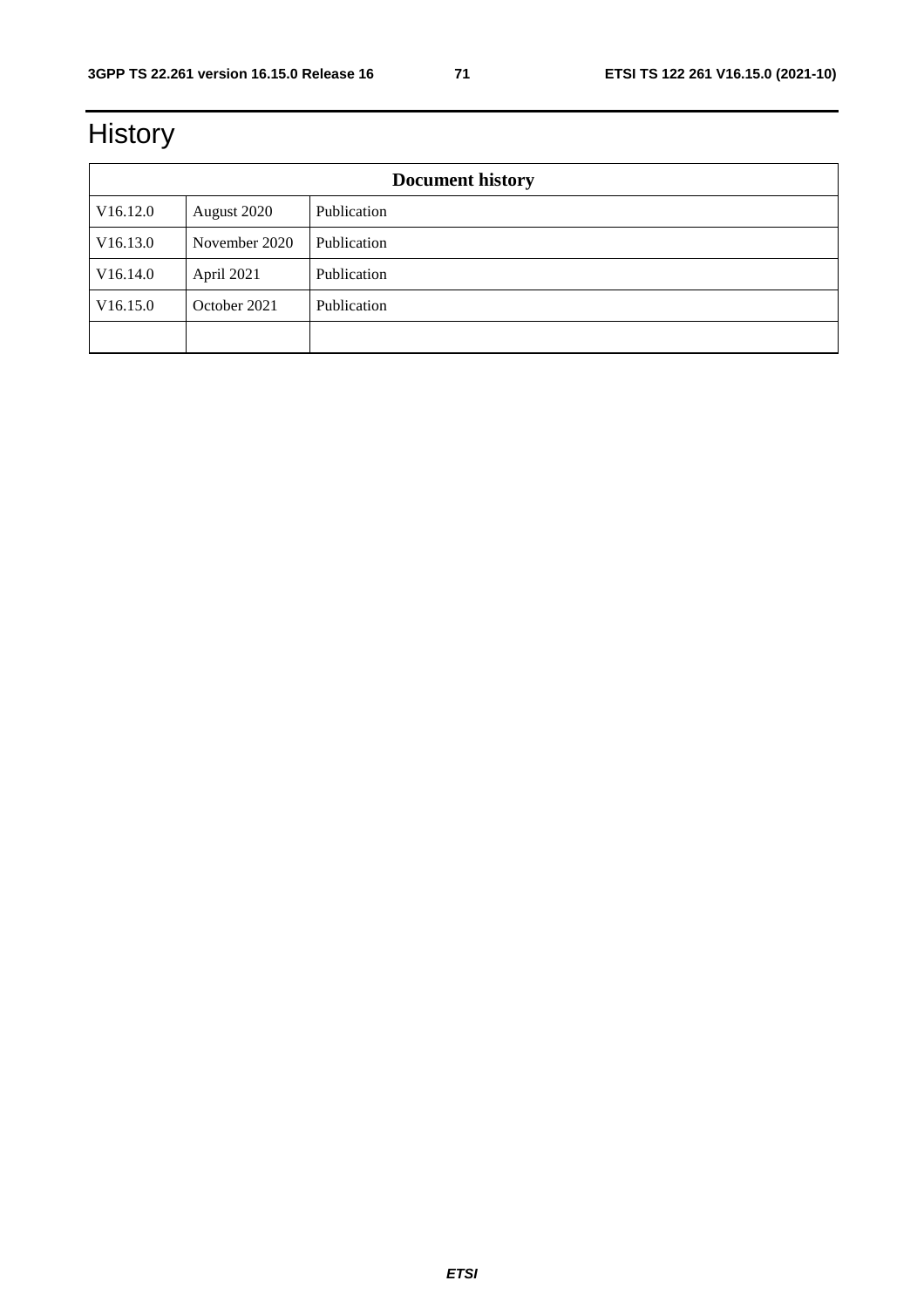# History

| Document history | | |
|---|---|---|
| V16.12.0 | August 2020 | Publication |
| V16.13.0 | November 2020 | Publication |
| V16.14.0 | April 2021 | Publication |
| V16.15.0 | October 2021 | Publication |
| | | |